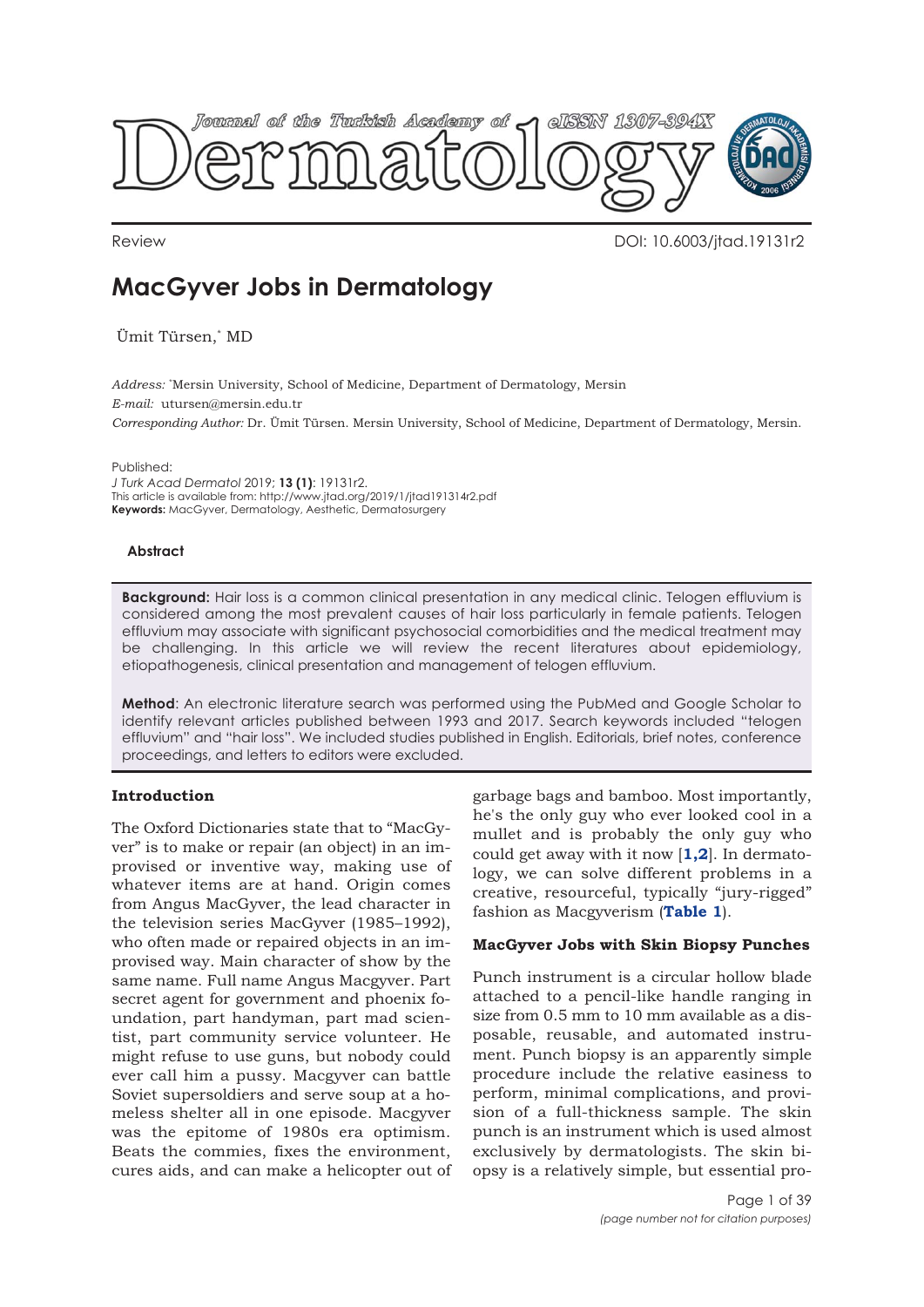Review

DOI: 10.6003/jtad.19131r2

# MacGyver Jobs in Dermatology

Ümit Türsen,* MD

*Address:* *Mersin University, School of Medicine, Department of Dermatology, Mersin
*E-mail:* utursen@mersin.edu.tr
*Corresponding Author:* Dr. Ümit Türsen. Mersin University, School of Medicine, Department of Dermatology, Mersin.

Published:
*J Turk Acad Dermatol* 2019; **13 (1)**: 19131r2.
This article is available from: http://www.jtad.org/2019/1/jtad191314r2.pdf
**Keywords:** MacGyver, Dermatology, Aesthetic, Dermatosurgery

## Abstract

**Background:** Hair loss is a common clinical presentation in any medical clinic. Telogen effluvium is considered among the most prevalent causes of hair loss particularly in female patients. Telogen effluvium may associate with significant psychosocial comorbidities and the medical treatment may be challenging. In this article we will review the recent literatures about epidemiology, etiopathogenesis, clinical presentation and management of telogen effluvium.

**Method**: An electronic literature search was performed using the PubMed and Google Scholar to identify relevant articles published between 1993 and 2017. Search keywords included "telogen effluvium" and "hair loss". We included studies published in English. Editorials, brief notes, conference proceedings, and letters to editors were excluded.

## Introduction

The Oxford Dictionaries state that to "MacGyver" is to make or repair (an object) in an improvised or inventive way, making use of whatever items are at hand. Origin comes from Angus MacGyver, the lead character in the television series MacGyver (1985–1992), who often made or repaired objects in an improvised way. Main character of show by the same name. Full name Angus Macgyver. Part secret agent for government and phoenix foundation, part handyman, part mad scientist, part community service volunteer. He might refuse to use guns, but nobody could ever call him a pussy. Macgyver can battle Soviet supersoldiers and serve soup at a homeless shelter all in one episode. Macgyver was the epitome of 1980s era optimism. Beats the commies, fixes the environment, cures aids, and can make a helicopter out of garbage bags and bamboo. Most importantly, he's the only guy who ever looked cool in a mullet and is probably the only guy who could get away with it now [**1,2**]. In dermatology, we can solve different problems in a creative, resourceful, typically "jury-rigged" fashion as Macgyverism (**Table 1**).

### MacGyver Jobs with Skin Biopsy Punches

Punch instrument is a circular hollow blade attached to a pencil-like handle ranging in size from 0.5 mm to 10 mm available as a disposable, reusable, and automated instrument. Punch biopsy is an apparently simple procedure include the relative easiness to perform, minimal complications, and provision of a full-thickness sample. The skin punch is an instrument which is used almost exclusively by dermatologists. The skin biopsy is a relatively simple, but essential pro-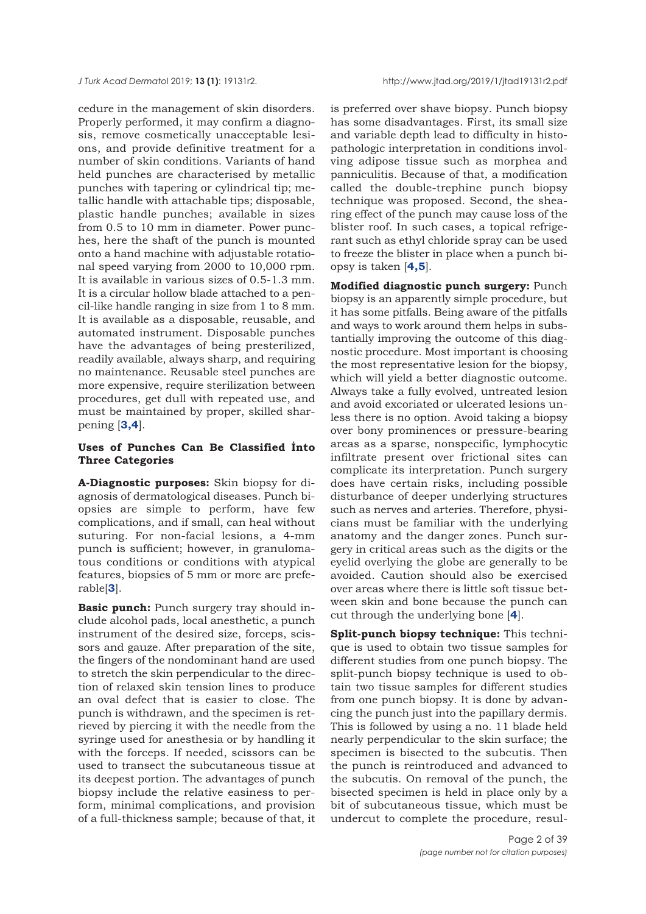cedure in the management of skin disorders. Properly performed, it may confirm a diagnosis, remove cosmetically unacceptable lesions, and provide definitive treatment for a number of skin conditions. Variants of hand held punches are characterised by metallic punches with tapering or cylindrical tip; metallic handle with attachable tips; disposable, plastic handle punches; available in sizes from 0.5 to 10 mm in diameter. Power punches, here the shaft of the punch is mounted onto a hand machine with adjustable rotational speed varying from 2000 to 10,000 rpm. It is available in various sizes of 0.5-1.3 mm. It is a circular hollow blade attached to a pencil-like handle ranging in size from 1 to 8 mm. It is available as a disposable, reusable, and automated instrument. Disposable punches have the advantages of being presterilized, readily available, always sharp, and requiring no maintenance. Reusable steel punches are more expensive, require sterilization between procedures, get dull with repeated use, and must be maintained by proper, skilled sharpening [3,4].

### Uses of Punches Can Be Classified İnto Three Categories

**A-Diagnostic purposes:** Skin biopsy for diagnosis of dermatological diseases. Punch biopsies are simple to perform, have few complications, and if small, can heal without suturing. For non-facial lesions, a 4-mm punch is sufficient; however, in granulomatous conditions or conditions with atypical features, biopsies of 5 mm or more are preferable[3].

**Basic punch:** Punch surgery tray should include alcohol pads, local anesthetic, a punch instrument of the desired size, forceps, scissors and gauze. After preparation of the site, the fingers of the nondominant hand are used to stretch the skin perpendicular to the direction of relaxed skin tension lines to produce an oval defect that is easier to close. The punch is withdrawn, and the specimen is retrieved by piercing it with the needle from the syringe used for anesthesia or by handling it with the forceps. If needed, scissors can be used to transect the subcutaneous tissue at its deepest portion. The advantages of punch biopsy include the relative easiness to perform, minimal complications, and provision of a full-thickness sample; because of that, it is preferred over shave biopsy. Punch biopsy has some disadvantages. First, its small size and variable depth lead to difficulty in histopathologic interpretation in conditions involving adipose tissue such as morphea and panniculitis. Because of that, a modification called the double-trephine punch biopsy technique was proposed. Second, the shearing effect of the punch may cause loss of the blister roof. In such cases, a topical refrigerant such as ethyl chloride spray can be used to freeze the blister in place when a punch biopsy is taken [4,5].

**Modified diagnostic punch surgery:** Punch biopsy is an apparently simple procedure, but it has some pitfalls. Being aware of the pitfalls and ways to work around them helps in substantially improving the outcome of this diagnostic procedure. Most important is choosing the most representative lesion for the biopsy, which will yield a better diagnostic outcome. Always take a fully evolved, untreated lesion and avoid excoriated or ulcerated lesions unless there is no option. Avoid taking a biopsy over bony prominences or pressure-bearing areas as a sparse, nonspecific, lymphocytic infiltrate present over frictional sites can complicate its interpretation. Punch surgery does have certain risks, including possible disturbance of deeper underlying structures such as nerves and arteries. Therefore, physicians must be familiar with the underlying anatomy and the danger zones. Punch surgery in critical areas such as the digits or the eyelid overlying the globe are generally to be avoided. Caution should also be exercised over areas where there is little soft tissue between skin and bone because the punch can cut through the underlying bone [4].

**Split-punch biopsy technique:** This technique is used to obtain two tissue samples for different studies from one punch biopsy. The split-punch biopsy technique is used to obtain two tissue samples for different studies from one punch biopsy. It is done by advancing the punch just into the papillary dermis. This is followed by using a no. 11 blade held nearly perpendicular to the skin surface; the specimen is bisected to the subcutis. Then the punch is reintroduced and advanced to the subcutis. On removal of the punch, the bisected specimen is held in place only by a bit of subcutaneous tissue, which must be undercut to complete the procedure, resul-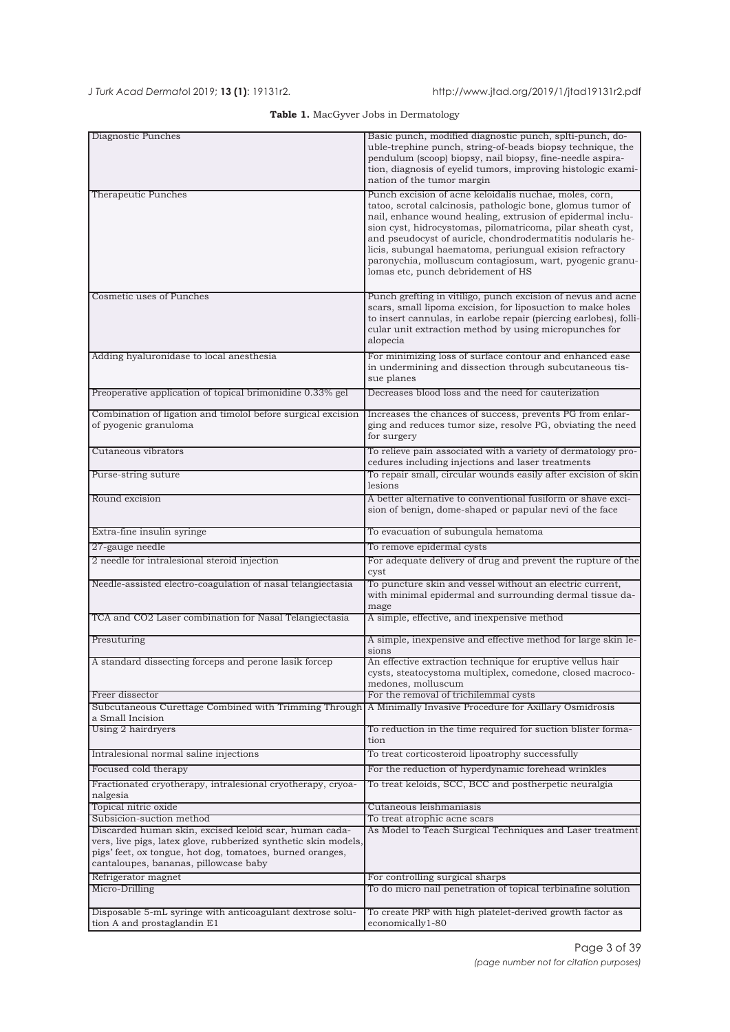**Table 1.** MacGyver Jobs in Dermatology

| | |
|---|---|
| Diagnostic Punches | Basic punch, modified diagnostic punch, splti-punch, double-trephine punch, string-of-beads biopsy technique, the pendulum (scoop) biopsy, nail biopsy, fine-needle aspiration, diagnosis of eyelid tumors, improving histologic examination of the tumor margin |
| Therapeutic Punches | Punch excision of acne keloidalis nuchae, moles, corn, tatoo, scrotal calcinosis, pathologic bone, glomus tumor of nail, enhance wound healing, extrusion of epidermal inclusion cyst, hidrocystomas, pilomatricoma, pilar sheath cyst, and pseudocyst of auricle, chondrodermatitis nodularis helicis, subungal haematoma, periungual exision refractory paronychia, molluscum contagiosum, wart, pyogenic granulomas etc, punch debridement of HS |
| Cosmetic uses of Punches | Punch grefting in vitiligo, punch excision of nevus and acne scars, small lipoma excision, for liposuction to make holes to insert cannulas, in earlobe repair (piercing earlobes), follicular unit extraction method by using micropunches for alopecia |
| Adding hyaluronidase to local anesthesia | For minimizing loss of surface contour and enhanced ease in undermining and dissection through subcutaneous tissue planes |
| Preoperative application of topical brimonidine 0.33% gel | Decreases blood loss and the need for cauterization |
| Combination of ligation and timolol before surgical excision of pyogenic granuloma | Increases the chances of success, prevents PG from enlarging and reduces tumor size, resolve PG, obviating the need for surgery |
| Cutaneous vibrators | To relieve pain associated with a variety of dermatology procedures including injections and laser treatments |
| Purse-string suture | To repair small, circular wounds easily after excision of skin lesions |
| Round excision | A better alternative to conventional fusiform or shave excision of benign, dome-shaped or papular nevi of the face |
| Extra-fine insulin syringe | To evacuation of subungula hematoma |
| 27-gauge needle | To remove epidermal cysts |
| 2 needle for intralesional steroid injection | For adequate delivery of drug and prevent the rupture of the cyst |
| Needle-assisted electro-coagulation of nasal telangiectasia | To puncture skin and vessel without an electric current, with minimal epidermal and surrounding dermal tissue damage |
| TCA and CO2 Laser combination for Nasal Telangiectasia | A simple, effective, and inexpensive method |
| Presuturing | A simple, inexpensive and effective method for large skin lesions |
| A standard dissecting forceps and perone lasik forcep | An effective extraction technique for eruptive vellus hair cysts, steatocystoma multiplex, comedone, closed macrocomedones, molluscum |
| Freer dissector | For the removal of trichilemmal cysts |
| Subcutaneous Curettage Combined with Trimming Through a Small Incision | A Minimally Invasive Procedure for Axillary Osmidrosis |
| Using 2 hairdryers | To reduction in the time required for suction blister formation |
| Intralesional normal saline injections | To treat corticosteroid lipoatrophy successfully |
| Focused cold therapy | For the reduction of hyperdynamic forehead wrinkles |
| Fractionated cryotherapy, intralesional cryotherapy, cryoanalgesia | To treat keloids, SCC, BCC and postherpetic neuralgia |
| Topical nitric oxide | Cutaneous leishmaniasis |
| Subsicion-suction method | To treat atrophic acne scars |
| Discarded human skin, excised keloid scar, human cadavers, live pigs, latex glove, rubberized synthetic skin models, pigs' feet, ox tongue, hot dog, tomatoes, burned oranges, cantaloupes, bananas, pillowcase baby | As Model to Teach Surgical Techniques and Laser treatment |
| Refrigerator magnet | For controlling surgical sharps |
| Micro-Drilling | To do micro nail penetration of topical terbinafine solution |
| Disposable 5-mL syringe with anticoagulant dextrose solution A and prostaglandin E1 | To create PRP with high platelet-derived growth factor as economically1-80 |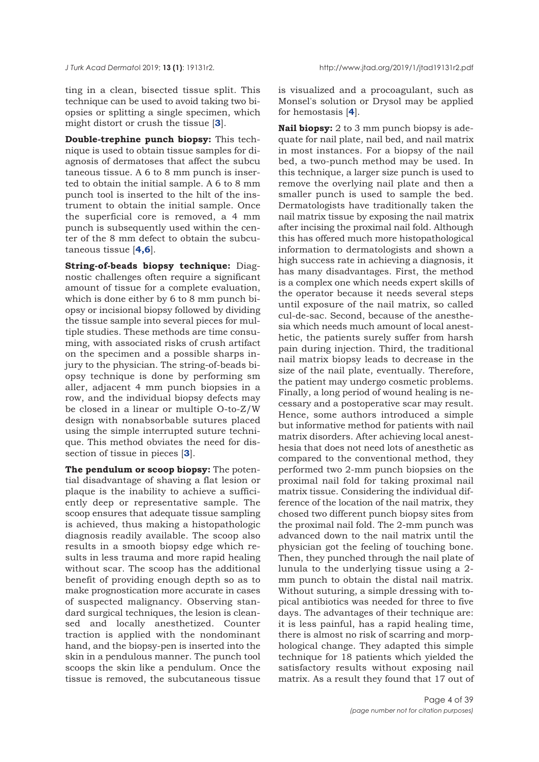ting in a clean, bisected tissue split. This technique can be used to avoid taking two biopsies or splitting a single specimen, which might distort or crush the tissue [3].

**Double-trephine punch biopsy:** This technique is used to obtain tissue samples for diagnosis of dermatoses that affect the subcu taneous tissue. A 6 to 8 mm punch is inserted to obtain the initial sample. A 6 to 8 mm punch tool is inserted to the hilt of the instrument to obtain the initial sample. Once the superficial core is removed, a 4 mm punch is subsequently used within the center of the 8 mm defect to obtain the subcutaneous tissue [4,6].

**String-of-beads biopsy technique:** Diagnostic challenges often require a significant amount of tissue for a complete evaluation, which is done either by 6 to 8 mm punch biopsy or incisional biopsy followed by dividing the tissue sample into several pieces for multiple studies. These methods are time consuming, with associated risks of crush artifact on the specimen and a possible sharps injury to the physician. The string-of-beads biopsy technique is done by performing sm aller, adjacent 4 mm punch biopsies in a row, and the individual biopsy defects may be closed in a linear or multiple O-to-Z/W design with nonabsorbable sutures placed using the simple interrupted suture technique. This method obviates the need for dissection of tissue in pieces [3].

**The pendulum or scoop biopsy:** The potential disadvantage of shaving a flat lesion or plaque is the inability to achieve a sufficiently deep or representative sample. The scoop ensures that adequate tissue sampling is achieved, thus making a histopathologic diagnosis readily available. The scoop also results in a smooth biopsy edge which results in less trauma and more rapid healing without scar. The scoop has the additional benefit of providing enough depth so as to make prognostication more accurate in cases of suspected malignancy. Observing standard surgical techniques, the lesion is cleansed and locally anesthetized. Counter traction is applied with the nondominant hand, and the biopsy-pen is inserted into the skin in a pendulous manner. The punch tool scoops the skin like a pendulum. Once the tissue is removed, the subcutaneous tissue is visualized and a procoagulant, such as Monsel's solution or Drysol may be applied for hemostasis [4].

**Nail biopsy:** 2 to 3 mm punch biopsy is adequate for nail plate, nail bed, and nail matrix in most instances. For a biopsy of the nail bed, a two-punch method may be used. In this technique, a larger size punch is used to remove the overlying nail plate and then a smaller punch is used to sample the bed. Dermatologists have traditionally taken the nail matrix tissue by exposing the nail matrix after incising the proximal nail fold. Although this has offered much more histopathological information to dermatologists and shown a high success rate in achieving a diagnosis, it has many disadvantages. First, the method is a complex one which needs expert skills of the operator because it needs several steps until exposure of the nail matrix, so called cul-de-sac. Second, because of the anesthesia which needs much amount of local anesthetic, the patients surely suffer from harsh pain during injection. Third, the traditional nail matrix biopsy leads to decrease in the size of the nail plate, eventually. Therefore, the patient may undergo cosmetic problems. Finally, a long period of wound healing is necessary and a postoperative scar may result. Hence, some authors introduced a simple but informative method for patients with nail matrix disorders. After achieving local anesthesia that does not need lots of anesthetic as compared to the conventional method, they performed two 2-mm punch biopsies on the proximal nail fold for taking proximal nail matrix tissue. Considering the individual difference of the location of the nail matrix, they chosed two different punch biopsy sites from the proximal nail fold. The 2-mm punch was advanced down to the nail matrix until the physician got the feeling of touching bone. Then, they punched through the nail plate of lunula to the underlying tissue using a 2-mm punch to obtain the distal nail matrix. Without suturing, a simple dressing with topical antibiotics was needed for three to five days. The advantages of their technique are: it is less painful, has a rapid healing time, there is almost no risk of scarring and morphological change. They adapted this simple technique for 18 patients which yielded the satisfactory results without exposing nail matrix. As a result they found that 17 out of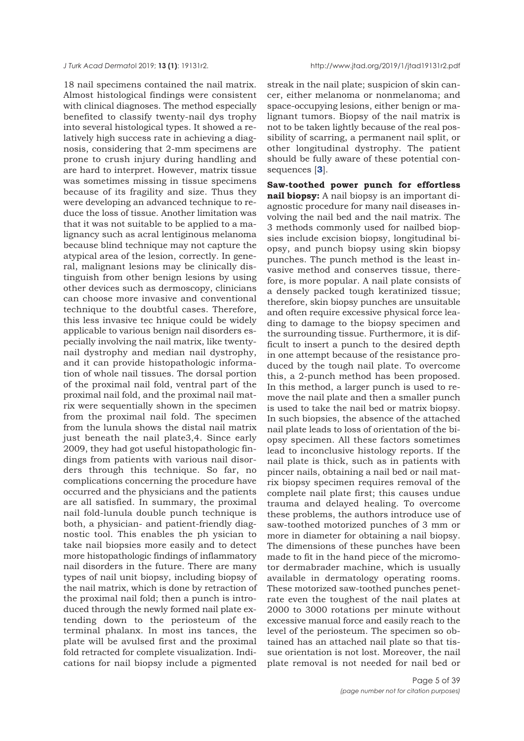18 nail specimens contained the nail matrix. Almost histological findings were consistent with clinical diagnoses. The method especially benefited to classify twenty-nail dys trophy into several histological types. It showed a relatively high success rate in achieving a diagnosis, considering that 2-mm specimens are prone to crush injury during handling and are hard to interpret. However, matrix tissue was sometimes missing in tissue specimens because of its fragility and size. Thus they were developing an advanced technique to reduce the loss of tissue. Another limitation was that it was not suitable to be applied to a malignancy such as acral lentiginous melanoma because blind technique may not capture the atypical area of the lesion, correctly. In general, malignant lesions may be clinically distinguish from other benign lesions by using other devices such as dermoscopy, clinicians can choose more invasive and conventional technique to the doubtful cases. Therefore, this less invasive tec hnique could be widely applicable to various benign nail disorders especially involving the nail matrix, like twenty-nail dystrophy and median nail dystrophy, and it can provide histopathologic information of whole nail tissues. The dorsal portion of the proximal nail fold, ventral part of the proximal nail fold, and the proximal nail matrix were sequentially shown in the specimen from the proximal nail fold. The specimen from the lunula shows the distal nail matrix just beneath the nail plate3,4. Since early 2009, they had got useful histopathologic findings from patients with various nail disorders through this technique. So far, no complications concerning the procedure have occurred and the physicians and the patients are all satisfied. In summary, the proximal nail fold-lunula double punch technique is both, a physician- and patient-friendly diagnostic tool. This enables the ph ysician to take nail biopsies more easily and to detect more histopathologic findings of inflammatory nail disorders in the future. There are many types of nail unit biopsy, including biopsy of the nail matrix, which is done by retraction of the proximal nail fold; then a punch is introduced through the newly formed nail plate extending down to the periosteum of the terminal phalanx. In most ins tances, the plate will be avulsed first and the proximal fold retracted for complete visualization. Indications for nail biopsy include a pigmented streak in the nail plate; suspicion of skin cancer, either melanoma or nonmelanoma; and space-occupying lesions, either benign or malignant tumors. Biopsy of the nail matrix is not to be taken lightly because of the real possibility of scarring, a permanent nail split, or other longitudinal dystrophy. The patient should be fully aware of these potential consequences [3].

**Saw-toothed power punch for effortless nail biopsy:** A nail biopsy is an important diagnostic procedure for many nail diseases involving the nail bed and the nail matrix. The 3 methods commonly used for nailbed biopsies include excision biopsy, longitudinal biopsy, and punch biopsy using skin biopsy punches. The punch method is the least invasive method and conserves tissue, therefore, is more popular. A nail plate consists of a densely packed tough keratinized tissue; therefore, skin biopsy punches are unsuitable and often require excessive physical force leading to damage to the biopsy specimen and the surrounding tissue. Furthermore, it is difficult to insert a punch to the desired depth in one attempt because of the resistance produced by the tough nail plate. To overcome this, a 2-punch method has been proposed. In this method, a larger punch is used to remove the nail plate and then a smaller punch is used to take the nail bed or matrix biopsy. In such biopsies, the absence of the attached nail plate leads to loss of orientation of the biopsy specimen. All these factors sometimes lead to inconclusive histology reports. If the nail plate is thick, such as in patients with pincer nails, obtaining a nail bed or nail matrix biopsy specimen requires removal of the complete nail plate first; this causes undue trauma and delayed healing. To overcome these problems, the authors introduce use of saw-toothed motorized punches of 3 mm or more in diameter for obtaining a nail biopsy. The dimensions of these punches have been made to fit in the hand piece of the micromotor dermabrader machine, which is usually available in dermatology operating rooms. These motorized saw-toothed punches penetrate even the toughest of the nail plates at 2000 to 3000 rotations per minute without excessive manual force and easily reach to the level of the periosteum. The specimen so obtained has an attached nail plate so that tissue orientation is not lost. Moreover, the nail plate removal is not needed for nail bed or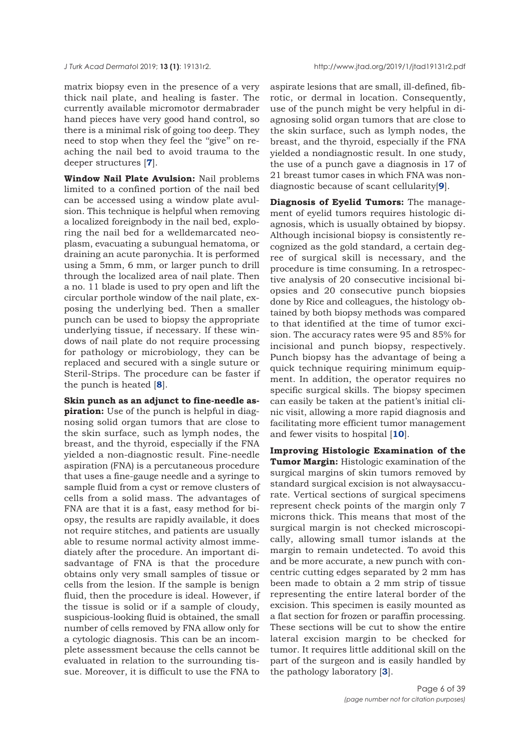matrix biopsy even in the presence of a very thick nail plate, and healing is faster. The currently available micromotor dermabrader hand pieces have very good hand control, so there is a minimal risk of going too deep. They need to stop when they feel the "give" on reaching the nail bed to avoid trauma to the deeper structures [7].

**Window Nail Plate Avulsion:** Nail problems limited to a confined portion of the nail bed can be accessed using a window plate avulsion. This technique is helpful when removing a localized foreignbody in the nail bed, exploring the nail bed for a welldemarcated neoplasm, evacuating a subungual hematoma, or draining an acute paronychia. It is performed using a 5mm, 6 mm, or larger punch to drill through the localized area of nail plate. Then a no. 11 blade is used to pry open and lift the circular porthole window of the nail plate, exposing the underlying bed. Then a smaller punch can be used to biopsy the appropriate underlying tissue, if necessary. If these windows of nail plate do not require processing for pathology or microbiology, they can be replaced and secured with a single suture or Steril-Strips. The procedure can be faster if the punch is heated [8].

**Skin punch as an adjunct to fine-needle aspiration:** Use of the punch is helpful in diagnosing solid organ tumors that are close to the skin surface, such as lymph nodes, the breast, and the thyroid, especially if the FNA yielded a non-diagnostic result. Fine-needle aspiration (FNA) is a percutaneous procedure that uses a fine-gauge needle and a syringe to sample fluid from a cyst or remove clusters of cells from a solid mass. The advantages of FNA are that it is a fast, easy method for biopsy, the results are rapidly available, it does not require stitches, and patients are usually able to resume normal activity almost immediately after the procedure. An important disadvantage of FNA is that the procedure obtains only very small samples of tissue or cells from the lesion. If the sample is benign fluid, then the procedure is ideal. However, if the tissue is solid or if a sample of cloudy, suspicious-looking fluid is obtained, the small number of cells removed by FNA allow only for a cytologic diagnosis. This can be an incomplete assessment because the cells cannot be evaluated in relation to the surrounding tissue. Moreover, it is difficult to use the FNA to aspirate lesions that are small, ill-defined, fibrotic, or dermal in location. Consequently, use of the punch might be very helpful in diagnosing solid organ tumors that are close to the skin surface, such as lymph nodes, the breast, and the thyroid, especially if the FNA yielded a nondiagnostic result. In one study, the use of a punch gave a diagnosis in 17 of 21 breast tumor cases in which FNA was nondiagnostic because of scant cellularity[9].

**Diagnosis of Eyelid Tumors:** The management of eyelid tumors requires histologic diagnosis, which is usually obtained by biopsy. Although incisional biopsy is consistently recognized as the gold standard, a certain degree of surgical skill is necessary, and the procedure is time consuming. In a retrospective analysis of 20 consecutive incisional biopsies and 20 consecutive punch biopsies done by Rice and colleagues, the histology obtained by both biopsy methods was compared to that identified at the time of tumor excision. The accuracy rates were 95 and 85% for incisional and punch biopsy, respectively. Punch biopsy has the advantage of being a quick technique requiring minimum equipment. In addition, the operator requires no specific surgical skills. The biopsy specimen can easily be taken at the patient's initial clinic visit, allowing a more rapid diagnosis and facilitating more efficient tumor management and fewer visits to hospital [10].

**Improving Histologic Examination of the Tumor Margin:** Histologic examination of the surgical margins of skin tumors removed by standard surgical excision is not alwaysaccurate. Vertical sections of surgical specimens represent check points of the margin only 7 microns thick. This means that most of the surgical margin is not checked microscopically, allowing small tumor islands at the margin to remain undetected. To avoid this and be more accurate, a new punch with concentric cutting edges separated by 2 mm has been made to obtain a 2 mm strip of tissue representing the entire lateral border of the excision. This specimen is easily mounted as a flat section for frozen or paraffin processing. These sections will be cut to show the entire lateral excision margin to be checked for tumor. It requires little additional skill on the part of the surgeon and is easily handled by the pathology laboratory [3].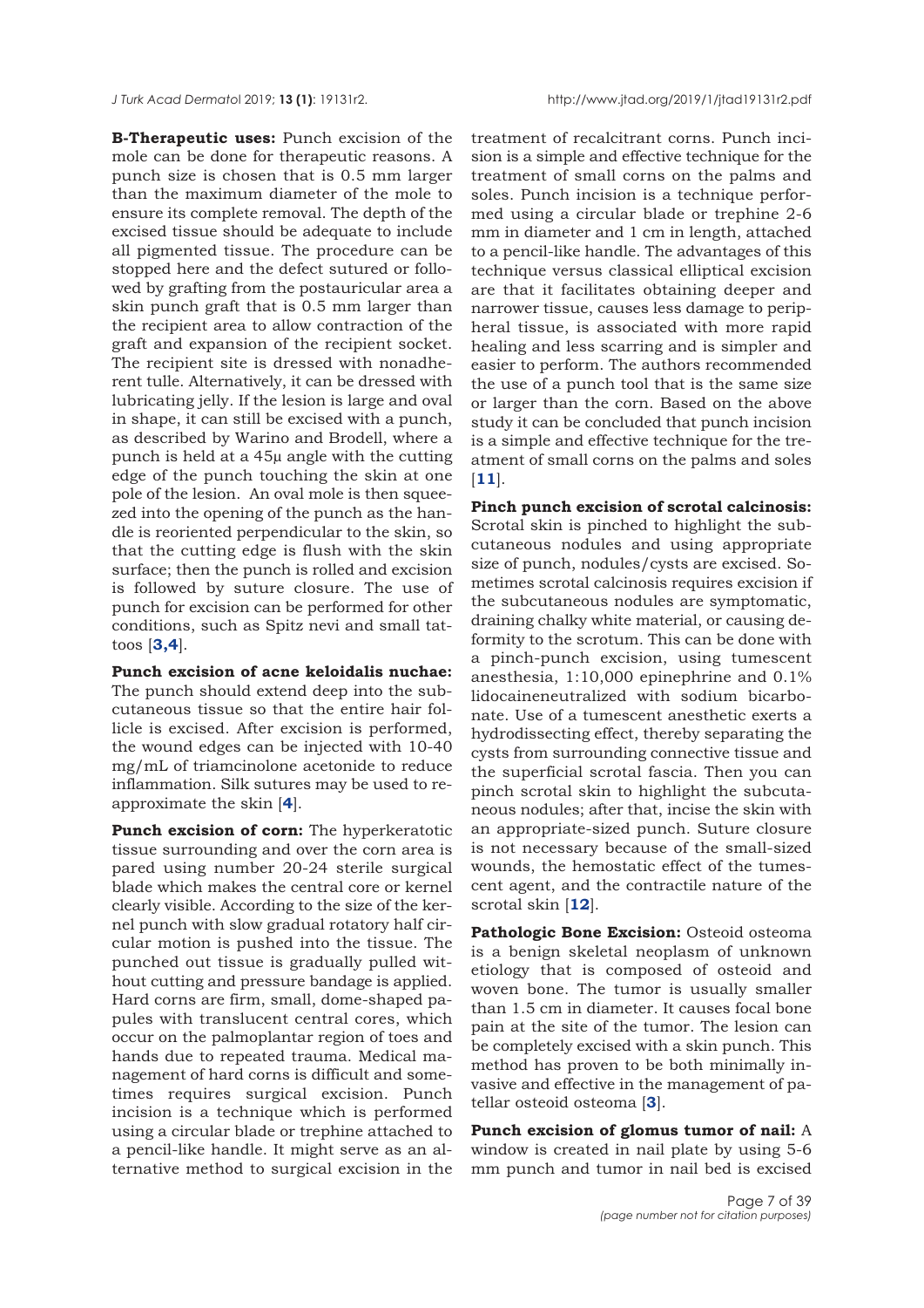**B-Therapeutic uses:** Punch excision of the mole can be done for therapeutic reasons. A punch size is chosen that is 0.5 mm larger than the maximum diameter of the mole to ensure its complete removal. The depth of the excised tissue should be adequate to include all pigmented tissue. The procedure can be stopped here and the defect sutured or followed by grafting from the postauricular area a skin punch graft that is 0.5 mm larger than the recipient area to allow contraction of the graft and expansion of the recipient socket. The recipient site is dressed with nonadherent tulle. Alternatively, it can be dressed with lubricating jelly. If the lesion is large and oval in shape, it can still be excised with a punch, as described by Warino and Brodell, where a punch is held at a 45µ angle with the cutting edge of the punch touching the skin at one pole of the lesion. An oval mole is then squeezed into the opening of the punch as the handle is reoriented perpendicular to the skin, so that the cutting edge is flush with the skin surface; then the punch is rolled and excision is followed by suture closure. The use of punch for excision can be performed for other conditions, such as Spitz nevi and small tattoos [**3,4**].

**Punch excision of acne keloidalis nuchae:** The punch should extend deep into the subcutaneous tissue so that the entire hair follicle is excised. After excision is performed, the wound edges can be injected with 10-40 mg/mL of triamcinolone acetonide to reduce inflammation. Silk sutures may be used to reapproximate the skin [**4**].

**Punch excision of corn:** The hyperkeratotic tissue surrounding and over the corn area is pared using number 20-24 sterile surgical blade which makes the central core or kernel clearly visible. According to the size of the kernel punch with slow gradual rotatory half circular motion is pushed into the tissue. The punched out tissue is gradually pulled without cutting and pressure bandage is applied. Hard corns are firm, small, dome-shaped papules with translucent central cores, which occur on the palmoplantar region of toes and hands due to repeated trauma. Medical management of hard corns is difficult and sometimes requires surgical excision. Punch incision is a technique which is performed using a circular blade or trephine attached to a pencil-like handle. It might serve as an alternative method to surgical excision in the treatment of recalcitrant corns. Punch incision is a simple and effective technique for the treatment of small corns on the palms and soles. Punch incision is a technique performed using a circular blade or trephine 2-6 mm in diameter and 1 cm in length, attached to a pencil-like handle. The advantages of this technique versus classical elliptical excision are that it facilitates obtaining deeper and narrower tissue, causes less damage to peripheral tissue, is associated with more rapid healing and less scarring and is simpler and easier to perform. The authors recommended the use of a punch tool that is the same size or larger than the corn. Based on the above study it can be concluded that punch incision is a simple and effective technique for the treatment of small corns on the palms and soles [**11**].

**Pinch punch excision of scrotal calcinosis:** Scrotal skin is pinched to highlight the subcutaneous nodules and using appropriate size of punch, nodules/cysts are excised. Sometimes scrotal calcinosis requires excision if the subcutaneous nodules are symptomatic, draining chalky white material, or causing deformity to the scrotum. This can be done with a pinch-punch excision, using tumescent anesthesia, 1:10,000 epinephrine and 0.1% lidocaineneutralized with sodium bicarbonate. Use of a tumescent anesthetic exerts a hydrodissecting effect, thereby separating the cysts from surrounding connective tissue and the superficial scrotal fascia. Then you can pinch scrotal skin to highlight the subcutaneous nodules; after that, incise the skin with an appropriate-sized punch. Suture closure is not necessary because of the small-sized wounds, the hemostatic effect of the tumescent agent, and the contractile nature of the scrotal skin [**12**].

**Pathologic Bone Excision:** Osteoid osteoma is a benign skeletal neoplasm of unknown etiology that is composed of osteoid and woven bone. The tumor is usually smaller than 1.5 cm in diameter. It causes focal bone pain at the site of the tumor. The lesion can be completely excised with a skin punch. This method has proven to be both minimally invasive and effective in the management of patellar osteoid osteoma [**3**].

**Punch excision of glomus tumor of nail:** A window is created in nail plate by using 5-6 mm punch and tumor in nail bed is excised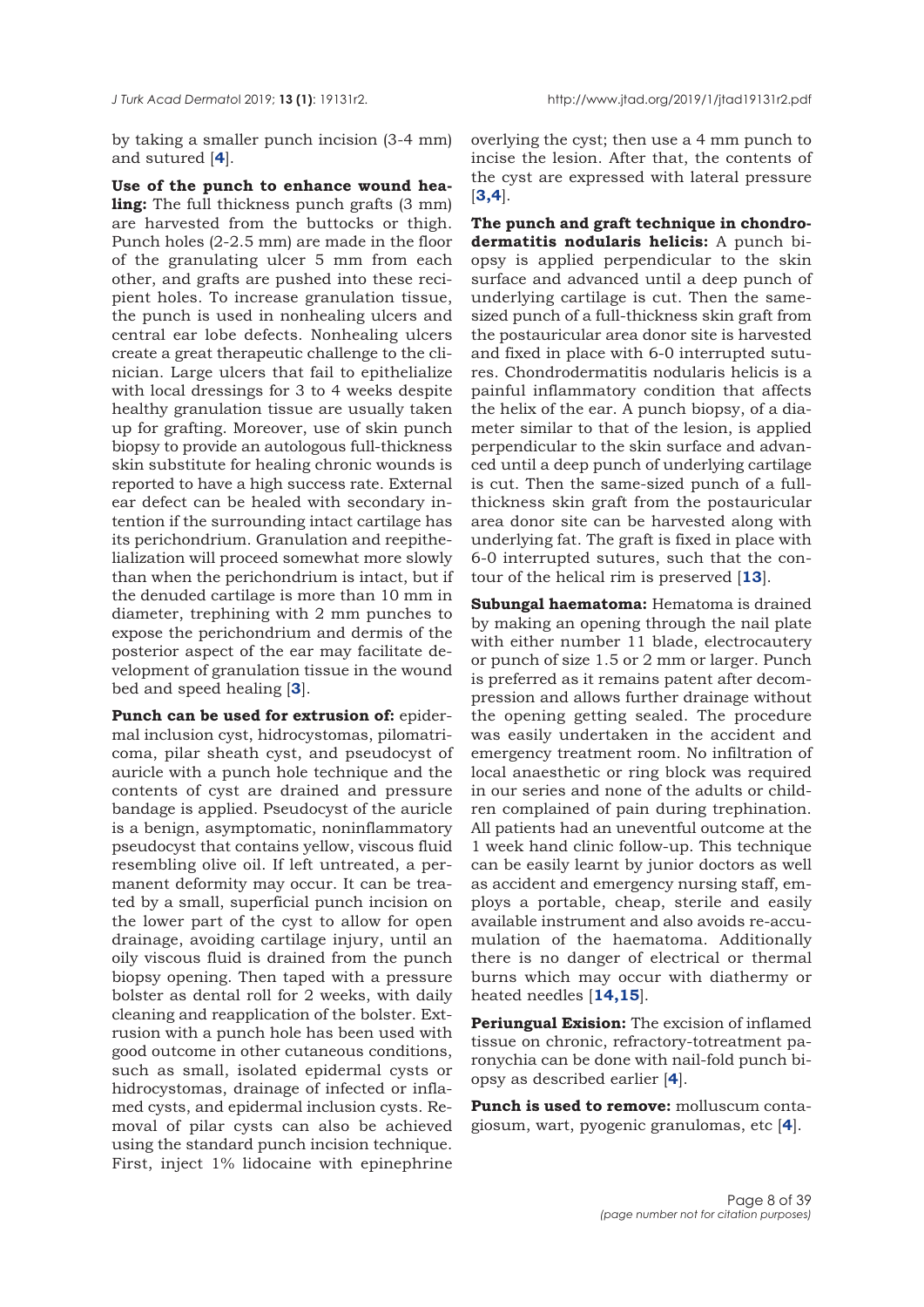by taking a smaller punch incision (3-4 mm) and sutured [4].

**Use of the punch to enhance wound healing:** The full thickness punch grafts (3 mm) are harvested from the buttocks or thigh. Punch holes (2-2.5 mm) are made in the floor of the granulating ulcer 5 mm from each other, and grafts are pushed into these recipient holes. To increase granulation tissue, the punch is used in nonhealing ulcers and central ear lobe defects. Nonhealing ulcers create a great therapeutic challenge to the clinician. Large ulcers that fail to epithelialize with local dressings for 3 to 4 weeks despite healthy granulation tissue are usually taken up for grafting. Moreover, use of skin punch biopsy to provide an autologous full-thickness skin substitute for healing chronic wounds is reported to have a high success rate. External ear defect can be healed with secondary intention if the surrounding intact cartilage has its perichondrium. Granulation and reepithelialization will proceed somewhat more slowly than when the perichondrium is intact, but if the denuded cartilage is more than 10 mm in diameter, trephining with 2 mm punches to expose the perichondrium and dermis of the posterior aspect of the ear may facilitate development of granulation tissue in the wound bed and speed healing [3].

**Punch can be used for extrusion of:** epidermal inclusion cyst, hidrocystomas, pilomatricoma, pilar sheath cyst, and pseudocyst of auricle with a punch hole technique and the contents of cyst are drained and pressure bandage is applied. Pseudocyst of the auricle is a benign, asymptomatic, noninflammatory pseudocyst that contains yellow, viscous fluid resembling olive oil. If left untreated, a permanent deformity may occur. It can be treated by a small, superficial punch incision on the lower part of the cyst to allow for open drainage, avoiding cartilage injury, until an oily viscous fluid is drained from the punch biopsy opening. Then taped with a pressure bolster as dental roll for 2 weeks, with daily cleaning and reapplication of the bolster. Extrusion with a punch hole has been used with good outcome in other cutaneous conditions, such as small, isolated epidermal cysts or hidrocystomas, drainage of infected or inflamed cysts, and epidermal inclusion cysts. Removal of pilar cysts can also be achieved using the standard punch incision technique. First, inject 1% lidocaine with epinephrine overlying the cyst; then use a 4 mm punch to incise the lesion. After that, the contents of the cyst are expressed with lateral pressure [3,4].

**The punch and graft technique in chondrodermatitis nodularis helicis:** A punch biopsy is applied perpendicular to the skin surface and advanced until a deep punch of underlying cartilage is cut. Then the same-sized punch of a full-thickness skin graft from the postauricular area donor site is harvested and fixed in place with 6-0 interrupted sutures. Chondrodermatitis nodularis helicis is a painful inflammatory condition that affects the helix of the ear. A punch biopsy, of a diameter similar to that of the lesion, is applied perpendicular to the skin surface and advanced until a deep punch of underlying cartilage is cut. Then the same-sized punch of a full-thickness skin graft from the postauricular area donor site can be harvested along with underlying fat. The graft is fixed in place with 6-0 interrupted sutures, such that the contour of the helical rim is preserved [13].

**Subungal haematoma:** Hematoma is drained by making an opening through the nail plate with either number 11 blade, electrocautery or punch of size 1.5 or 2 mm or larger. Punch is preferred as it remains patent after decompression and allows further drainage without the opening getting sealed. The procedure was easily undertaken in the accident and emergency treatment room. No infiltration of local anaesthetic or ring block was required in our series and none of the adults or children complained of pain during trephination. All patients had an uneventful outcome at the 1 week hand clinic follow-up. This technique can be easily learnt by junior doctors as well as accident and emergency nursing staff, employs a portable, cheap, sterile and easily available instrument and also avoids re-accumulation of the haematoma. Additionally there is no danger of electrical or thermal burns which may occur with diathermy or heated needles [14,15].

**Periungual Exision:** The excision of inflamed tissue on chronic, refractory-totreatment paronychia can be done with nail-fold punch biopsy as described earlier [4].

**Punch is used to remove:** molluscum contagiosum, wart, pyogenic granulomas, etc [4].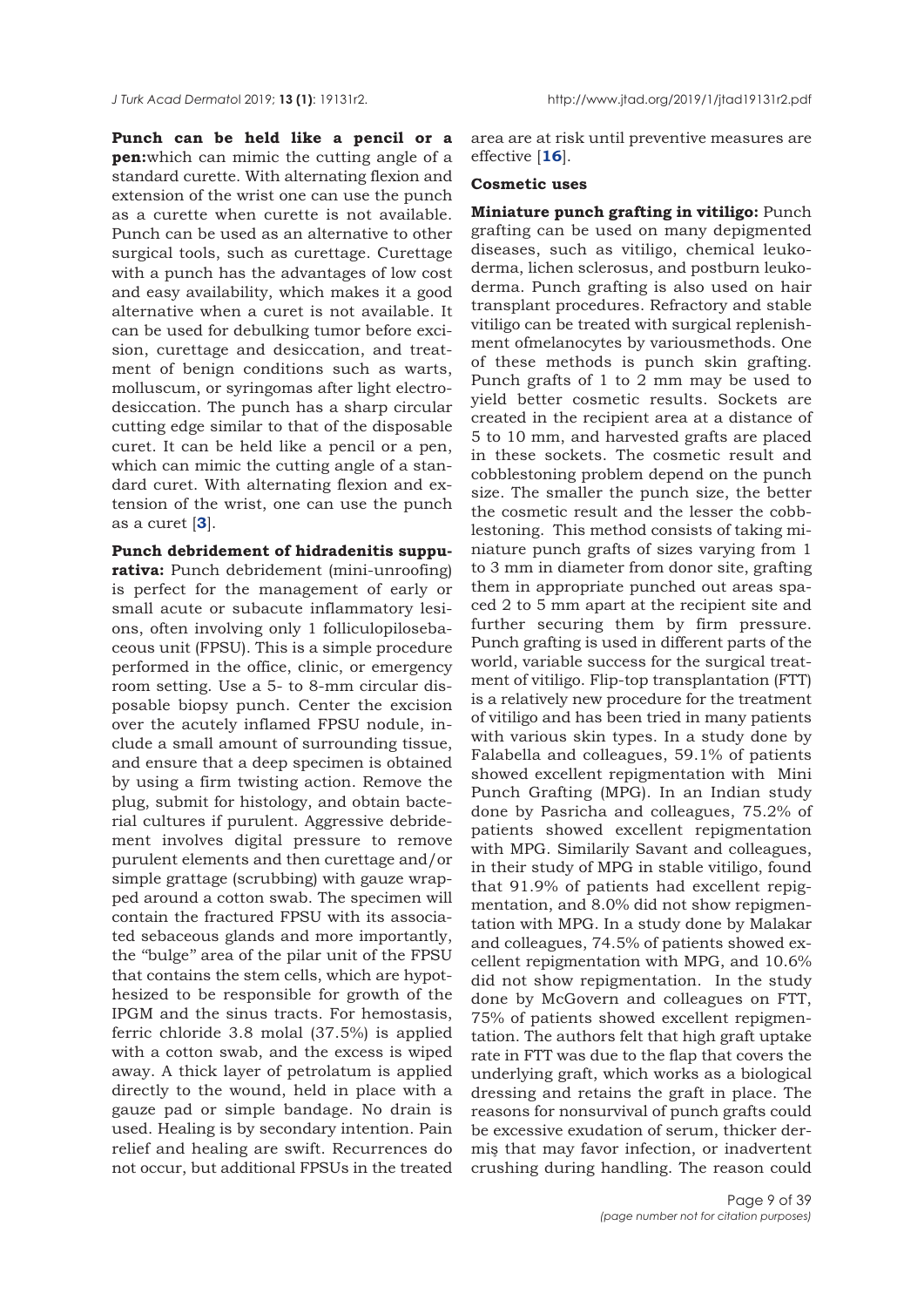**Punch can be held like a pencil or a pen:** which can mimic the cutting angle of a standard curette. With alternating flexion and extension of the wrist one can use the punch as a curette when curette is not available. Punch can be used as an alternative to other surgical tools, such as curettage. Curettage with a punch has the advantages of low cost and easy availability, which makes it a good alternative when a curet is not available. It can be used for debulking tumor before excision, curettage and desiccation, and treatment of benign conditions such as warts, molluscum, or syringomas after light electrodesiccation. The punch has a sharp circular cutting edge similar to that of the disposable curet. It can be held like a pencil or a pen, which can mimic the cutting angle of a standard curet. With alternating flexion and extension of the wrist, one can use the punch as a curet [3].

**Punch debridement of hidradenitis suppurativa:** Punch debridement (mini-unroofing) is perfect for the management of early or small acute or subacute inflammatory lesions, often involving only 1 folliculopilosebaceous unit (FPSU). This is a simple procedure performed in the office, clinic, or emergency room setting. Use a 5- to 8-mm circular disposable biopsy punch. Center the excision over the acutely inflamed FPSU nodule, include a small amount of surrounding tissue, and ensure that a deep specimen is obtained by using a firm twisting action. Remove the plug, submit for histology, and obtain bacterial cultures if purulent. Aggressive debridement involves digital pressure to remove purulent elements and then curettage and/or simple grattage (scrubbing) with gauze wrapped around a cotton swab. The specimen will contain the fractured FPSU with its associated sebaceous glands and more importantly, the "bulge" area of the pilar unit of the FPSU that contains the stem cells, which are hypothesized to be responsible for growth of the IPGM and the sinus tracts. For hemostasis, ferric chloride 3.8 molal (37.5%) is applied with a cotton swab, and the excess is wiped away. A thick layer of petrolatum is applied directly to the wound, held in place with a gauze pad or simple bandage. No drain is used. Healing is by secondary intention. Pain relief and healing are swift. Recurrences do not occur, but additional FPSUs in the treated area are at risk until preventive measures are effective [16].

**Cosmetic uses**

**Miniature punch grafting in vitiligo:** Punch grafting can be used on many depigmented diseases, such as vitiligo, chemical leukoderma, lichen sclerosus, and postburn leukoderma. Punch grafting is also used on hair transplant procedures. Refractory and stable vitiligo can be treated with surgical replenishment ofmelanocytes by variousmethods. One of these methods is punch skin grafting. Punch grafts of 1 to 2 mm may be used to yield better cosmetic results. Sockets are created in the recipient area at a distance of 5 to 10 mm, and harvested grafts are placed in these sockets. The cosmetic result and cobblestoning problem depend on the punch size. The smaller the punch size, the better the cosmetic result and the lesser the cobblestoning. This method consists of taking miniature punch grafts of sizes varying from 1 to 3 mm in diameter from donor site, grafting them in appropriate punched out areas spaced 2 to 5 mm apart at the recipient site and further securing them by firm pressure. Punch grafting is used in different parts of the world, variable success for the surgical treatment of vitiligo. Flip-top transplantation (FTT) is a relatively new procedure for the treatment of vitiligo and has been tried in many patients with various skin types. In a study done by Falabella and colleagues, 59.1% of patients showed excellent repigmentation with Mini Punch Grafting (MPG). In an Indian study done by Pasricha and colleagues, 75.2% of patients showed excellent repigmentation with MPG. Similarily Savant and colleagues, in their study of MPG in stable vitiligo, found that 91.9% of patients had excellent repigmentation, and 8.0% did not show repigmentation with MPG. In a study done by Malakar and colleagues, 74.5% of patients showed excellent repigmentation with MPG, and 10.6% did not show repigmentation. In the study done by McGovern and colleagues on FTT, 75% of patients showed excellent repigmentation. The authors felt that high graft uptake rate in FTT was due to the flap that covers the underlying graft, which works as a biological dressing and retains the graft in place. The reasons for nonsurvival of punch grafts could be excessive exudation of serum, thicker dermiş that may favor infection, or inadvertent crushing during handling. The reason could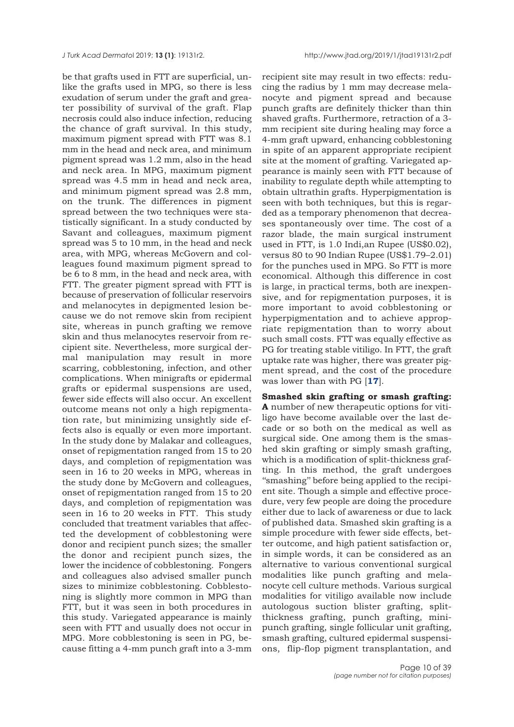be that grafts used in FTT are superficial, unlike the grafts used in MPG, so there is less exudation of serum under the graft and greater possibility of survival of the graft. Flap necrosis could also induce infection, reducing the chance of graft survival. In this study, maximum pigment spread with FTT was 8.1 mm in the head and neck area, and minimum pigment spread was 1.2 mm, also in the head and neck area. In MPG, maximum pigment spread was 4.5 mm in head and neck area, and minimum pigment spread was 2.8 mm, on the trunk. The differences in pigment spread between the two techniques were statistically significant. In a study conducted by Savant and colleagues, maximum pigment spread was 5 to 10 mm, in the head and neck area, with MPG, whereas McGovern and colleagues found maximum pigment spread to be 6 to 8 mm, in the head and neck area, with FTT. The greater pigment spread with FTT is because of preservation of follicular reservoirs and melanocytes in depigmented lesion because we do not remove skin from recipient site, whereas in punch grafting we remove skin and thus melanocytes reservoir from recipient site. Nevertheless, more surgical dermal manipulation may result in more scarring, cobblestoning, infection, and other complications. When minigrafts or epidermal grafts or epidermal suspensions are used, fewer side effects will also occur. An excellent outcome means not only a high repigmentation rate, but minimizing unsightly side effects also is equally or even more important. In the study done by Malakar and colleagues, onset of repigmentation ranged from 15 to 20 days, and completion of repigmentation was seen in 16 to 20 weeks in MPG, whereas in the study done by McGovern and colleagues, onset of repigmentation ranged from 15 to 20 days, and completion of repigmentation was seen in 16 to 20 weeks in FTT. This study concluded that treatment variables that affected the development of cobblestoning were donor and recipient punch sizes; the smaller the donor and recipient punch sizes, the lower the incidence of cobblestoning. Fongers and colleagues also advised smaller punch sizes to minimize cobblestoning. Cobblestoning is slightly more common in MPG than FTT, but it was seen in both procedures in this study. Variegated appearance is mainly seen with FTT and usually does not occur in MPG. More cobblestoning is seen in PG, because fitting a 4-mm punch graft into a 3-mm recipient site may result in two effects: reducing the radius by 1 mm may decrease melanocyte and pigment spread and because punch grafts are definitely thicker than thin shaved grafts. Furthermore, retraction of a 3-mm recipient site during healing may force a 4-mm graft upward, enhancing cobblestoning in spite of an apparent appropriate recipient site at the moment of grafting. Variegated appearance is mainly seen with FTT because of inability to regulate depth while attempting to obtain ultrathin grafts. Hyperpigmentation is seen with both techniques, but this is regarded as a temporary phenomenon that decreases spontaneously over time. The cost of a razor blade, the main surgical instrument used in FTT, is 1.0 Indi,an Rupee (US$0.02), versus 80 to 90 Indian Rupee (US$1.79–2.01) for the punches used in MPG. So FTT is more economical. Although this difference in cost is large, in practical terms, both are inexpensive, and for repigmentation purposes, it is more important to avoid cobblestoning or hyperpigmentation and to achieve appropriate repigmentation than to worry about such small costs. FTT was equally effective as PG for treating stable vitiligo. In FTT, the graft uptake rate was higher, there was greater pigment spread, and the cost of the procedure was lower than with PG [**17**].

**Smashed skin grafting or smash grafting:** **A** number of new therapeutic options for vitiligo have become available over the last decade or so both on the medical as well as surgical side. One among them is the smashed skin grafting or simply smash grafting, which is a modification of split-thickness grafting. In this method, the graft undergoes "smashing" before being applied to the recipient site. Though a simple and effective procedure, very few people are doing the procedure either due to lack of awareness or due to lack of published data. Smashed skin grafting is a simple procedure with fewer side effects, better outcome, and high patient satisfaction or, in simple words, it can be considered as an alternative to various conventional surgical modalities like punch grafting and melanocyte cell culture methods. Various surgical modalities for vitiligo available now include autologous suction blister grafting, split-thickness grafting, punch grafting, mini-punch grafting, single follicular unit grafting, smash grafting, cultured epidermal suspensions, flip-flop pigment transplantation, and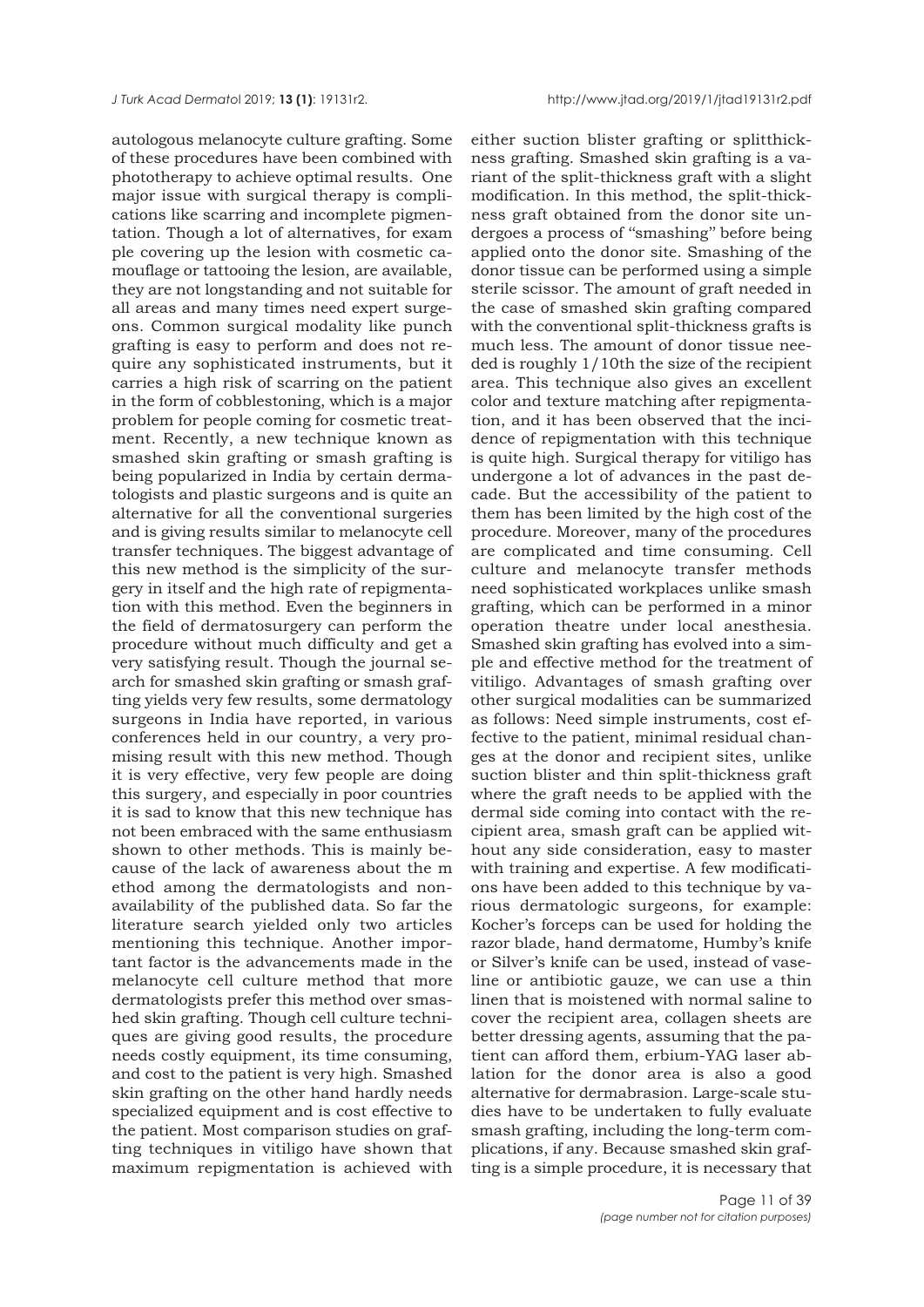autologous melanocyte culture grafting. Some of these procedures have been combined with phototherapy to achieve optimal results. One major issue with surgical therapy is complications like scarring and incomplete pigmentation. Though a lot of alternatives, for example covering up the lesion with cosmetic camouflage or tattooing the lesion, are available, they are not longstanding and not suitable for all areas and many times need expert surgeons. Common surgical modality like punch grafting is easy to perform and does not require any sophisticated instruments, but it carries a high risk of scarring on the patient in the form of cobblestoning, which is a major problem for people coming for cosmetic treatment. Recently, a new technique known as smashed skin grafting or smash grafting is being popularized in India by certain dermatologists and plastic surgeons and is quite an alternative for all the conventional surgeries and is giving results similar to melanocyte cell transfer techniques. The biggest advantage of this new method is the simplicity of the surgery in itself and the high rate of repigmentation with this method. Even the beginners in the field of dermatosurgery can perform the procedure without much difficulty and get a very satisfying result. Though the journal search for smashed skin grafting or smash grafting yields very few results, some dermatology surgeons in India have reported, in various conferences held in our country, a very promising result with this new method. Though it is very effective, very few people are doing this surgery, and especially in poor countries it is sad to know that this new technique has not been embraced with the same enthusiasm shown to other methods. This is mainly because of the lack of awareness about the m ethod among the dermatologists and non-availability of the published data. So far the literature search yielded only two articles mentioning this technique. Another important factor is the advancements made in the melanocyte cell culture method that more dermatologists prefer this method over smashed skin grafting. Though cell culture techniques are giving good results, the procedure needs costly equipment, its time consuming, and cost to the patient is very high. Smashed skin grafting on the other hand hardly needs specialized equipment and is cost effective to the patient. Most comparison studies on grafting techniques in vitiligo have shown that maximum repigmentation is achieved with either suction blister grafting or splitthickness grafting. Smashed skin grafting is a variant of the split-thickness graft with a slight modification. In this method, the split-thickness graft obtained from the donor site undergoes a process of "smashing" before being applied onto the donor site. Smashing of the donor tissue can be performed using a simple sterile scissor. The amount of graft needed in the case of smashed skin grafting compared with the conventional split-thickness grafts is much less. The amount of donor tissue needed is roughly 1/10th the size of the recipient area. This technique also gives an excellent color and texture matching after repigmentation, and it has been observed that the incidence of repigmentation with this technique is quite high. Surgical therapy for vitiligo has undergone a lot of advances in the past decade. But the accessibility of the patient to them has been limited by the high cost of the procedure. Moreover, many of the procedures are complicated and time consuming. Cell culture and melanocyte transfer methods need sophisticated workplaces unlike smash grafting, which can be performed in a minor operation theatre under local anesthesia. Smashed skin grafting has evolved into a simple and effective method for the treatment of vitiligo. Advantages of smash grafting over other surgical modalities can be summarized as follows: Need simple instruments, cost effective to the patient, minimal residual changes at the donor and recipient sites, unlike suction blister and thin split-thickness graft where the graft needs to be applied with the dermal side coming into contact with the recipient area, smash graft can be applied without any side consideration, easy to master with training and expertise. A few modifications have been added to this technique by various dermatologic surgeons, for example: Kocher's forceps can be used for holding the razor blade, hand dermatome, Humby's knife or Silver's knife can be used, instead of vaseline or antibiotic gauze, we can use a thin linen that is moistened with normal saline to cover the recipient area, collagen sheets are better dressing agents, assuming that the patient can afford them, erbium-YAG laser ablation for the donor area is also a good alternative for dermabrasion. Large-scale studies have to be undertaken to fully evaluate smash grafting, including the long-term complications, if any. Because smashed skin grafting is a simple procedure, it is necessary that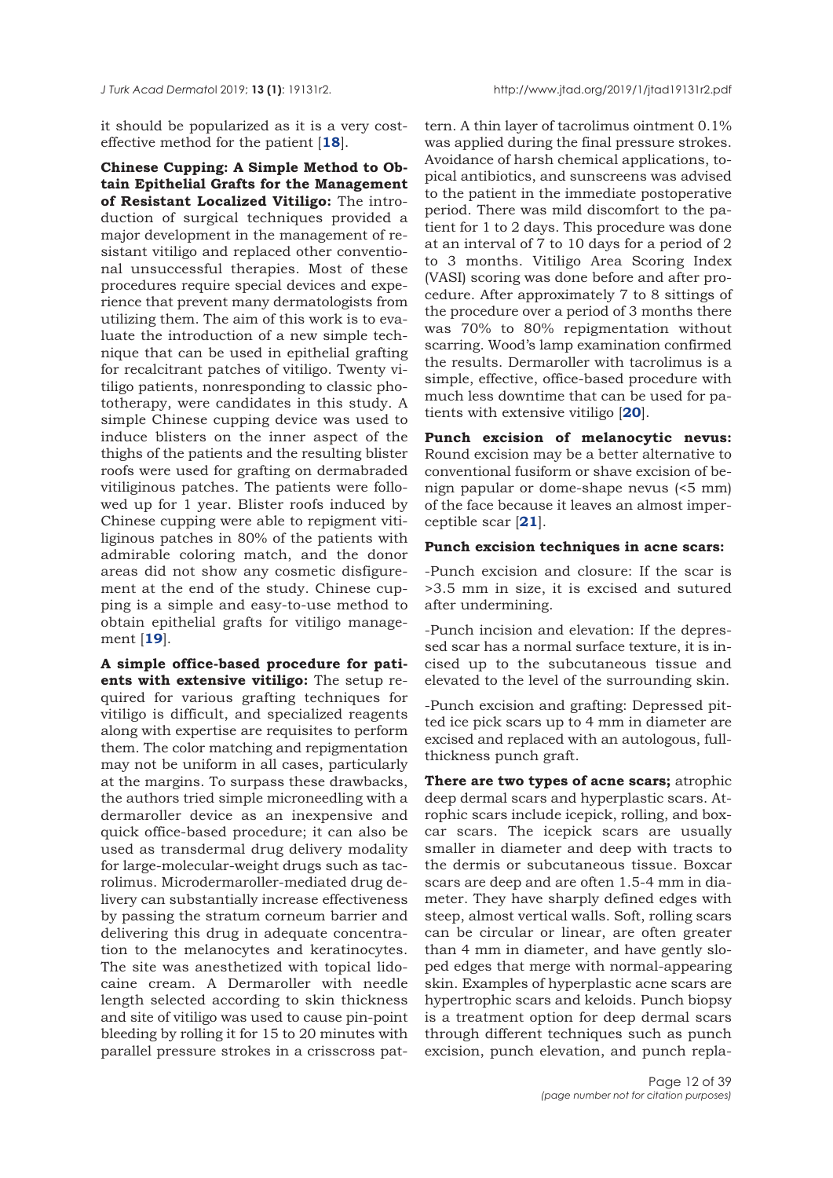it should be popularized as it is a very cost-effective method for the patient [**18**].

**Chinese Cupping: A Simple Method to Obtain Epithelial Grafts for the Management of Resistant Localized Vitiligo:** The introduction of surgical techniques provided a major development in the management of resistant vitiligo and replaced other conventional unsuccessful therapies. Most of these procedures require special devices and experience that prevent many dermatologists from utilizing them. The aim of this work is to evaluate the introduction of a new simple technique that can be used in epithelial grafting for recalcitrant patches of vitiligo. Twenty vitiligo patients, nonresponding to classic phototherapy, were candidates in this study. A simple Chinese cupping device was used to induce blisters on the inner aspect of the thighs of the patients and the resulting blister roofs were used for grafting on dermabraded vitiliginous patches. The patients were followed up for 1 year. Blister roofs induced by Chinese cupping were able to repigment vitiliginous patches in 80% of the patients with admirable coloring match, and the donor areas did not show any cosmetic disfigurement at the end of the study. Chinese cupping is a simple and easy-to-use method to obtain epithelial grafts for vitiligo management [**19**].

**A simple office-based procedure for patients with extensive vitiligo:** The setup required for various grafting techniques for vitiligo is difficult, and specialized reagents along with expertise are requisites to perform them. The color matching and repigmentation may not be uniform in all cases, particularly at the margins. To surpass these drawbacks, the authors tried simple microneedling with a dermaroller device as an inexpensive and quick office-based procedure; it can also be used as transdermal drug delivery modality for large-molecular-weight drugs such as tacrolimus. Microdermaroller-mediated drug delivery can substantially increase effectiveness by passing the stratum corneum barrier and delivering this drug in adequate concentration to the melanocytes and keratinocytes. The site was anesthetized with topical lidocaine cream. A Dermaroller with needle length selected according to skin thickness and site of vitiligo was used to cause pin-point bleeding by rolling it for 15 to 20 minutes with parallel pressure strokes in a crisscross pattern. A thin layer of tacrolimus ointment 0.1% was applied during the final pressure strokes. Avoidance of harsh chemical applications, topical antibiotics, and sunscreens was advised to the patient in the immediate postoperative period. There was mild discomfort to the patient for 1 to 2 days. This procedure was done at an interval of 7 to 10 days for a period of 2 to 3 months. Vitiligo Area Scoring Index (VASI) scoring was done before and after procedure. After approximately 7 to 8 sittings of the procedure over a period of 3 months there was 70% to 80% repigmentation without scarring. Wood's lamp examination confirmed the results. Dermaroller with tacrolimus is a simple, effective, office-based procedure with much less downtime that can be used for patients with extensive vitiligo [**20**].

**Punch excision of melanocytic nevus:** Round excision may be a better alternative to conventional fusiform or shave excision of benign papular or dome-shape nevus (<5 mm) of the face because it leaves an almost imperceptible scar [**21**].

**Punch excision techniques in acne scars:**

-Punch excision and closure: If the scar is >3.5 mm in size, it is excised and sutured after undermining.

-Punch incision and elevation: If the depressed scar has a normal surface texture, it is incised up to the subcutaneous tissue and elevated to the level of the surrounding skin.

-Punch excision and grafting: Depressed pitted ice pick scars up to 4 mm in diameter are excised and replaced with an autologous, full-thickness punch graft.

**There are two types of acne scars;** atrophic deep dermal scars and hyperplastic scars. Atrophic scars include icepick, rolling, and boxcar scars. The icepick scars are usually smaller in diameter and deep with tracts to the dermis or subcutaneous tissue. Boxcar scars are deep and are often 1.5-4 mm in diameter. They have sharply defined edges with steep, almost vertical walls. Soft, rolling scars can be circular or linear, are often greater than 4 mm in diameter, and have gently sloped edges that merge with normal-appearing skin. Examples of hyperplastic acne scars are hypertrophic scars and keloids. Punch biopsy is a treatment option for deep dermal scars through different techniques such as punch excision, punch elevation, and punch repla-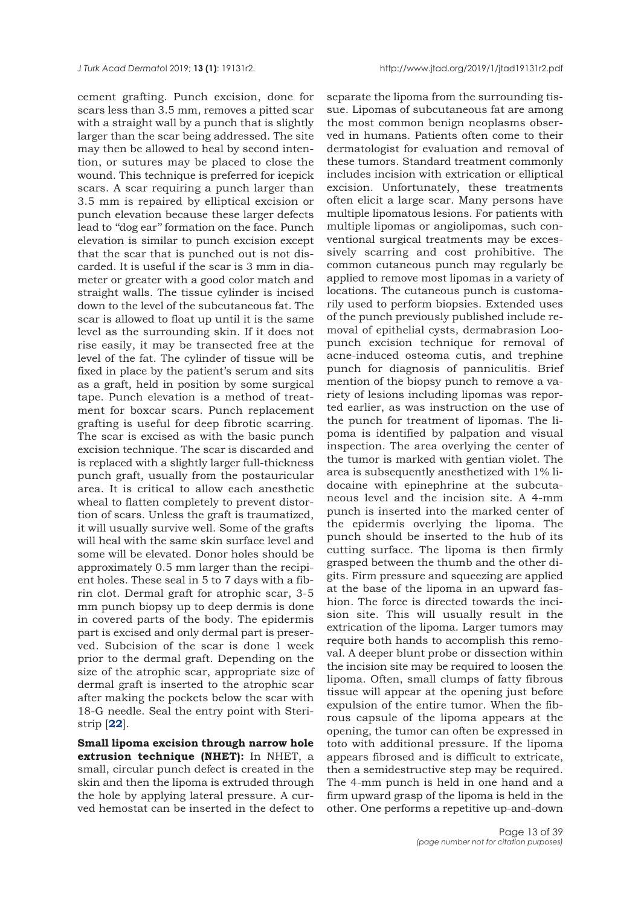cement grafting. Punch excision, done for scars less than 3.5 mm, removes a pitted scar with a straight wall by a punch that is slightly larger than the scar being addressed. The site may then be allowed to heal by second intention, or sutures may be placed to close the wound. This technique is preferred for icepick scars. A scar requiring a punch larger than 3.5 mm is repaired by elliptical excision or punch elevation because these larger defects lead to "dog ear" formation on the face. Punch elevation is similar to punch excision except that the scar that is punched out is not discarded. It is useful if the scar is 3 mm in diameter or greater with a good color match and straight walls. The tissue cylinder is incised down to the level of the subcutaneous fat. The scar is allowed to float up until it is the same level as the surrounding skin. If it does not rise easily, it may be transected free at the level of the fat. The cylinder of tissue will be fixed in place by the patient's serum and sits as a graft, held in position by some surgical tape. Punch elevation is a method of treatment for boxcar scars. Punch replacement grafting is useful for deep fibrotic scarring. The scar is excised as with the basic punch excision technique. The scar is discarded and is replaced with a slightly larger full-thickness punch graft, usually from the postauricular area. It is critical to allow each anesthetic wheal to flatten completely to prevent distortion of scars. Unless the graft is traumatized, it will usually survive well. Some of the grafts will heal with the same skin surface level and some will be elevated. Donor holes should be approximately 0.5 mm larger than the recipient holes. These seal in 5 to 7 days with a fibrin clot. Dermal graft for atrophic scar, 3-5 mm punch biopsy up to deep dermis is done in covered parts of the body. The epidermis part is excised and only dermal part is preserved. Subcision of the scar is done 1 week prior to the dermal graft. Depending on the size of the atrophic scar, appropriate size of dermal graft is inserted to the atrophic scar after making the pockets below the scar with 18-G needle. Seal the entry point with Steri-strip [22].

**Small lipoma excision through narrow hole extrusion technique (NHET):** In NHET, a small, circular punch defect is created in the skin and then the lipoma is extruded through the hole by applying lateral pressure. A curved hemostat can be inserted in the defect to separate the lipoma from the surrounding tissue. Lipomas of subcutaneous fat are among the most common benign neoplasms observed in humans. Patients often come to their dermatologist for evaluation and removal of these tumors. Standard treatment commonly includes incision with extrication or elliptical excision. Unfortunately, these treatments often elicit a large scar. Many persons have multiple lipomatous lesions. For patients with multiple lipomas or angiolipomas, such conventional surgical treatments may be excessively scarring and cost prohibitive. The common cutaneous punch may regularly be applied to remove most lipomas in a variety of locations. The cutaneous punch is customarily used to perform biopsies. Extended uses of the punch previously published include removal of epithelial cysts, dermabrasion Loo-punch excision technique for removal of acne-induced osteoma cutis, and trephine punch for diagnosis of panniculitis. Brief mention of the biopsy punch to remove a variety of lesions including lipomas was reported earlier, as was instruction on the use of the punch for treatment of lipomas. The lipoma is identified by palpation and visual inspection. The area overlying the center of the tumor is marked with gentian violet. The area is subsequently anesthetized with 1% lidocaine with epinephrine at the subcutaneous level and the incision site. A 4-mm punch is inserted into the marked center of the epidermis overlying the lipoma. The punch should be inserted to the hub of its cutting surface. The lipoma is then firmly grasped between the thumb and the other digits. Firm pressure and squeezing are applied at the base of the lipoma in an upward fashion. The force is directed towards the incision site. This will usually result in the extrication of the lipoma. Larger tumors may require both hands to accomplish this removal. A deeper blunt probe or dissection within the incision site may be required to loosen the lipoma. Often, small clumps of fatty fibrous tissue will appear at the opening just before expulsion of the entire tumor. When the fibrous capsule of the lipoma appears at the opening, the tumor can often be expressed in toto with additional pressure. If the lipoma appears fibrosed and is difficult to extricate, then a semidestructive step may be required. The 4-mm punch is held in one hand and a firm upward grasp of the lipoma is held in the other. One performs a repetitive up-and-down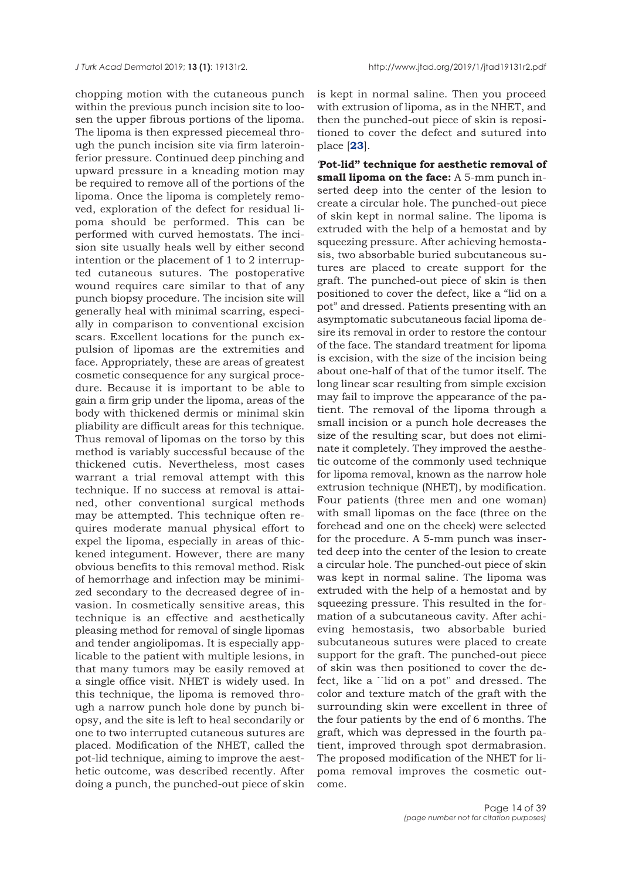chopping motion with the cutaneous punch within the previous punch incision site to loosen the upper fibrous portions of the lipoma. The lipoma is then expressed piecemeal through the punch incision site via firm lateroinferior pressure. Continued deep pinching and upward pressure in a kneading motion may be required to remove all of the portions of the lipoma. Once the lipoma is completely removed, exploration of the defect for residual lipoma should be performed. This can be performed with curved hemostats. The incision site usually heals well by either second intention or the placement of 1 to 2 interrupted cutaneous sutures. The postoperative wound requires care similar to that of any punch biopsy procedure. The incision site will generally heal with minimal scarring, especially in comparison to conventional excision scars. Excellent locations for the punch expulsion of lipomas are the extremities and face. Appropriately, these are areas of greatest cosmetic consequence for any surgical procedure. Because it is important to be able to gain a firm grip under the lipoma, areas of the body with thickened dermis or minimal skin pliability are difficult areas for this technique. Thus removal of lipomas on the torso by this method is variably successful because of the thickened cutis. Nevertheless, most cases warrant a trial removal attempt with this technique. If no success at removal is attained, other conventional surgical methods may be attempted. This technique often requires moderate manual physical effort to expel the lipoma, especially in areas of thickened integument. However, there are many obvious benefits to this removal method. Risk of hemorrhage and infection may be minimized secondary to the decreased degree of invasion. In cosmetically sensitive areas, this technique is an effective and aesthetically pleasing method for removal of single lipomas and tender angiolipomas. It is especially applicable to the patient with multiple lesions, in that many tumors may be easily removed at a single office visit. NHET is widely used. In this technique, the lipoma is removed through a narrow punch hole done by punch biopsy, and the site is left to heal secondarily or one to two interrupted cutaneous sutures are placed. Modification of the NHET, called the pot-lid technique, aiming to improve the aesthetic outcome, was described recently. After doing a punch, the punched-out piece of skin is kept in normal saline. Then you proceed with extrusion of lipoma, as in the NHET, and then the punched-out piece of skin is repositioned to cover the defect and sutured into place [23].

**'Pot-lid" technique for aesthetic removal of small lipoma on the face:** A 5-mm punch inserted deep into the center of the lesion to create a circular hole. The punched-out piece of skin kept in normal saline. The lipoma is extruded with the help of a hemostat and by squeezing pressure. After achieving hemostasis, two absorbable buried subcutaneous sutures are placed to create support for the graft. The punched-out piece of skin is then positioned to cover the defect, like a "lid on a pot" and dressed. Patients presenting with an asymptomatic subcutaneous facial lipoma desire its removal in order to restore the contour of the face. The standard treatment for lipoma is excision, with the size of the incision being about one-half of that of the tumor itself. The long linear scar resulting from simple excision may fail to improve the appearance of the patient. The removal of the lipoma through a small incision or a punch hole decreases the size of the resulting scar, but does not eliminate it completely. They improved the aesthetic outcome of the commonly used technique for lipoma removal, known as the narrow hole extrusion technique (NHET), by modification. Four patients (three men and one woman) with small lipomas on the face (three on the forehead and one on the cheek) were selected for the procedure. A 5-mm punch was inserted deep into the center of the lesion to create a circular hole. The punched-out piece of skin was kept in normal saline. The lipoma was extruded with the help of a hemostat and by squeezing pressure. This resulted in the formation of a subcutaneous cavity. After achieving hemostasis, two absorbable buried subcutaneous sutures were placed to create support for the graft. The punched-out piece of skin was then positioned to cover the defect, like a ``lid on a pot'' and dressed. The color and texture match of the graft with the surrounding skin were excellent in three of the four patients by the end of 6 months. The graft, which was depressed in the fourth patient, improved through spot dermabrasion. The proposed modification of the NHET for lipoma removal improves the cosmetic outcome.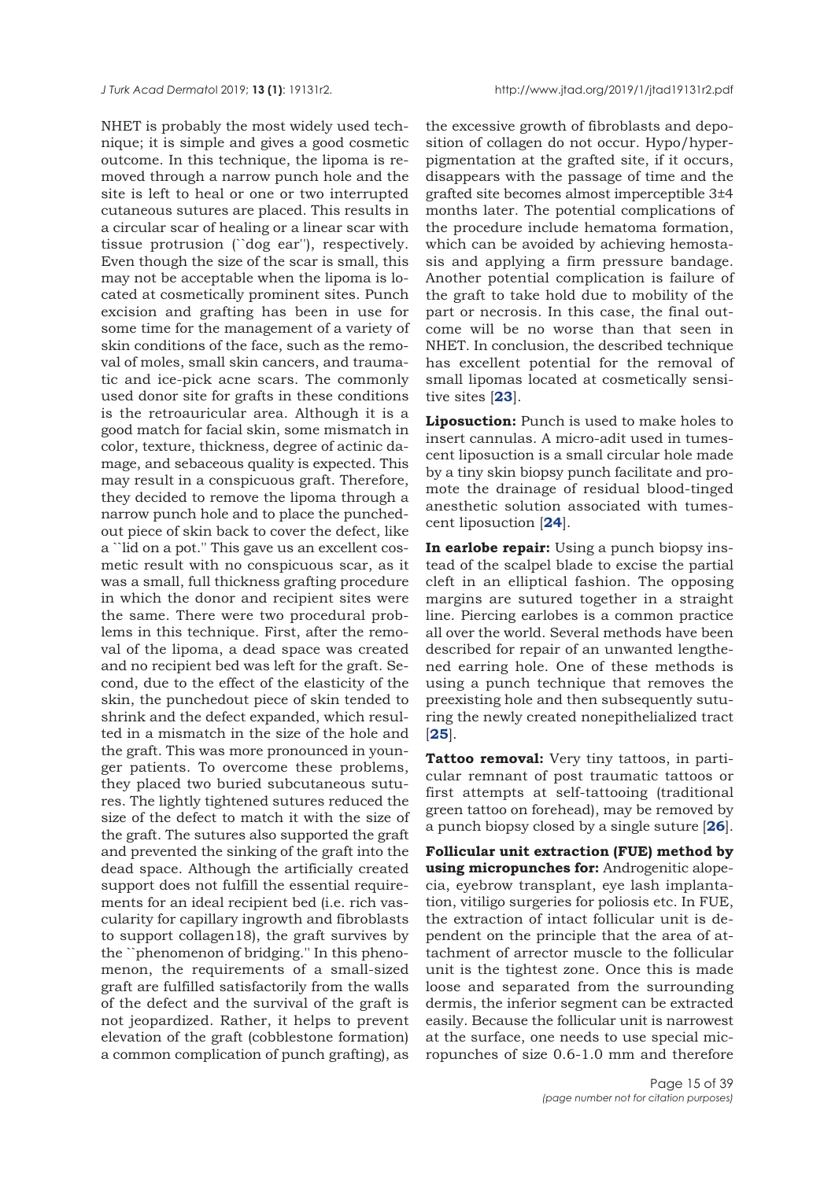NHET is probably the most widely used technique; it is simple and gives a good cosmetic outcome. In this technique, the lipoma is removed through a narrow punch hole and the site is left to heal or one or two interrupted cutaneous sutures are placed. This results in a circular scar of healing or a linear scar with tissue protrusion (``dog ear''), respectively. Even though the size of the scar is small, this may not be acceptable when the lipoma is located at cosmetically prominent sites. Punch excision and grafting has been in use for some time for the management of a variety of skin conditions of the face, such as the removal of moles, small skin cancers, and traumatic and ice-pick acne scars. The commonly used donor site for grafts in these conditions is the retroauricular area. Although it is a good match for facial skin, some mismatch in color, texture, thickness, degree of actinic damage, and sebaceous quality is expected. This may result in a conspicuous graft. Therefore, they decided to remove the lipoma through a narrow punch hole and to place the punched-out piece of skin back to cover the defect, like a ``lid on a pot.'' This gave us an excellent cosmetic result with no conspicuous scar, as it was a small, full thickness grafting procedure in which the donor and recipient sites were the same. There were two procedural problems in this technique. First, after the removal of the lipoma, a dead space was created and no recipient bed was left for the graft. Second, due to the effect of the elasticity of the skin, the punchedout piece of skin tended to shrink and the defect expanded, which resulted in a mismatch in the size of the hole and the graft. This was more pronounced in younger patients. To overcome these problems, they placed two buried subcutaneous sutures. The lightly tightened sutures reduced the size of the defect to match it with the size of the graft. The sutures also supported the graft and prevented the sinking of the graft into the dead space. Although the artificially created support does not fulfill the essential requirements for an ideal recipient bed (i.e. rich vascularity for capillary ingrowth and fibroblasts to support collagen18), the graft survives by the ``phenomenon of bridging.'' In this phenomenon, the requirements of a small-sized graft are fulfilled satisfactorily from the walls of the defect and the survival of the graft is not jeopardized. Rather, it helps to prevent elevation of the graft (cobblestone formation) a common complication of punch grafting), as the excessive growth of fibroblasts and deposition of collagen do not occur. Hypo/hyperpigmentation at the grafted site, if it occurs, disappears with the passage of time and the grafted site becomes almost imperceptible 3±4 months later. The potential complications of the procedure include hematoma formation, which can be avoided by achieving hemostasis and applying a firm pressure bandage. Another potential complication is failure of the graft to take hold due to mobility of the part or necrosis. In this case, the final outcome will be no worse than that seen in NHET. In conclusion, the described technique has excellent potential for the removal of small lipomas located at cosmetically sensitive sites [**23**].

**Liposuction:** Punch is used to make holes to insert cannulas. A micro-adit used in tumescent liposuction is a small circular hole made by a tiny skin biopsy punch facilitate and promote the drainage of residual blood-tinged anesthetic solution associated with tumescent liposuction [**24**].

**In earlobe repair:** Using a punch biopsy instead of the scalpel blade to excise the partial cleft in an elliptical fashion. The opposing margins are sutured together in a straight line. Piercing earlobes is a common practice all over the world. Several methods have been described for repair of an unwanted lengthened earring hole. One of these methods is using a punch technique that removes the preexisting hole and then subsequently suturing the newly created nonepithelialized tract [**25**].

**Tattoo removal:** Very tiny tattoos, in particular remnant of post traumatic tattoos or first attempts at self-tattooing (traditional green tattoo on forehead), may be removed by a punch biopsy closed by a single suture [**26**].

**Follicular unit extraction (FUE) method by using micropunches for:** Androgenitic alopecia, eyebrow transplant, eye lash implantation, vitiligo surgeries for poliosis etc. In FUE, the extraction of intact follicular unit is dependent on the principle that the area of attachment of arrector muscle to the follicular unit is the tightest zone. Once this is made loose and separated from the surrounding dermis, the inferior segment can be extracted easily. Because the follicular unit is narrowest at the surface, one needs to use special micropunches of size 0.6-1.0 mm and therefore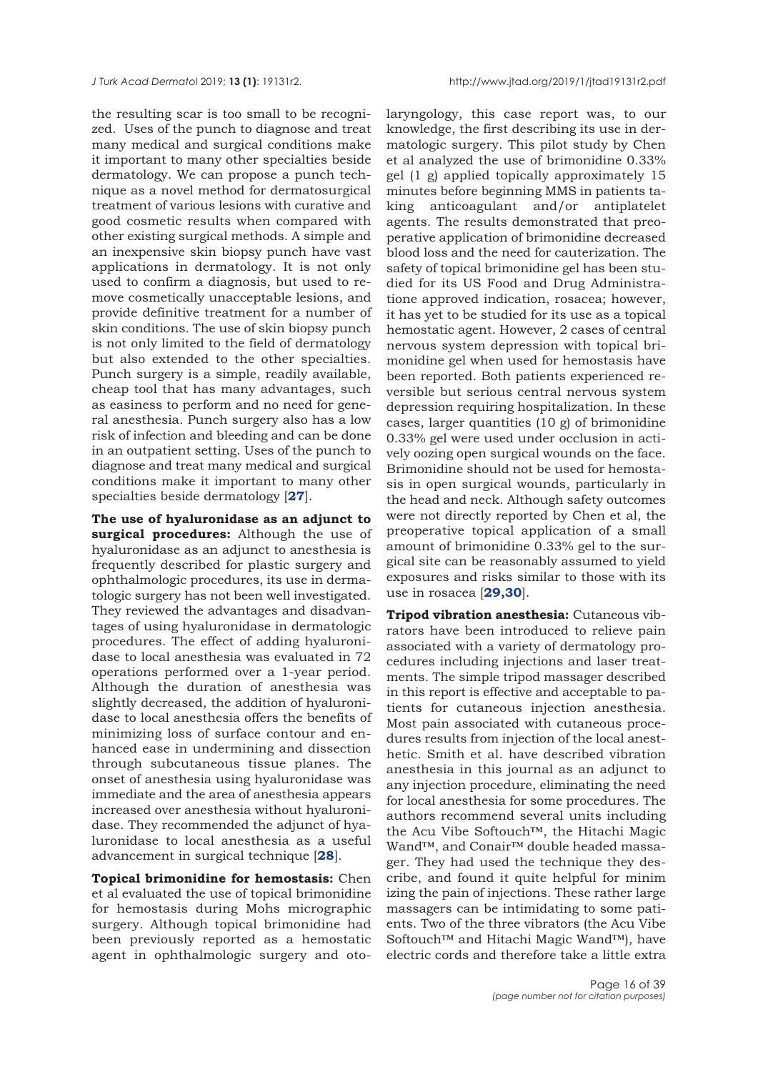the resulting scar is too small to be recognized. Uses of the punch to diagnose and treat many medical and surgical conditions make it important to many other specialties beside dermatology. We can propose a punch technique as a novel method for dermatosurgical treatment of various lesions with curative and good cosmetic results when compared with other existing surgical methods. A simple and an inexpensive skin biopsy punch have vast applications in dermatology. It is not only used to confirm a diagnosis, but used to remove cosmetically unacceptable lesions, and provide definitive treatment for a number of skin conditions. The use of skin biopsy punch is not only limited to the field of dermatology but also extended to the other specialties. Punch surgery is a simple, readily available, cheap tool that has many advantages, such as easiness to perform and no need for general anesthesia. Punch surgery also has a low risk of infection and bleeding and can be done in an outpatient setting. Uses of the punch to diagnose and treat many medical and surgical conditions make it important to many other specialties beside dermatology [27].

**The use of hyaluronidase as an adjunct to surgical procedures:** Although the use of hyaluronidase as an adjunct to anesthesia is frequently described for plastic surgery and ophthalmologic procedures, its use in dermatologic surgery has not been well investigated. They reviewed the advantages and disadvantages of using hyaluronidase in dermatologic procedures. The effect of adding hyaluronidase to local anesthesia was evaluated in 72 operations performed over a 1-year period. Although the duration of anesthesia was slightly decreased, the addition of hyaluronidase to local anesthesia offers the benefits of minimizing loss of surface contour and enhanced ease in undermining and dissection through subcutaneous tissue planes. The onset of anesthesia using hyaluronidase was immediate and the area of anesthesia appears increased over anesthesia without hyaluronidase. They recommended the adjunct of hyaluronidase to local anesthesia as a useful advancement in surgical technique [28].

**Topical brimonidine for hemostasis:** Chen et al evaluated the use of topical brimonidine for hemostasis during Mohs micrographic surgery. Although topical brimonidine had been previously reported as a hemostatic agent in ophthalmologic surgery and otolaryngology, this case report was, to our knowledge, the first describing its use in dermatologic surgery. This pilot study by Chen et al analyzed the use of brimonidine 0.33% gel (1 g) applied topically approximately 15 minutes before beginning MMS in patients taking anticoagulant and/or antiplatelet agents. The results demonstrated that preoperative application of brimonidine decreased blood loss and the need for cauterization. The safety of topical brimonidine gel has been studied for its US Food and Drug Administratione approved indication, rosacea; however, it has yet to be studied for its use as a topical hemostatic agent. However, 2 cases of central nervous system depression with topical brimonidine gel when used for hemostasis have been reported. Both patients experienced reversible but serious central nervous system depression requiring hospitalization. In these cases, larger quantities (10 g) of brimonidine 0.33% gel were used under occlusion in actively oozing open surgical wounds on the face. Brimonidine should not be used for hemostasis in open surgical wounds, particularly in the head and neck. Although safety outcomes were not directly reported by Chen et al, the preoperative topical application of a small amount of brimonidine 0.33% gel to the surgical site can be reasonably assumed to yield exposures and risks similar to those with its use in rosacea [29,30].

**Tripod vibration anesthesia:** Cutaneous vibrators have been introduced to relieve pain associated with a variety of dermatology procedures including injections and laser treatments. The simple tripod massager described in this report is effective and acceptable to patients for cutaneous injection anesthesia. Most pain associated with cutaneous procedures results from injection of the local anesthetic. Smith et al. have described vibration anesthesia in this journal as an adjunct to any injection procedure, eliminating the need for local anesthesia for some procedures. The authors recommend several units including the Acu Vibe Softouch™, the Hitachi Magic Wand™, and Conair™ double headed massager. They had used the technique they describe, and found it quite helpful for minimizing the pain of injections. These rather large massagers can be intimidating to some patients. Two of the three vibrators (the Acu Vibe Softouch™ and Hitachi Magic Wand™), have electric cords and therefore take a little extra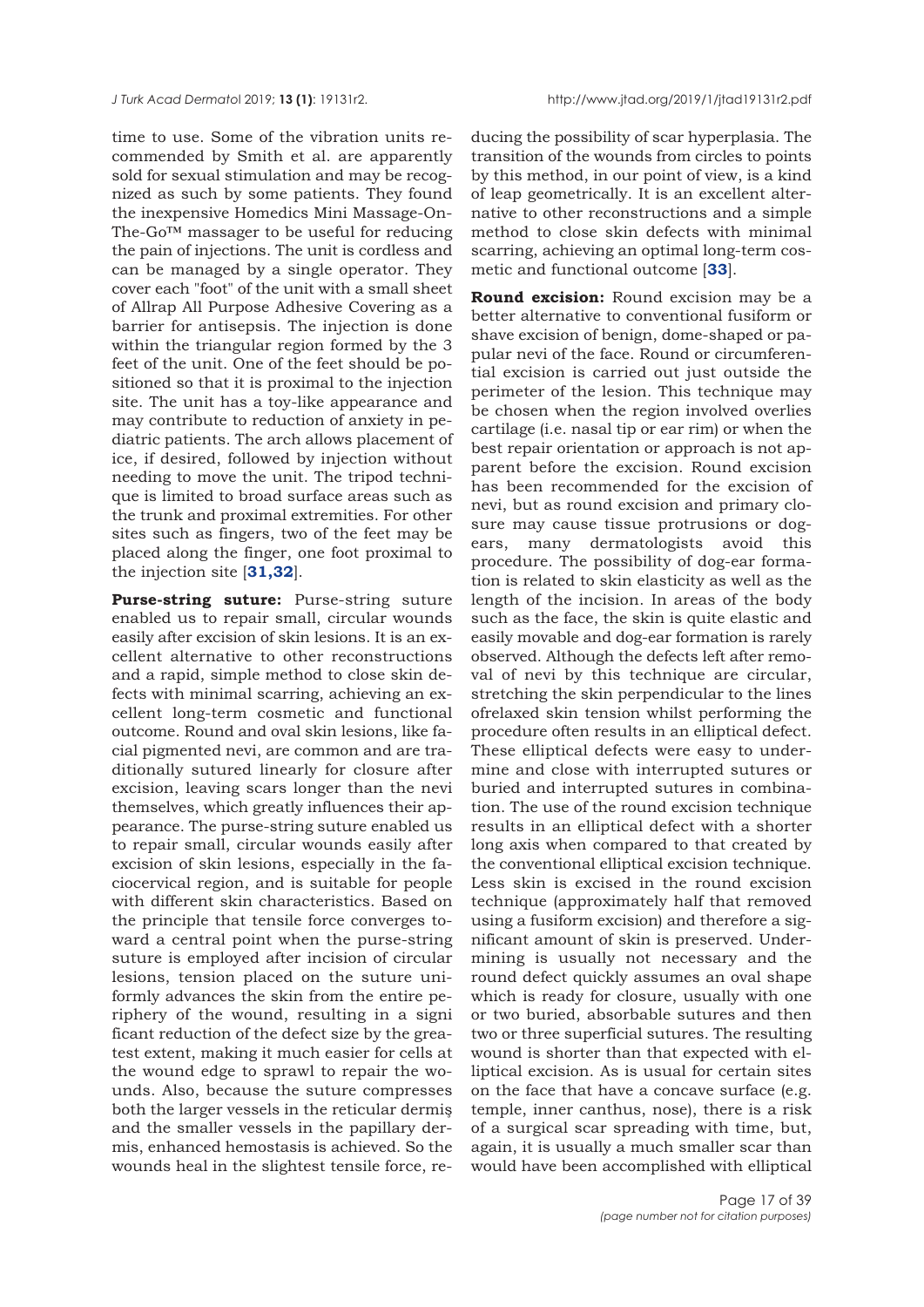time to use. Some of the vibration units recommended by Smith et al. are apparently sold for sexual stimulation and may be recognized as such by some patients. They found the inexpensive Homedics Mini Massage-On-The-Go™ massager to be useful for reducing the pain of injections. The unit is cordless and can be managed by a single operator. They cover each "foot" of the unit with a small sheet of Allrap All Purpose Adhesive Covering as a barrier for antisepsis. The injection is done within the triangular region formed by the 3 feet of the unit. One of the feet should be positioned so that it is proximal to the injection site. The unit has a toy-like appearance and may contribute to reduction of anxiety in pediatric patients. The arch allows placement of ice, if desired, followed by injection without needing to move the unit. The tripod technique is limited to broad surface areas such as the trunk and proximal extremities. For other sites such as fingers, two of the feet may be placed along the finger, one foot proximal to the injection site [**31,32**].

**Purse-string suture:** Purse-string suture enabled us to repair small, circular wounds easily after excision of skin lesions. It is an excellent alternative to other reconstructions and a rapid, simple method to close skin defects with minimal scarring, achieving an excellent long-term cosmetic and functional outcome. Round and oval skin lesions, like facial pigmented nevi, are common and are traditionally sutured linearly for closure after excision, leaving scars longer than the nevi themselves, which greatly influences their appearance. The purse-string suture enabled us to repair small, circular wounds easily after excision of skin lesions, especially in the faciocervical region, and is suitable for people with different skin characteristics. Based on the principle that tensile force converges toward a central point when the purse-string suture is employed after incision of circular lesions, tension placed on the suture uniformly advances the skin from the entire periphery of the wound, resulting in a signi ficant reduction of the defect size by the greatest extent, making it much easier for cells at the wound edge to sprawl to repair the wounds. Also, because the suture compresses both the larger vessels in the reticular dermiş and the smaller vessels in the papillary dermis, enhanced hemostasis is achieved. So the wounds heal in the slightest tensile force, reducing the possibility of scar hyperplasia. The transition of the wounds from circles to points by this method, in our point of view, is a kind of leap geometrically. It is an excellent alternative to other reconstructions and a simple method to close skin defects with minimal scarring, achieving an optimal long-term cosmetic and functional outcome [**33**].

**Round excision:** Round excision may be a better alternative to conventional fusiform or shave excision of benign, dome-shaped or papular nevi of the face. Round or circumferential excision is carried out just outside the perimeter of the lesion. This technique may be chosen when the region involved overlies cartilage (i.e. nasal tip or ear rim) or when the best repair orientation or approach is not apparent before the excision. Round excision has been recommended for the excision of nevi, but as round excision and primary closure may cause tissue protrusions or dog-ears, many dermatologists avoid this procedure. The possibility of dog-ear formation is related to skin elasticity as well as the length of the incision. In areas of the body such as the face, the skin is quite elastic and easily movable and dog-ear formation is rarely observed. Although the defects left after removal of nevi by this technique are circular, stretching the skin perpendicular to the lines ofrelaxed skin tension whilst performing the procedure often results in an elliptical defect. These elliptical defects were easy to undermine and close with interrupted sutures or buried and interrupted sutures in combination. The use of the round excision technique results in an elliptical defect with a shorter long axis when compared to that created by the conventional elliptical excision technique. Less skin is excised in the round excision technique (approximately half that removed using a fusiform excision) and therefore a significant amount of skin is preserved. Undermining is usually not necessary and the round defect quickly assumes an oval shape which is ready for closure, usually with one or two buried, absorbable sutures and then two or three superficial sutures. The resulting wound is shorter than that expected with elliptical excision. As is usual for certain sites on the face that have a concave surface (e.g. temple, inner canthus, nose), there is a risk of a surgical scar spreading with time, but, again, it is usually a much smaller scar than would have been accomplished with elliptical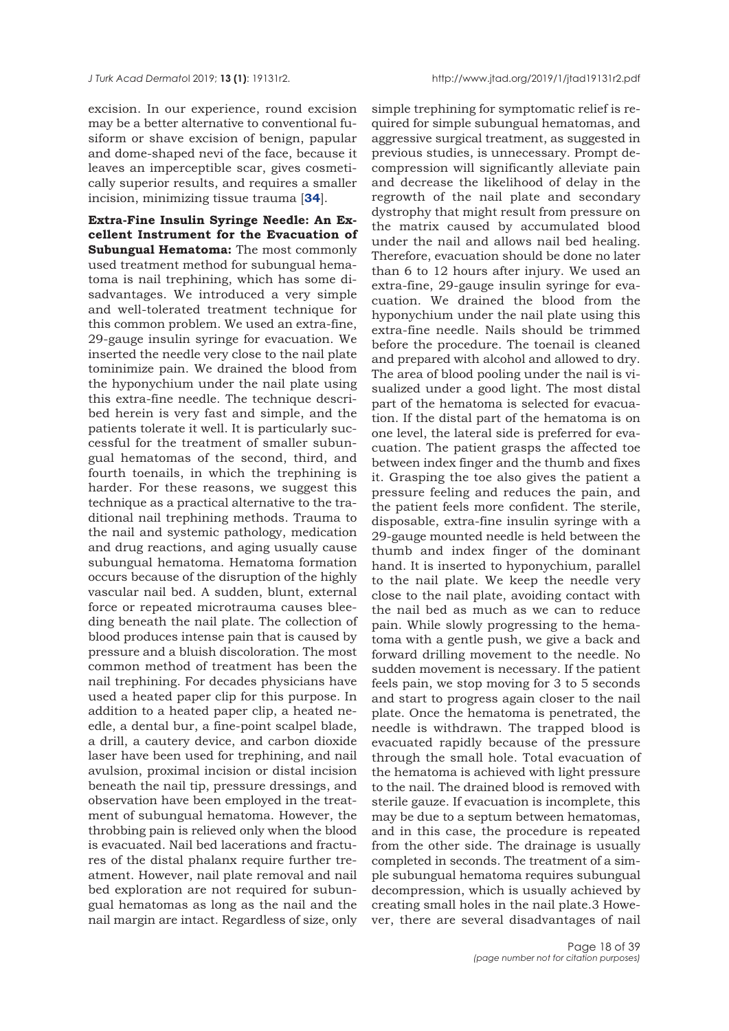excision. In our experience, round excision may be a better alternative to conventional fusiform or shave excision of benign, papular and dome-shaped nevi of the face, because it leaves an imperceptible scar, gives cosmetically superior results, and requires a smaller incision, minimizing tissue trauma [**34**].

**Extra-Fine Insulin Syringe Needle: An Excellent Instrument for the Evacuation of Subungual Hematoma:** The most commonly used treatment method for subungual hematoma is nail trephining, which has some disadvantages. We introduced a very simple and well-tolerated treatment technique for this common problem. We used an extra-fine, 29-gauge insulin syringe for evacuation. We inserted the needle very close to the nail plate tominimize pain. We drained the blood from the hyponychium under the nail plate using this extra-fine needle. The technique described herein is very fast and simple, and the patients tolerate it well. It is particularly successful for the treatment of smaller subungual hematomas of the second, third, and fourth toenails, in which the trephining is harder. For these reasons, we suggest this technique as a practical alternative to the traditional nail trephining methods. Trauma to the nail and systemic pathology, medication and drug reactions, and aging usually cause subungual hematoma. Hematoma formation occurs because of the disruption of the highly vascular nail bed. A sudden, blunt, external force or repeated microtrauma causes bleeding beneath the nail plate. The collection of blood produces intense pain that is caused by pressure and a bluish discoloration. The most common method of treatment has been the nail trephining. For decades physicians have used a heated paper clip for this purpose. In addition to a heated paper clip, a heated needle, a dental bur, a fine-point scalpel blade, a drill, a cautery device, and carbon dioxide laser have been used for trephining, and nail avulsion, proximal incision or distal incision beneath the nail tip, pressure dressings, and observation have been employed in the treatment of subungual hematoma. However, the throbbing pain is relieved only when the blood is evacuated. Nail bed lacerations and fractures of the distal phalanx require further treatment. However, nail plate removal and nail bed exploration are not required for subungual hematomas as long as the nail and the nail margin are intact. Regardless of size, only simple trephining for symptomatic relief is required for simple subungual hematomas, and aggressive surgical treatment, as suggested in previous studies, is unnecessary. Prompt decompression will significantly alleviate pain and decrease the likelihood of delay in the regrowth of the nail plate and secondary dystrophy that might result from pressure on the matrix caused by accumulated blood under the nail and allows nail bed healing. Therefore, evacuation should be done no later than 6 to 12 hours after injury. We used an extra-fine, 29-gauge insulin syringe for evacuation. We drained the blood from the hyponychium under the nail plate using this extra-fine needle. Nails should be trimmed before the procedure. The toenail is cleaned and prepared with alcohol and allowed to dry. The area of blood pooling under the nail is visualized under a good light. The most distal part of the hematoma is selected for evacuation. If the distal part of the hematoma is on one level, the lateral side is preferred for evacuation. The patient grasps the affected toe between index finger and the thumb and fixes it. Grasping the toe also gives the patient a pressure feeling and reduces the pain, and the patient feels more confident. The sterile, disposable, extra-fine insulin syringe with a 29-gauge mounted needle is held between the thumb and index finger of the dominant hand. It is inserted to hyponychium, parallel to the nail plate. We keep the needle very close to the nail plate, avoiding contact with the nail bed as much as we can to reduce pain. While slowly progressing to the hematoma with a gentle push, we give a back and forward drilling movement to the needle. No sudden movement is necessary. If the patient feels pain, we stop moving for 3 to 5 seconds and start to progress again closer to the nail plate. Once the hematoma is penetrated, the needle is withdrawn. The trapped blood is evacuated rapidly because of the pressure through the small hole. Total evacuation of the hematoma is achieved with light pressure to the nail. The drained blood is removed with sterile gauze. If evacuation is incomplete, this may be due to a septum between hematomas, and in this case, the procedure is repeated from the other side. The drainage is usually completed in seconds. The treatment of a simple subungual hematoma requires subungual decompression, which is usually achieved by creating small holes in the nail plate.3 However, there are several disadvantages of nail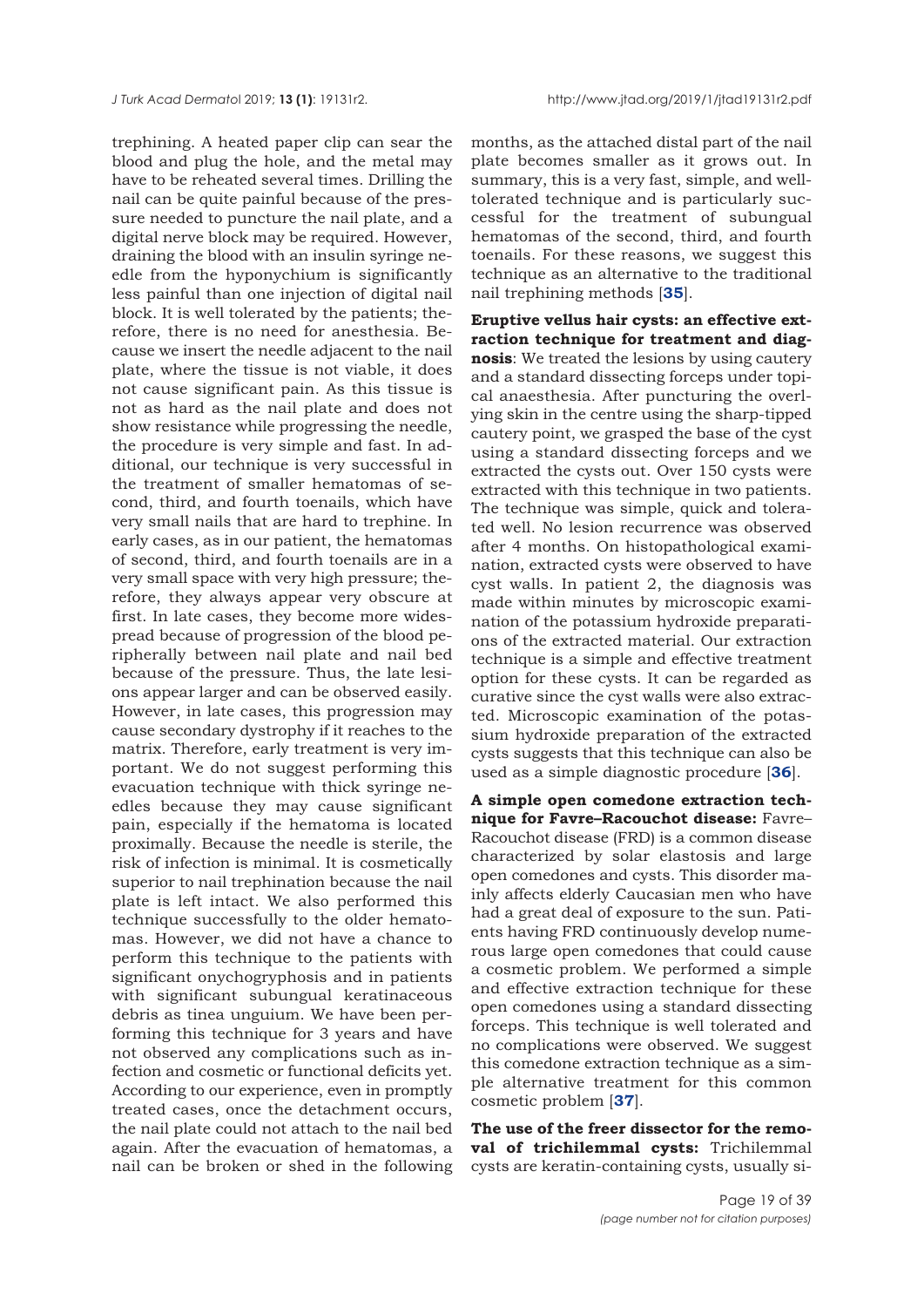trephining. A heated paper clip can sear the blood and plug the hole, and the metal may have to be reheated several times. Drilling the nail can be quite painful because of the pressure needed to puncture the nail plate, and a digital nerve block may be required. However, draining the blood with an insulin syringe needle from the hyponychium is significantly less painful than one injection of digital nail block. It is well tolerated by the patients; therefore, there is no need for anesthesia. Because we insert the needle adjacent to the nail plate, where the tissue is not viable, it does not cause significant pain. As this tissue is not as hard as the nail plate and does not show resistance while progressing the needle, the procedure is very simple and fast. In additional, our technique is very successful in the treatment of smaller hematomas of second, third, and fourth toenails, which have very small nails that are hard to trephine. In early cases, as in our patient, the hematomas of second, third, and fourth toenails are in a very small space with very high pressure; therefore, they always appear very obscure at first. In late cases, they become more widespread because of progression of the blood peripherally between nail plate and nail bed because of the pressure. Thus, the late lesions appear larger and can be observed easily. However, in late cases, this progression may cause secondary dystrophy if it reaches to the matrix. Therefore, early treatment is very important. We do not suggest performing this evacuation technique with thick syringe needles because they may cause significant pain, especially if the hematoma is located proximally. Because the needle is sterile, the risk of infection is minimal. It is cosmetically superior to nail trephination because the nail plate is left intact. We also performed this technique successfully to the older hematomas. However, we did not have a chance to perform this technique to the patients with significant onychogryphosis and in patients with significant subungual keratinaceous debris as tinea unguium. We have been performing this technique for 3 years and have not observed any complications such as infection and cosmetic or functional deficits yet. According to our experience, even in promptly treated cases, once the detachment occurs, the nail plate could not attach to the nail bed again. After the evacuation of hematomas, a nail can be broken or shed in the following months, as the attached distal part of the nail plate becomes smaller as it grows out. In summary, this is a very fast, simple, and well-tolerated technique and is particularly successful for the treatment of subungual hematomas of the second, third, and fourth toenails. For these reasons, we suggest this technique as an alternative to the traditional nail trephining methods [**35**].

**Eruptive vellus hair cysts: an effective extraction technique for treatment and diagnosis**: We treated the lesions by using cautery and a standard dissecting forceps under topical anaesthesia. After puncturing the overlying skin in the centre using the sharp-tipped cautery point, we grasped the base of the cyst using a standard dissecting forceps and we extracted the cysts out. Over 150 cysts were extracted with this technique in two patients. The technique was simple, quick and tolerated well. No lesion recurrence was observed after 4 months. On histopathological examination, extracted cysts were observed to have cyst walls. In patient 2, the diagnosis was made within minutes by microscopic examination of the potassium hydroxide preparations of the extracted material. Our extraction technique is a simple and effective treatment option for these cysts. It can be regarded as curative since the cyst walls were also extracted. Microscopic examination of the potassium hydroxide preparation of the extracted cysts suggests that this technique can also be used as a simple diagnostic procedure [**36**].

**A simple open comedone extraction technique for Favre–Racouchot disease:** Favre–Racouchot disease (FRD) is a common disease characterized by solar elastosis and large open comedones and cysts. This disorder mainly affects elderly Caucasian men who have had a great deal of exposure to the sun. Patients having FRD continuously develop numerous large open comedones that could cause a cosmetic problem. We performed a simple and effective extraction technique for these open comedones using a standard dissecting forceps. This technique is well tolerated and no complications were observed. We suggest this comedone extraction technique as a simple alternative treatment for this common cosmetic problem [**37**].

**The use of the freer dissector for the removal of trichilemmal cysts:** Trichilemmal cysts are keratin-containing cysts, usually si-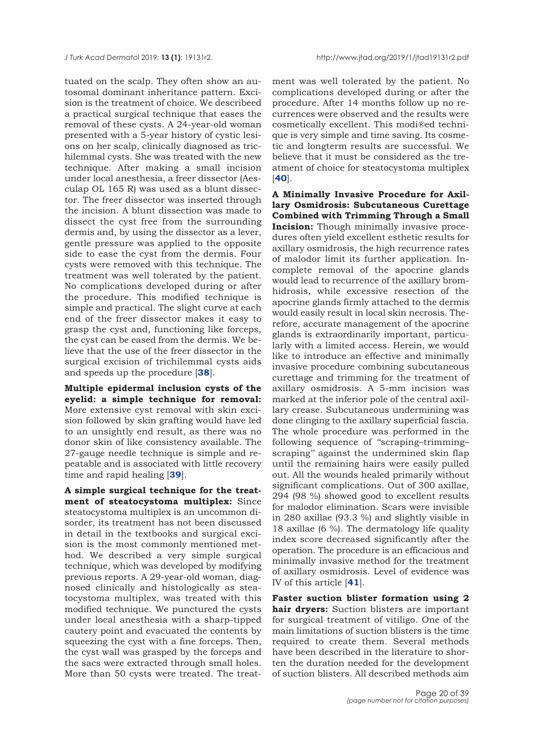tuated on the scalp. They often show an autosomal dominant inheritance pattern. Excision is the treatment of choice. We describeed a practical surgical technique that eases the removal of these cysts. A 24-year-old woman presented with a 5-year history of cystic lesions on her scalp, clinically diagnosed as trichilemmal cysts. She was treated with the new technique. After making a small incision under local anesthesia, a freer dissector (Aesculap OL 165 R) was used as a blunt dissector. The freer dissector was inserted through the incision. A blunt dissection was made to dissect the cyst free from the surrounding dermis and, by using the dissector as a lever, gentle pressure was applied to the opposite side to ease the cyst from the dermis. Four cysts were removed with this technique. The treatment was well tolerated by the patient. No complications developed during or after the procedure. This modified technique is simple and practical. The slight curve at each end of the freer dissector makes it easy to grasp the cyst and, functioning like forceps, the cyst can be eased from the dermis. We believe that the use of the freer dissector in the surgical excision of trichilemmal cysts aids and speeds up the procedure [**38**].

**Multiple epidermal inclusion cysts of the eyelid: a simple technique for removal:** More extensive cyst removal with skin excision followed by skin grafting would have led to an unsightly end result, as there was no donor skin of like consistency available. The 27-gauge needle technique is simple and repeatable and is associated with little recovery time and rapid healing [**39**].

**A simple surgical technique for the treatment of steatocystoma multiplex:** Since steatocystoma multiplex is an uncommon disorder, its treatment has not been discussed in detail in the textbooks and surgical excision is the most commonly mentioned method. We described a very simple surgical technique, which was developed by modifying previous reports. A 29-year-old woman, diagnosed clinically and histologically as steatocystoma multiplex, was treated with this modified technique. We punctured the cysts under local anesthesia with a sharp-tipped cautery point and evacuated the contents by squeezing the cyst with a fine forceps. Then, the cyst wall was grasped by the forceps and the sacs were extracted through small holes. More than 50 cysts were treated. The treatment was well tolerated by the patient. No complications developed during or after the procedure. After 14 months follow up no recurrences were observed and the results were cosmetically excellent. This modi®ed technique is very simple and time saving. Its cosmetic and longterm results are successful. We believe that it must be considered as the treatment of choice for steatocystoma multiplex [**40**].

**A Minimally Invasive Procedure for Axillary Osmidrosis: Subcutaneous Curettage Combined with Trimming Through a Small Incision:** Though minimally invasive procedures often yield excellent esthetic results for axillary osmidrosis, the high recurrence rates of malodor limit its further application. Incomplete removal of the apocrine glands would lead to recurrence of the axillary bromhidrosis, while excessive resection of the apocrine glands firmly attached to the dermis would easily result in local skin necrosis. Therefore, accurate management of the apocrine glands is extraordinarily important, particularly with a limited access. Herein, we would like to introduce an effective and minimally invasive procedure combining subcutaneous curettage and trimming for the treatment of axillary osmidrosis. A 5-mm incision was marked at the inferior pole of the central axillary crease. Subcutaneous undermining was done clinging to the axillary superficial fascia. The whole procedure was performed in the following sequence of "scraping–trimming–scraping" against the undermined skin flap until the remaining hairs were easily pulled out. All the wounds healed primarily without significant complications. Out of 300 axillae, 294 (98 %) showed good to excellent results for malodor elimination. Scars were invisible in 280 axillae (93.3 %) and slightly visible in 18 axillae (6 %). The dermatology life quality index score decreased significantly after the operation. The procedure is an efficacious and minimally invasive method for the treatment of axillary osmidrosis. Level of evidence was IV of this article [**41**].

**Faster suction blister formation using 2 hair dryers:** Suction blisters are important for surgical treatment of vitiligo. One of the main limitations of suction blisters is the time required to create them. Several methods have been described in the literature to shorten the duration needed for the development of suction blisters. All described methods aim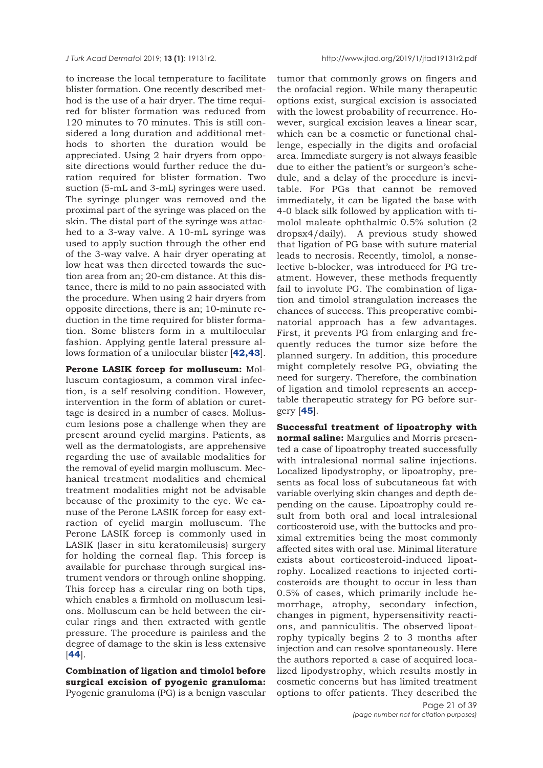to increase the local temperature to facilitate blister formation. One recently described method is the use of a hair dryer. The time required for blister formation was reduced from 120 minutes to 70 minutes. This is still considered a long duration and additional methods to shorten the duration would be appreciated. Using 2 hair dryers from opposite directions would further reduce the duration required for blister formation. Two suction (5-mL and 3-mL) syringes were used. The syringe plunger was removed and the proximal part of the syringe was placed on the skin. The distal part of the syringe was attached to a 3-way valve. A 10-mL syringe was used to apply suction through the other end of the 3-way valve. A hair dryer operating at low heat was then directed towards the suction area from an; 20-cm distance. At this distance, there is mild to no pain associated with the procedure. When using 2 hair dryers from opposite directions, there is an; 10-minute reduction in the time required for blister formation. Some blisters form in a multilocular fashion. Applying gentle lateral pressure allows formation of a unilocular blister [**42,43**].

**Perone LASIK forcep for molluscum:** Molluscum contagiosum, a common viral infection, is a self resolving condition. However, intervention in the form of ablation or curettage is desired in a number of cases. Molluscum lesions pose a challenge when they are present around eyelid margins. Patients, as well as the dermatologists, are apprehensive regarding the use of available modalities for the removal of eyelid margin molluscum. Mechanical treatment modalities and chemical treatment modalities might not be advisable because of the proximity to the eye. We canuse of the Perone LASIK forcep for easy extraction of eyelid margin molluscum. The Perone LASIK forcep is commonly used in LASIK (laser in situ keratomileusis) surgery for holding the corneal flap. This forcep is available for purchase through surgical instrument vendors or through online shopping. This forcep has a circular ring on both tips, which enables a firmhold on molluscum lesions. Molluscum can be held between the circular rings and then extracted with gentle pressure. The procedure is painless and the degree of damage to the skin is less extensive [**44**].

**Combination of ligation and timolol before surgical excision of pyogenic granuloma:** Pyogenic granuloma (PG) is a benign vascular tumor that commonly grows on fingers and the orofacial region. While many therapeutic options exist, surgical excision is associated with the lowest probability of recurrence. However, surgical excision leaves a linear scar, which can be a cosmetic or functional challenge, especially in the digits and orofacial area. Immediate surgery is not always feasible due to either the patient's or surgeon's schedule, and a delay of the procedure is inevitable. For PGs that cannot be removed immediately, it can be ligated the base with 4-0 black silk followed by application with timolol maleate ophthalmic 0.5% solution (2 dropsx4/daily). A previous study showed that ligation of PG base with suture material leads to necrosis. Recently, timolol, a nonselective b-blocker, was introduced for PG treatment. However, these methods frequently fail to involute PG. The combination of ligation and timolol strangulation increases the chances of success. This preoperative combinatorial approach has a few advantages. First, it prevents PG from enlarging and frequently reduces the tumor size before the planned surgery. In addition, this procedure might completely resolve PG, obviating the need for surgery. Therefore, the combination of ligation and timolol represents an acceptable therapeutic strategy for PG before surgery [**45**].

**Successful treatment of lipoatrophy with normal saline:** Margulies and Morris presented a case of lipoatrophy treated successfully with intralesional normal saline injections. Localized lipodystrophy, or lipoatrophy, presents as focal loss of subcutaneous fat with variable overlying skin changes and depth depending on the cause. Lipoatrophy could result from both oral and local intralesional corticosteroid use, with the buttocks and proximal extremities being the most commonly affected sites with oral use. Minimal literature exists about corticosteroid-induced lipoatrophy. Localized reactions to injected corticosteroids are thought to occur in less than 0.5% of cases, which primarily include hemorrhage, atrophy, secondary infection, changes in pigment, hypersensitivity reactions, and panniculitis. The observed lipoatrophy typically begins 2 to 3 months after injection and can resolve spontaneously. Here the authors reported a case of acquired localized lipodystrophy, which results mostly in cosmetic concerns but has limited treatment options to offer patients. They described the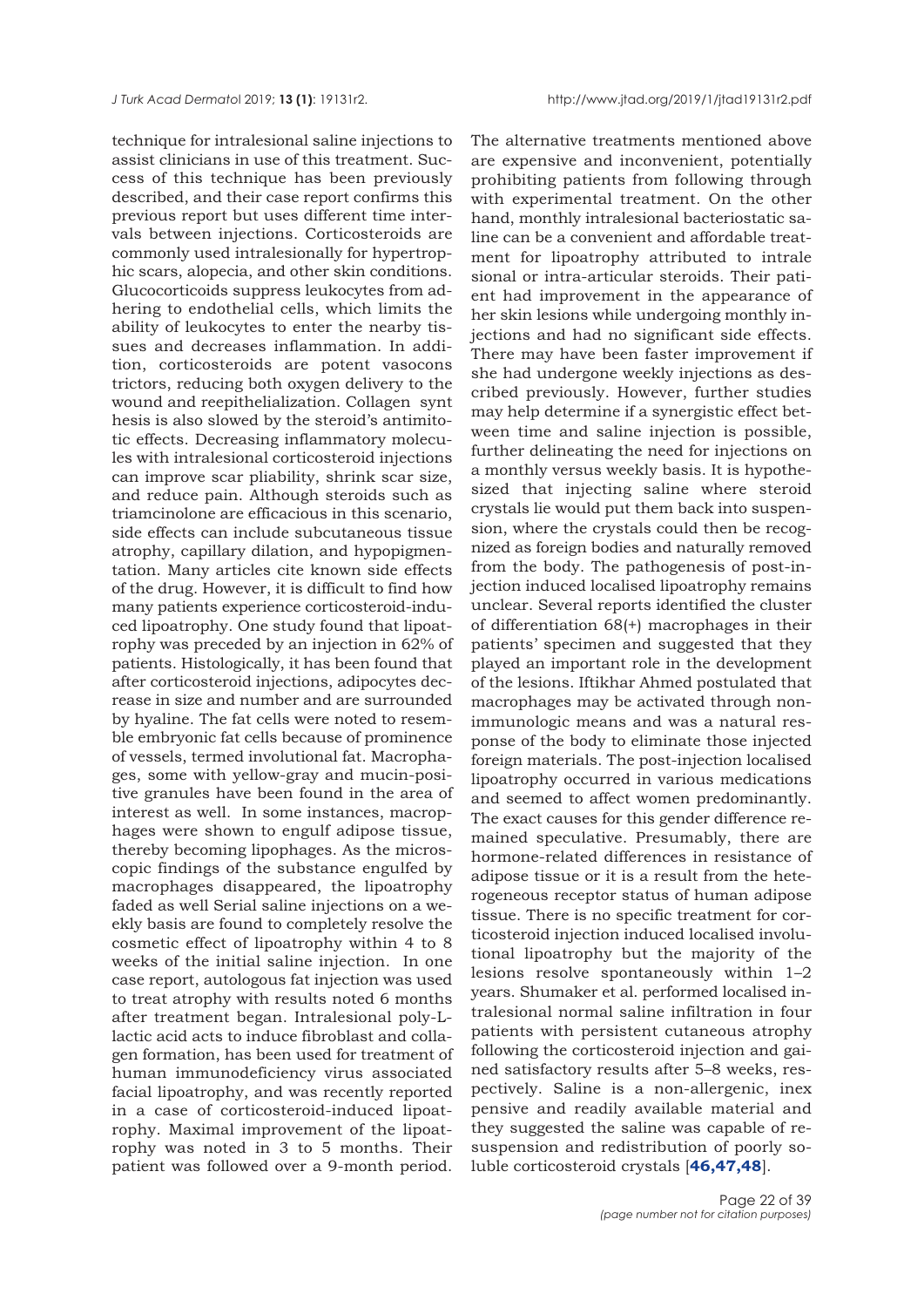technique for intralesional saline injections to assist clinicians in use of this treatment. Success of this technique has been previously described, and their case report confirms this previous report but uses different time intervals between injections. Corticosteroids are commonly used intralesionally for hypertrophic scars, alopecia, and other skin conditions. Glucocorticoids suppress leukocytes from adhering to endothelial cells, which limits the ability of leukocytes to enter the nearby tissues and decreases inflammation. In addition, corticosteroids are potent vasocons trictors, reducing both oxygen delivery to the wound and reepithelialization. Collagen synt hesis is also slowed by the steroid's antimitotic effects. Decreasing inflammatory molecules with intralesional corticosteroid injections can improve scar pliability, shrink scar size, and reduce pain. Although steroids such as triamcinolone are efficacious in this scenario, side effects can include subcutaneous tissue atrophy, capillary dilation, and hypopigmentation. Many articles cite known side effects of the drug. However, it is difficult to find how many patients experience corticosteroid-induced lipoatrophy. One study found that lipoatrophy was preceded by an injection in 62% of patients. Histologically, it has been found that after corticosteroid injections, adipocytes decrease in size and number and are surrounded by hyaline. The fat cells were noted to resemble embryonic fat cells because of prominence of vessels, termed involutional fat. Macrophages, some with yellow-gray and mucin-positive granules have been found in the area of interest as well. In some instances, macrophages were shown to engulf adipose tissue, thereby becoming lipophages. As the microscopic findings of the substance engulfed by macrophages disappeared, the lipoatrophy faded as well Serial saline injections on a weekly basis are found to completely resolve the cosmetic effect of lipoatrophy within 4 to 8 weeks of the initial saline injection. In one case report, autologous fat injection was used to treat atrophy with results noted 6 months after treatment began. Intralesional poly-L-lactic acid acts to induce fibroblast and collagen formation, has been used for treatment of human immunodeficiency virus associated facial lipoatrophy, and was recently reported in a case of corticosteroid-induced lipoatrophy. Maximal improvement of the lipoatrophy was noted in 3 to 5 months. Their patient was followed over a 9-month period. The alternative treatments mentioned above are expensive and inconvenient, potentially prohibiting patients from following through with experimental treatment. On the other hand, monthly intralesional bacteriostatic saline can be a convenient and affordable treatment for lipoatrophy attributed to intrale sional or intra-articular steroids. Their patient had improvement in the appearance of her skin lesions while undergoing monthly injections and had no significant side effects. There may have been faster improvement if she had undergone weekly injections as described previously. However, further studies may help determine if a synergistic effect between time and saline injection is possible, further delineating the need for injections on a monthly versus weekly basis. It is hypothesized that injecting saline where steroid crystals lie would put them back into suspension, where the crystals could then be recognized as foreign bodies and naturally removed from the body. The pathogenesis of post-injection induced localised lipoatrophy remains unclear. Several reports identified the cluster of differentiation 68(+) macrophages in their patients' specimen and suggested that they played an important role in the development of the lesions. Iftikhar Ahmed postulated that macrophages may be activated through non-immunologic means and was a natural response of the body to eliminate those injected foreign materials. The post-injection localised lipoatrophy occurred in various medications and seemed to affect women predominantly. The exact causes for this gender difference remained speculative. Presumably, there are hormone-related differences in resistance of adipose tissue or it is a result from the heterogeneous receptor status of human adipose tissue. There is no specific treatment for corticosteroid injection induced localised involutional lipoatrophy but the majority of the lesions resolve spontaneously within 1–2 years. Shumaker et al. performed localised intralesional normal saline infiltration in four patients with persistent cutaneous atrophy following the corticosteroid injection and gained satisfactory results after 5–8 weeks, respectively. Saline is a non-allergenic, inex pensive and readily available material and they suggested the saline was capable of resuspension and redistribution of poorly soluble corticosteroid crystals [**46,47,48**].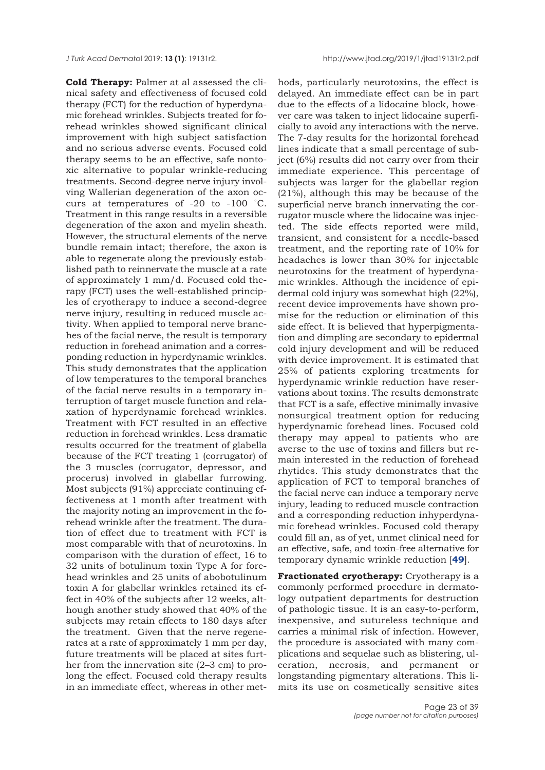**Cold Therapy:** Palmer at al assessed the clinical safety and effectiveness of focused cold therapy (FCT) for the reduction of hyperdynamic forehead wrinkles. Subjects treated for forehead wrinkles showed significant clinical improvement with high subject satisfaction and no serious adverse events. Focused cold therapy seems to be an effective, safe nontoxic alternative to popular wrinkle-reducing treatments. Second-degree nerve injury involving Wallerian degeneration of the axon occurs at temperatures of -20 to -100 ˚C. Treatment in this range results in a reversible degeneration of the axon and myelin sheath. However, the structural elements of the nerve bundle remain intact; therefore, the axon is able to regenerate along the previously established path to reinnervate the muscle at a rate of approximately 1 mm/d. Focused cold therapy (FCT) uses the well-established principles of cryotherapy to induce a second-degree nerve injury, resulting in reduced muscle activity. When applied to temporal nerve branches of the facial nerve, the result is temporary reduction in forehead animation and a corresponding reduction in hyperdynamic wrinkles. This study demonstrates that the application of low temperatures to the temporal branches of the facial nerve results in a temporary interruption of target muscle function and relaxation of hyperdynamic forehead wrinkles. Treatment with FCT resulted in an effective reduction in forehead wrinkles. Less dramatic results occurred for the treatment of glabella because of the FCT treating 1 (corrugator) of the 3 muscles (corrugator, depressor, and procerus) involved in glabellar furrowing. Most subjects (91%) appreciate continuing effectiveness at 1 month after treatment with the majority noting an improvement in the forehead wrinkle after the treatment. The duration of effect due to treatment with FCT is most comparable with that of neurotoxins. In comparison with the duration of effect, 16 to 32 units of botulinum toxin Type A for forehead wrinkles and 25 units of abobotulinum toxin A for glabellar wrinkles retained its effect in 40% of the subjects after 12 weeks, although another study showed that 40% of the subjects may retain effects to 180 days after the treatment. Given that the nerve regenerates at a rate of approximately 1 mm per day, future treatments will be placed at sites further from the innervation site (2–3 cm) to prolong the effect. Focused cold therapy results in an immediate effect, whereas in other methods, particularly neurotoxins, the effect is delayed. An immediate effect can be in part due to the effects of a lidocaine block, however care was taken to inject lidocaine superficially to avoid any interactions with the nerve. The 7-day results for the horizontal forehead lines indicate that a small percentage of subject (6%) results did not carry over from their immediate experience. This percentage of subjects was larger for the glabellar region (21%), although this may be because of the superficial nerve branch innervating the corrugator muscle where the lidocaine was injected. The side effects reported were mild, transient, and consistent for a needle-based treatment, and the reporting rate of 10% for headaches is lower than 30% for injectable neurotoxins for the treatment of hyperdynamic wrinkles. Although the incidence of epidermal cold injury was somewhat high (22%), recent device improvements have shown promise for the reduction or elimination of this side effect. It is believed that hyperpigmentation and dimpling are secondary to epidermal cold injury development and will be reduced with device improvement. It is estimated that 25% of patients exploring treatments for hyperdynamic wrinkle reduction have reservations about toxins. The results demonstrate that FCT is a safe, effective minimally invasive nonsurgical treatment option for reducing hyperdynamic forehead lines. Focused cold therapy may appeal to patients who are averse to the use of toxins and fillers but remain interested in the reduction of forehead rhytides. This study demonstrates that the application of FCT to temporal branches of the facial nerve can induce a temporary nerve injury, leading to reduced muscle contraction and a corresponding reduction inhyperdynamic forehead wrinkles. Focused cold therapy could fill an, as of yet, unmet clinical need for an effective, safe, and toxin-free alternative for temporary dynamic wrinkle reduction [**49**].

**Fractionated cryotherapy:** Cryotherapy is a commonly performed procedure in dermatology outpatient departments for destruction of pathologic tissue. It is an easy-to-perform, inexpensive, and sutureless technique and carries a minimal risk of infection. However, the procedure is associated with many complications and sequelae such as blistering, ulceration, necrosis, and permanent or longstanding pigmentary alterations. This limits its use on cosmetically sensitive sites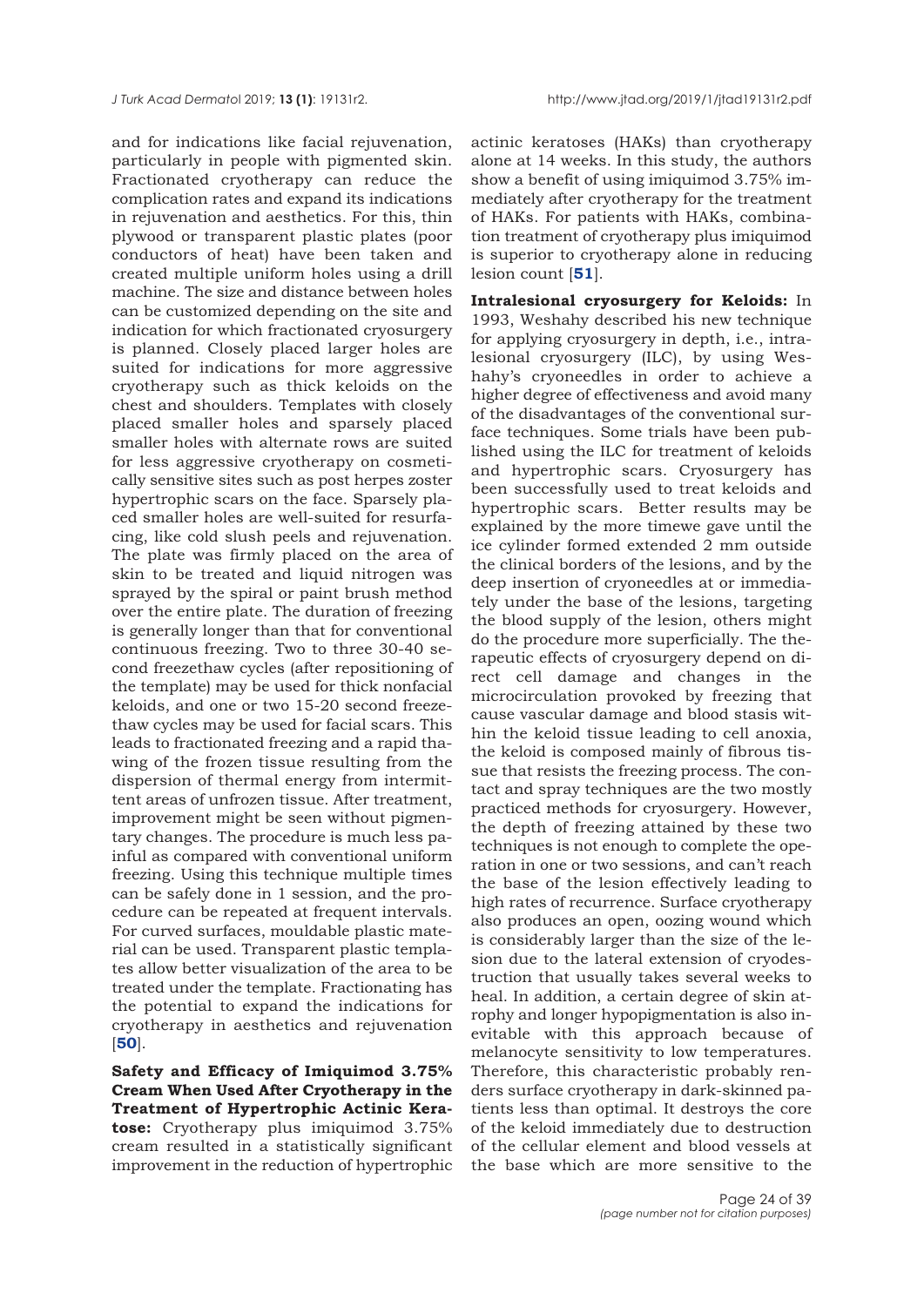and for indications like facial rejuvenation, particularly in people with pigmented skin. Fractionated cryotherapy can reduce the complication rates and expand its indications in rejuvenation and aesthetics. For this, thin plywood or transparent plastic plates (poor conductors of heat) have been taken and created multiple uniform holes using a drill machine. The size and distance between holes can be customized depending on the site and indication for which fractionated cryosurgery is planned. Closely placed larger holes are suited for indications for more aggressive cryotherapy such as thick keloids on the chest and shoulders. Templates with closely placed smaller holes and sparsely placed smaller holes with alternate rows are suited for less aggressive cryotherapy on cosmetically sensitive sites such as post herpes zoster hypertrophic scars on the face. Sparsely placed smaller holes are well-suited for resurfacing, like cold slush peels and rejuvenation. The plate was firmly placed on the area of skin to be treated and liquid nitrogen was sprayed by the spiral or paint brush method over the entire plate. The duration of freezing is generally longer than that for conventional continuous freezing. Two to three 30-40 second freezethaw cycles (after repositioning of the template) may be used for thick nonfacial keloids, and one or two 15-20 second freezethaw cycles may be used for facial scars. This leads to fractionated freezing and a rapid thawing of the frozen tissue resulting from the dispersion of thermal energy from intermittent areas of unfrozen tissue. After treatment, improvement might be seen without pigmentary changes. The procedure is much less painful as compared with conventional uniform freezing. Using this technique multiple times can be safely done in 1 session, and the procedure can be repeated at frequent intervals. For curved surfaces, mouldable plastic material can be used. Transparent plastic templates allow better visualization of the area to be treated under the template. Fractionating has the potential to expand the indications for cryotherapy in aesthetics and rejuvenation [**50**].

**Safety and Efficacy of Imiquimod 3.75% Cream When Used After Cryotherapy in the Treatment of Hypertrophic Actinic Keratose:** Cryotherapy plus imiquimod 3.75% cream resulted in a statistically significant improvement in the reduction of hypertrophic actinic keratoses (HAKs) than cryotherapy alone at 14 weeks. In this study, the authors show a benefit of using imiquimod 3.75% immediately after cryotherapy for the treatment of HAKs. For patients with HAKs, combination treatment of cryotherapy plus imiquimod is superior to cryotherapy alone in reducing lesion count [**51**].

**Intralesional cryosurgery for Keloids:** In 1993, Weshahy described his new technique for applying cryosurgery in depth, i.e., intralesional cryosurgery (ILC), by using Weshahy's cryoneedles in order to achieve a higher degree of effectiveness and avoid many of the disadvantages of the conventional surface techniques. Some trials have been published using the ILC for treatment of keloids and hypertrophic scars. Cryosurgery has been successfully used to treat keloids and hypertrophic scars. Better results may be explained by the more timewe gave until the ice cylinder formed extended 2 mm outside the clinical borders of the lesions, and by the deep insertion of cryoneedles at or immediately under the base of the lesions, targeting the blood supply of the lesion, others might do the procedure more superficially. The therapeutic effects of cryosurgery depend on direct cell damage and changes in the microcirculation provoked by freezing that cause vascular damage and blood stasis within the keloid tissue leading to cell anoxia, the keloid is composed mainly of fibrous tissue that resists the freezing process. The contact and spray techniques are the two mostly practiced methods for cryosurgery. However, the depth of freezing attained by these two techniques is not enough to complete the operation in one or two sessions, and can't reach the base of the lesion effectively leading to high rates of recurrence. Surface cryotherapy also produces an open, oozing wound which is considerably larger than the size of the lesion due to the lateral extension of cryodestruction that usually takes several weeks to heal. In addition, a certain degree of skin atrophy and longer hypopigmentation is also inevitable with this approach because of melanocyte sensitivity to low temperatures. Therefore, this characteristic probably renders surface cryotherapy in dark-skinned patients less than optimal. It destroys the core of the keloid immediately due to destruction of the cellular element and blood vessels at the base which are more sensitive to the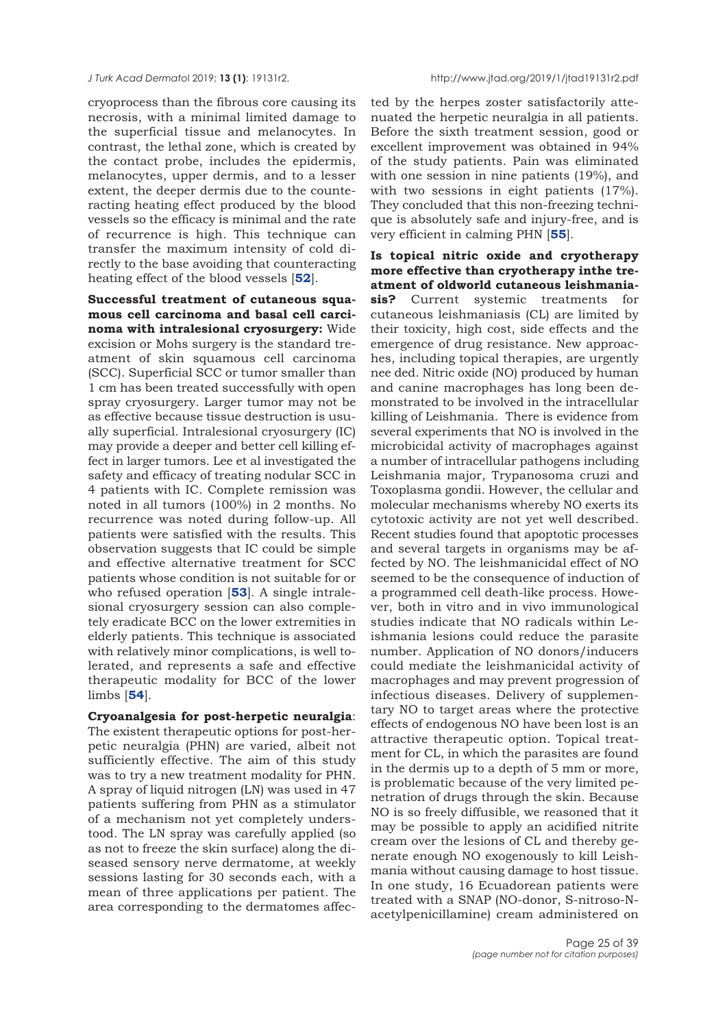cryoprocess than the fibrous core causing its necrosis, with a minimal limited damage to the superficial tissue and melanocytes. In contrast, the lethal zone, which is created by the contact probe, includes the epidermis, melanocytes, upper dermis, and to a lesser extent, the deeper dermis due to the counteracting heating effect produced by the blood vessels so the efficacy is minimal and the rate of recurrence is high. This technique can transfer the maximum intensity of cold directly to the base avoiding that counteracting heating effect of the blood vessels [**52**].

**Successful treatment of cutaneous squamous cell carcinoma and basal cell carcinoma with intralesional cryosurgery:** Wide excision or Mohs surgery is the standard treatment of skin squamous cell carcinoma (SCC). Superficial SCC or tumor smaller than 1 cm has been treated successfully with open spray cryosurgery. Larger tumor may not be as effective because tissue destruction is usually superficial. Intralesional cryosurgery (IC) may provide a deeper and better cell killing effect in larger tumors. Lee et al investigated the safety and efficacy of treating nodular SCC in 4 patients with IC. Complete remission was noted in all tumors (100%) in 2 months. No recurrence was noted during follow-up. All patients were satisfied with the results. This observation suggests that IC could be simple and effective alternative treatment for SCC patients whose condition is not suitable for or who refused operation [**53**]. A single intralesional cryosurgery session can also completely eradicate BCC on the lower extremities in elderly patients. This technique is associated with relatively minor complications, is well tolerated, and represents a safe and effective therapeutic modality for BCC of the lower limbs [**54**].

**Cryoanalgesia for post-herpetic neuralgia**: The existent therapeutic options for post-herpetic neuralgia (PHN) are varied, albeit not sufficiently effective. The aim of this study was to try a new treatment modality for PHN. A spray of liquid nitrogen (LN) was used in 47 patients suffering from PHN as a stimulator of a mechanism not yet completely understood. The LN spray was carefully applied (so as not to freeze the skin surface) along the diseased sensory nerve dermatome, at weekly sessions lasting for 30 seconds each, with a mean of three applications per patient. The area corresponding to the dermatomes affected by the herpes zoster satisfactorily attenuated the herpetic neuralgia in all patients. Before the sixth treatment session, good or excellent improvement was obtained in 94% of the study patients. Pain was eliminated with one session in nine patients (19%), and with two sessions in eight patients (17%). They concluded that this non-freezing technique is absolutely safe and injury-free, and is very efficient in calming PHN [**55**].

**Is topical nitric oxide and cryotherapy more effective than cryotherapy inthe treatment of oldworld cutaneous leishmaniasis?** Current systemic treatments for cutaneous leishmaniasis (CL) are limited by their toxicity, high cost, side effects and the emergence of drug resistance. New approaches, including topical therapies, are urgently nee ded. Nitric oxide (NO) produced by human and canine macrophages has long been demonstrated to be involved in the intracellular killing of Leishmania. There is evidence from several experiments that NO is involved in the microbicidal activity of macrophages against a number of intracellular pathogens including Leishmania major, Trypanosoma cruzi and Toxoplasma gondii. However, the cellular and molecular mechanisms whereby NO exerts its cytotoxic activity are not yet well described. Recent studies found that apoptotic processes and several targets in organisms may be affected by NO. The leishmanicidal effect of NO seemed to be the consequence of induction of a programmed cell death-like process. However, both in vitro and in vivo immunological studies indicate that NO radicals within Leishmania lesions could reduce the parasite number. Application of NO donors/inducers could mediate the leishmanicidal activity of macrophages and may prevent progression of infectious diseases. Delivery of supplementary NO to target areas where the protective effects of endogenous NO have been lost is an attractive therapeutic option. Topical treatment for CL, in which the parasites are found in the dermis up to a depth of 5 mm or more, is problematic because of the very limited penetration of drugs through the skin. Because NO is so freely diffusible, we reasoned that it may be possible to apply an acidified nitrite cream over the lesions of CL and thereby generate enough NO exogenously to kill Leishmania without causing damage to host tissue. In one study, 16 Ecuadorean patients were treated with a SNAP (NO-donor, S-nitroso-N-acetylpenicillamine) cream administered on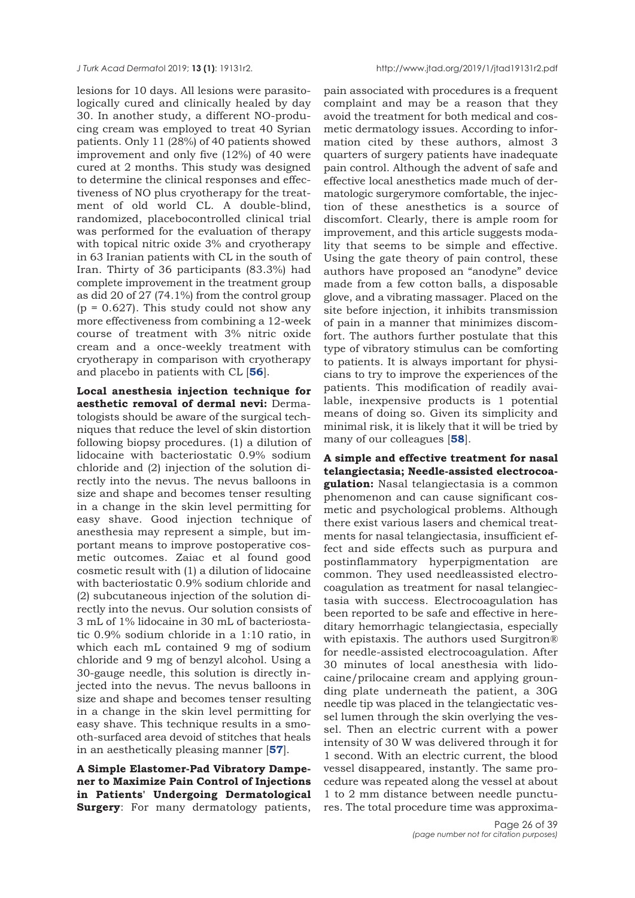lesions for 10 days. All lesions were parasitologically cured and clinically healed by day 30. In another study, a different NO-producing cream was employed to treat 40 Syrian patients. Only 11 (28%) of 40 patients showed improvement and only five (12%) of 40 were cured at 2 months. This study was designed to determine the clinical responses and effectiveness of NO plus cryotherapy for the treatment of old world CL. A double-blind, randomized, placebocontrolled clinical trial was performed for the evaluation of therapy with topical nitric oxide 3% and cryotherapy in 63 Iranian patients with CL in the south of Iran. Thirty of 36 participants (83.3%) had complete improvement in the treatment group as did 20 of 27 (74.1%) from the control group ($p = 0.627$). This study could not show any more effectiveness from combining a 12-week course of treatment with 3% nitric oxide cream and a once-weekly treatment with cryotherapy in comparison with cryotherapy and placebo in patients with CL [**56**].

**Local anesthesia injection technique for aesthetic removal of dermal nevi:** Dermatologists should be aware of the surgical techniques that reduce the level of skin distortion following biopsy procedures. (1) a dilution of lidocaine with bacteriostatic 0.9% sodium chloride and (2) injection of the solution directly into the nevus. The nevus balloons in size and shape and becomes tenser resulting in a change in the skin level permitting for easy shave. Good injection technique of anesthesia may represent a simple, but important means to improve postoperative cosmetic outcomes. Zaiac et al found good cosmetic result with (1) a dilution of lidocaine with bacteriostatic 0.9% sodium chloride and (2) subcutaneous injection of the solution directly into the nevus. Our solution consists of 3 mL of 1% lidocaine in 30 mL of bacteriostatic 0.9% sodium chloride in a 1:10 ratio, in which each mL contained 9 mg of sodium chloride and 9 mg of benzyl alcohol. Using a 30-gauge needle, this solution is directly injected into the nevus. The nevus balloons in size and shape and becomes tenser resulting in a change in the skin level permitting for easy shave. This technique results in a smooth-surfaced area devoid of stitches that heals in an aesthetically pleasing manner [**57**].

**A Simple Elastomer-Pad Vibratory Dampener to Maximize Pain Control of Injections in Patients' Undergoing Dermatological Surgery**: For many dermatology patients, pain associated with procedures is a frequent complaint and may be a reason that they avoid the treatment for both medical and cosmetic dermatology issues. According to information cited by these authors, almost 3 quarters of surgery patients have inadequate pain control. Although the advent of safe and effective local anesthetics made much of dermatologic surgerymore comfortable, the injection of these anesthetics is a source of discomfort. Clearly, there is ample room for improvement, and this article suggests modality that seems to be simple and effective. Using the gate theory of pain control, these authors have proposed an "anodyne" device made from a few cotton balls, a disposable glove, and a vibrating massager. Placed on the site before injection, it inhibits transmission of pain in a manner that minimizes discomfort. The authors further postulate that this type of vibratory stimulus can be comforting to patients. It is always important for physicians to try to improve the experiences of the patients. This modification of readily available, inexpensive products is 1 potential means of doing so. Given its simplicity and minimal risk, it is likely that it will be tried by many of our colleagues [**58**].

**A simple and effective treatment for nasal telangiectasia; Needle-assisted electrocoagulation:** Nasal telangiectasia is a common phenomenon and can cause significant cosmetic and psychological problems. Although there exist various lasers and chemical treatments for nasal telangiectasia, insufficient effect and side effects such as purpura and postinflammatory hyperpigmentation are common. They used needleassisted electrocoagulation as treatment for nasal telangiectasia with success. Electrocoagulation has been reported to be safe and effective in hereditary hemorrhagic telangiectasia, especially with epistaxis. The authors used Surgitron® for needle-assisted electrocoagulation. After 30 minutes of local anesthesia with lidocaine/prilocaine cream and applying grounding plate underneath the patient, a 30G needle tip was placed in the telangiectatic vessel lumen through the skin overlying the vessel. Then an electric current with a power intensity of 30 W was delivered through it for 1 second. With an electric current, the blood vessel disappeared, instantly. The same procedure was repeated along the vessel at about 1 to 2 mm distance between needle punctures. The total procedure time was approxima-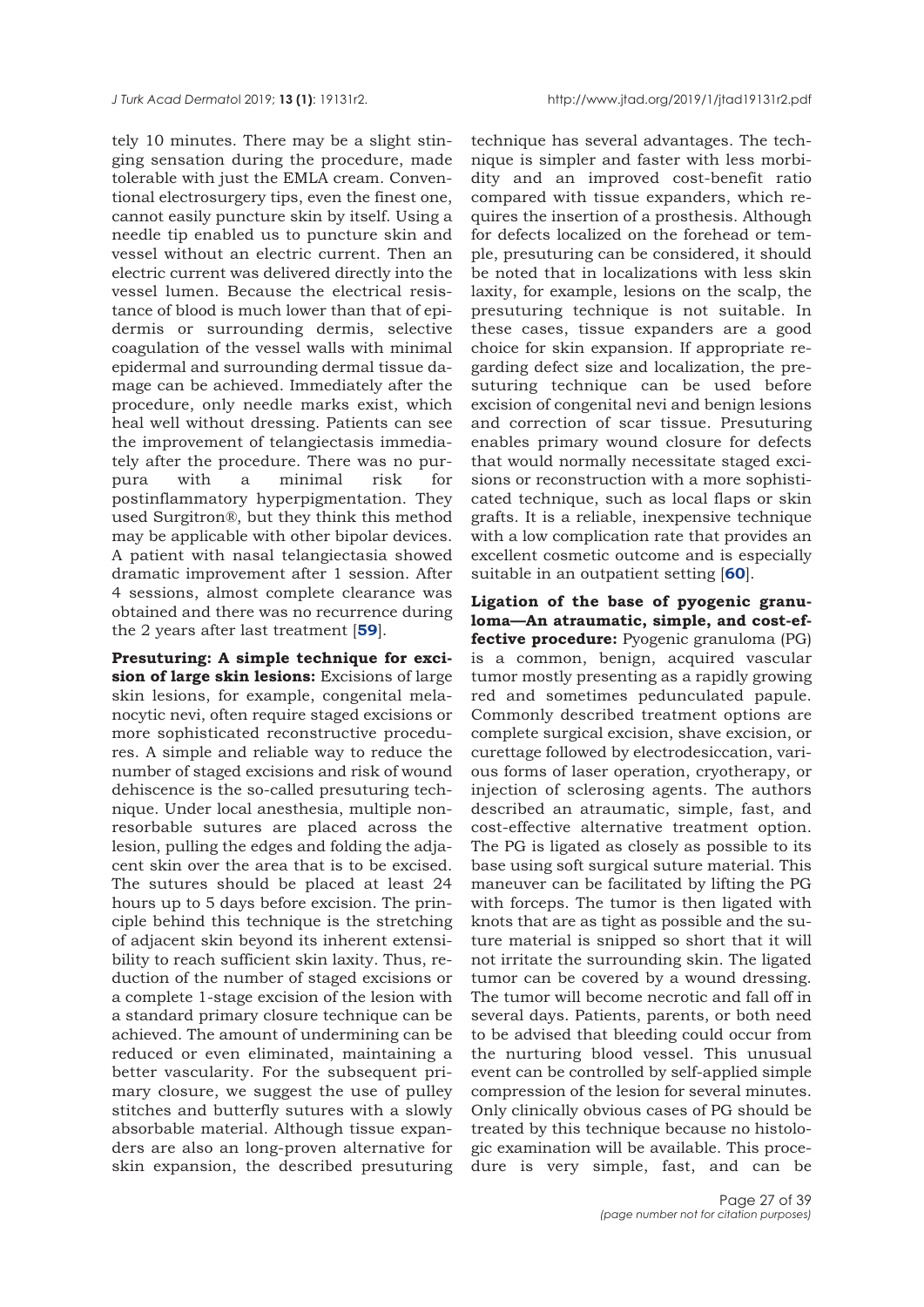tely 10 minutes. There may be a slight stinging sensation during the procedure, made tolerable with just the EMLA cream. Conventional electrosurgery tips, even the finest one, cannot easily puncture skin by itself. Using a needle tip enabled us to puncture skin and vessel without an electric current. Then an electric current was delivered directly into the vessel lumen. Because the electrical resistance of blood is much lower than that of epidermis or surrounding dermis, selective coagulation of the vessel walls with minimal epidermal and surrounding dermal tissue damage can be achieved. Immediately after the procedure, only needle marks exist, which heal well without dressing. Patients can see the improvement of telangiectasis immediately after the procedure. There was no purpura with a minimal risk for postinflammatory hyperpigmentation. They used Surgitron®, but they think this method may be applicable with other bipolar devices. A patient with nasal telangiectasia showed dramatic improvement after 1 session. After 4 sessions, almost complete clearance was obtained and there was no recurrence during the 2 years after last treatment [**59**].

**Presuturing: A simple technique for excision of large skin lesions:** Excisions of large skin lesions, for example, congenital melanocytic nevi, often require staged excisions or more sophisticated reconstructive procedures. A simple and reliable way to reduce the number of staged excisions and risk of wound dehiscence is the so-called presuturing technique. Under local anesthesia, multiple nonresorbable sutures are placed across the lesion, pulling the edges and folding the adjacent skin over the area that is to be excised. The sutures should be placed at least 24 hours up to 5 days before excision. The principle behind this technique is the stretching of adjacent skin beyond its inherent extensibility to reach sufficient skin laxity. Thus, reduction of the number of staged excisions or a complete 1-stage excision of the lesion with a standard primary closure technique can be achieved. The amount of undermining can be reduced or even eliminated, maintaining a better vascularity. For the subsequent primary closure, we suggest the use of pulley stitches and butterfly sutures with a slowly absorbable material. Although tissue expanders are also an long-proven alternative for skin expansion, the described presuturing technique has several advantages. The technique is simpler and faster with less morbidity and an improved cost-benefit ratio compared with tissue expanders, which requires the insertion of a prosthesis. Although for defects localized on the forehead or temple, presuturing can be considered, it should be noted that in localizations with less skin laxity, for example, lesions on the scalp, the presuturing technique is not suitable. In these cases, tissue expanders are a good choice for skin expansion. If appropriate regarding defect size and localization, the presuturing technique can be used before excision of congenital nevi and benign lesions and correction of scar tissue. Presuturing enables primary wound closure for defects that would normally necessitate staged excisions or reconstruction with a more sophisticated technique, such as local flaps or skin grafts. It is a reliable, inexpensive technique with a low complication rate that provides an excellent cosmetic outcome and is especially suitable in an outpatient setting [**60**].

**Ligation of the base of pyogenic granuloma—An atraumatic, simple, and cost-effective procedure:** Pyogenic granuloma (PG) is a common, benign, acquired vascular tumor mostly presenting as a rapidly growing red and sometimes pedunculated papule. Commonly described treatment options are complete surgical excision, shave excision, or curettage followed by electrodesiccation, various forms of laser operation, cryotherapy, or injection of sclerosing agents. The authors described an atraumatic, simple, fast, and cost-effective alternative treatment option. The PG is ligated as closely as possible to its base using soft surgical suture material. This maneuver can be facilitated by lifting the PG with forceps. The tumor is then ligated with knots that are as tight as possible and the suture material is snipped so short that it will not irritate the surrounding skin. The ligated tumor can be covered by a wound dressing. The tumor will become necrotic and fall off in several days. Patients, parents, or both need to be advised that bleeding could occur from the nurturing blood vessel. This unusual event can be controlled by self-applied simple compression of the lesion for several minutes. Only clinically obvious cases of PG should be treated by this technique because no histologic examination will be available. This procedure is very simple, fast, and can be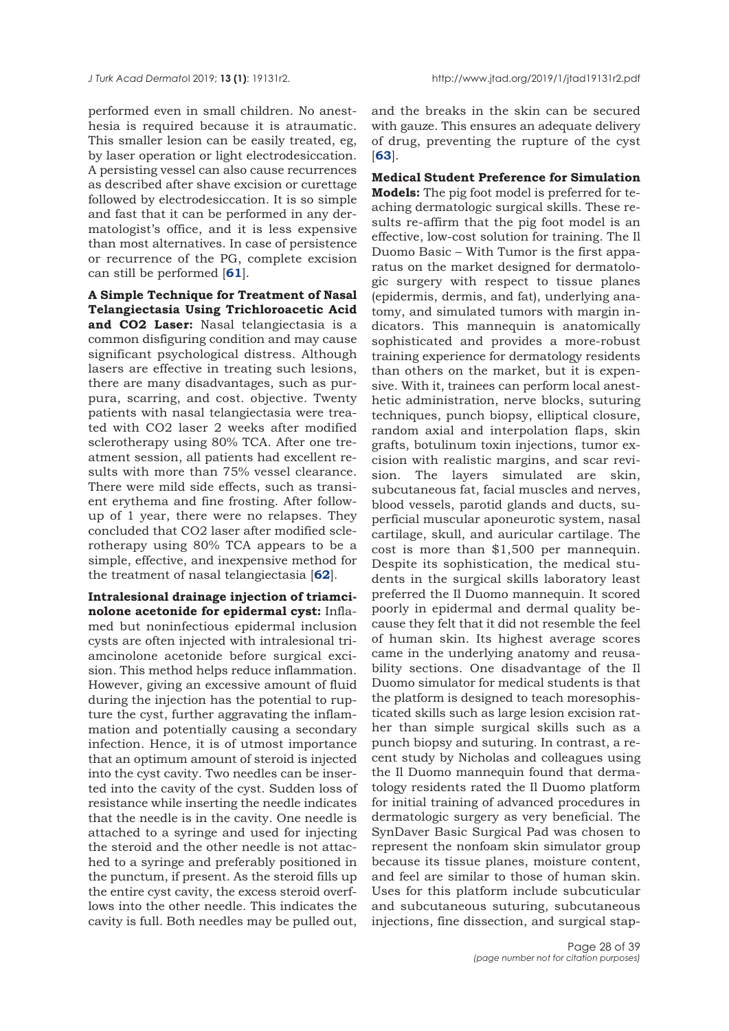performed even in small children. No anesthesia is required because it is atraumatic. This smaller lesion can be easily treated, eg, by laser operation or light electrodesiccation. A persisting vessel can also cause recurrences as described after shave excision or curettage followed by electrodesiccation. It is so simple and fast that it can be performed in any dermatologist's office, and it is less expensive than most alternatives. In case of persistence or recurrence of the PG, complete excision can still be performed [**61**].

**A Simple Technique for Treatment of Nasal Telangiectasia Using Trichloroacetic Acid and CO2 Laser:** Nasal telangiectasia is a common disfiguring condition and may cause significant psychological distress. Although lasers are effective in treating such lesions, there are many disadvantages, such as purpura, scarring, and cost. objective. Twenty patients with nasal telangiectasia were treated with CO2 laser 2 weeks after modified sclerotherapy using 80% TCA. After one treatment session, all patients had excellent results with more than 75% vessel clearance. There were mild side effects, such as transient erythema and fine frosting. After follow-up of 1 year, there were no relapses. They concluded that CO2 laser after modified sclerotherapy using 80% TCA appears to be a simple, effective, and inexpensive method for the treatment of nasal telangiectasia [**62**].

**Intralesional drainage injection of triamcinolone acetonide for epidermal cyst:** Inflamed but noninfectious epidermal inclusion cysts are often injected with intralesional triamcinolone acetonide before surgical excision. This method helps reduce inflammation. However, giving an excessive amount of fluid during the injection has the potential to rupture the cyst, further aggravating the inflammation and potentially causing a secondary infection. Hence, it is of utmost importance that an optimum amount of steroid is injected into the cyst cavity. Two needles can be inserted into the cavity of the cyst. Sudden loss of resistance while inserting the needle indicates that the needle is in the cavity. One needle is attached to a syringe and used for injecting the steroid and the other needle is not attached to a syringe and preferably positioned in the punctum, if present. As the steroid fills up the entire cyst cavity, the excess steroid overflows into the other needle. This indicates the cavity is full. Both needles may be pulled out, and the breaks in the skin can be secured with gauze. This ensures an adequate delivery of drug, preventing the rupture of the cyst [**63**].

**Medical Student Preference for Simulation Models:** The pig foot model is preferred for teaching dermatologic surgical skills. These results re-affirm that the pig foot model is an effective, low-cost solution for training. The Il Duomo Basic – With Tumor is the first apparatus on the market designed for dermatologic surgery with respect to tissue planes (epidermis, dermis, and fat), underlying anatomy, and simulated tumors with margin indicators. This mannequin is anatomically sophisticated and provides a more-robust training experience for dermatology residents than others on the market, but it is expensive. With it, trainees can perform local anesthetic administration, nerve blocks, suturing techniques, punch biopsy, elliptical closure, random axial and interpolation flaps, skin grafts, botulinum toxin injections, tumor excision with realistic margins, and scar revision. The layers simulated are skin, subcutaneous fat, facial muscles and nerves, blood vessels, parotid glands and ducts, superficial muscular aponeurotic system, nasal cartilage, skull, and auricular cartilage. The cost is more than $1,500 per mannequin. Despite its sophistication, the medical students in the surgical skills laboratory least preferred the Il Duomo mannequin. It scored poorly in epidermal and dermal quality because they felt that it did not resemble the feel of human skin. Its highest average scores came in the underlying anatomy and reusability sections. One disadvantage of the Il Duomo simulator for medical students is that the platform is designed to teach moresophisticated skills such as large lesion excision rather than simple surgical skills such as a punch biopsy and suturing. In contrast, a recent study by Nicholas and colleagues using the Il Duomo mannequin found that dermatology residents rated the Il Duomo platform for initial training of advanced procedures in dermatologic surgery as very beneficial. The SynDaver Basic Surgical Pad was chosen to represent the nonfoam skin simulator group because its tissue planes, moisture content, and feel are similar to those of human skin. Uses for this platform include subcuticular and subcutaneous suturing, subcutaneous injections, fine dissection, and surgical stap-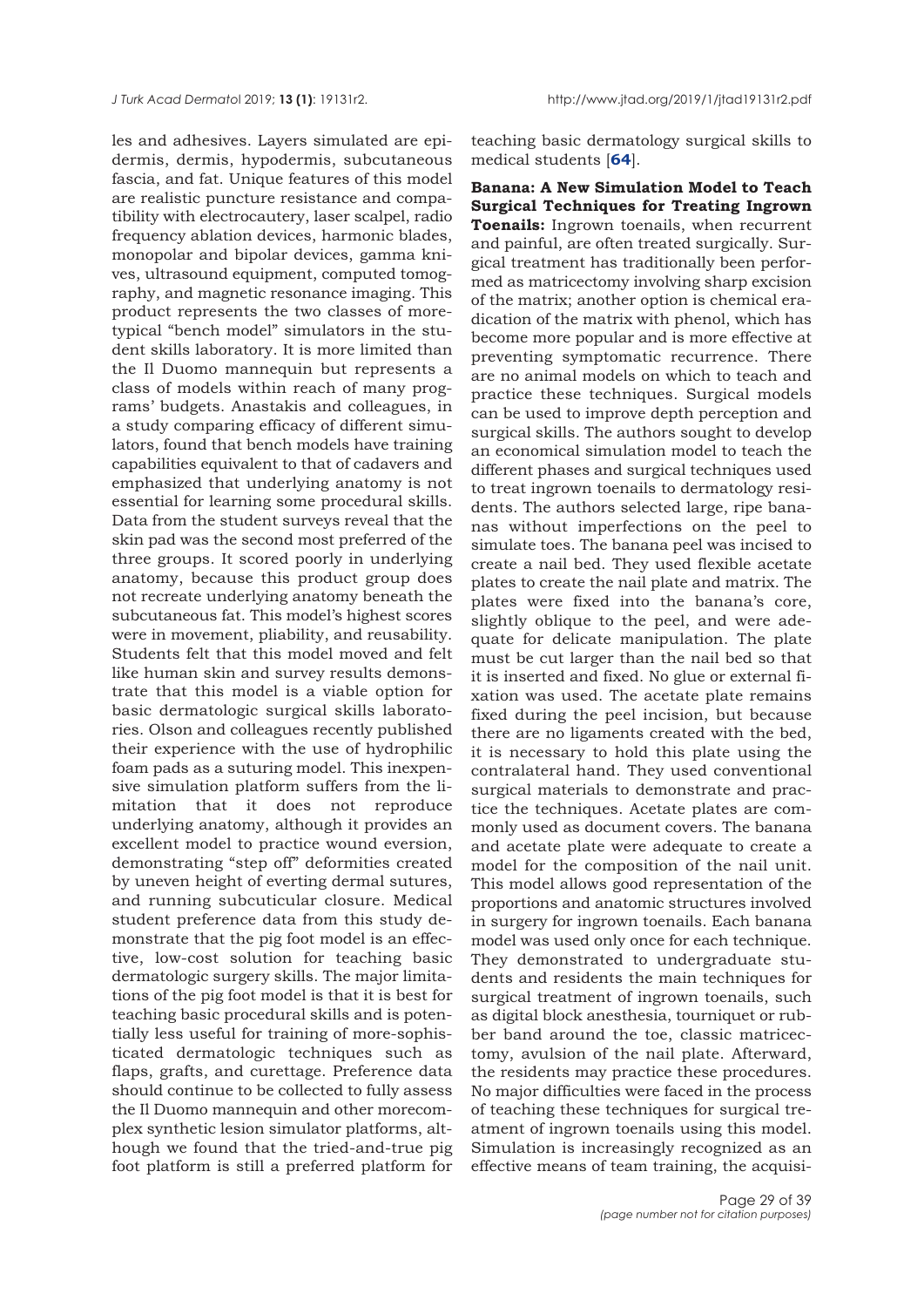les and adhesives. Layers simulated are epidermis, dermis, hypodermis, subcutaneous fascia, and fat. Unique features of this model are realistic puncture resistance and compatibility with electrocautery, laser scalpel, radio frequency ablation devices, harmonic blades, monopolar and bipolar devices, gamma knives, ultrasound equipment, computed tomography, and magnetic resonance imaging. This product represents the two classes of more-typical "bench model" simulators in the student skills laboratory. It is more limited than the Il Duomo mannequin but represents a class of models within reach of many programs' budgets. Anastakis and colleagues, in a study comparing efficacy of different simulators, found that bench models have training capabilities equivalent to that of cadavers and emphasized that underlying anatomy is not essential for learning some procedural skills. Data from the student surveys reveal that the skin pad was the second most preferred of the three groups. It scored poorly in underlying anatomy, because this product group does not recreate underlying anatomy beneath the subcutaneous fat. This model's highest scores were in movement, pliability, and reusability. Students felt that this model moved and felt like human skin and survey results demonstrate that this model is a viable option for basic dermatologic surgical skills laboratories. Olson and colleagues recently published their experience with the use of hydrophilic foam pads as a suturing model. This inexpensive simulation platform suffers from the limitation that it does not reproduce underlying anatomy, although it provides an excellent model to practice wound eversion, demonstrating "step off" deformities created by uneven height of everting dermal sutures, and running subcuticular closure. Medical student preference data from this study demonstrate that the pig foot model is an effective, low-cost solution for teaching basic dermatologic surgery skills. The major limitations of the pig foot model is that it is best for teaching basic procedural skills and is potentially less useful for training of more-sophisticated dermatologic techniques such as flaps, grafts, and curettage. Preference data should continue to be collected to fully assess the Il Duomo mannequin and other morecomplex synthetic lesion simulator platforms, although we found that the tried-and-true pig foot platform is still a preferred platform for teaching basic dermatology surgical skills to medical students [**64**].

**Banana: A New Simulation Model to Teach Surgical Techniques for Treating Ingrown Toenails:** Ingrown toenails, when recurrent and painful, are often treated surgically. Surgical treatment has traditionally been performed as matricectomy involving sharp excision of the matrix; another option is chemical eradication of the matrix with phenol, which has become more popular and is more effective at preventing symptomatic recurrence. There are no animal models on which to teach and practice these techniques. Surgical models can be used to improve depth perception and surgical skills. The authors sought to develop an economical simulation model to teach the different phases and surgical techniques used to treat ingrown toenails to dermatology residents. The authors selected large, ripe bananas without imperfections on the peel to simulate toes. The banana peel was incised to create a nail bed. They used flexible acetate plates to create the nail plate and matrix. The plates were fixed into the banana's core, slightly oblique to the peel, and were adequate for delicate manipulation. The plate must be cut larger than the nail bed so that it is inserted and fixed. No glue or external fixation was used. The acetate plate remains fixed during the peel incision, but because there are no ligaments created with the bed, it is necessary to hold this plate using the contralateral hand. They used conventional surgical materials to demonstrate and practice the techniques. Acetate plates are commonly used as document covers. The banana and acetate plate were adequate to create a model for the composition of the nail unit. This model allows good representation of the proportions and anatomic structures involved in surgery for ingrown toenails. Each banana model was used only once for each technique. They demonstrated to undergraduate students and residents the main techniques for surgical treatment of ingrown toenails, such as digital block anesthesia, tourniquet or rubber band around the toe, classic matricectomy, avulsion of the nail plate. Afterward, the residents may practice these procedures. No major difficulties were faced in the process of teaching these techniques for surgical treatment of ingrown toenails using this model. Simulation is increasingly recognized as an effective means of team training, the acquisi-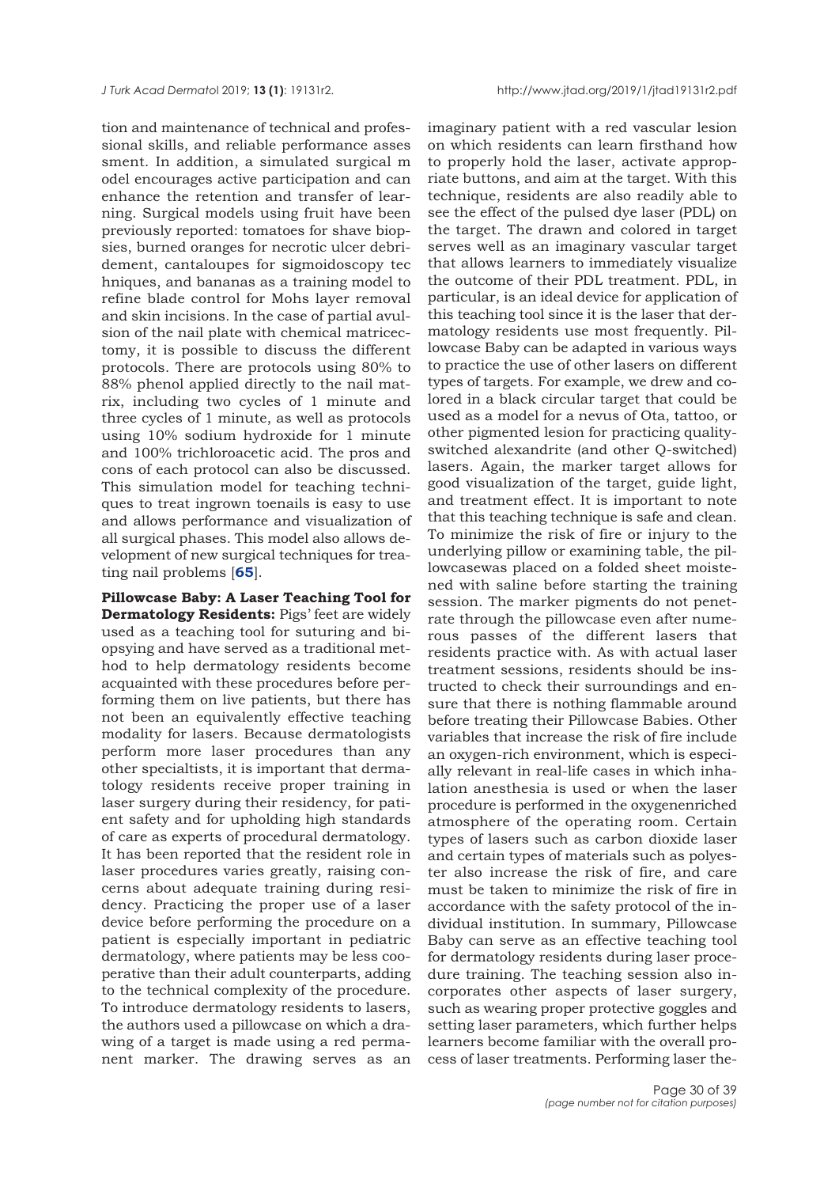tion and maintenance of technical and professional skills, and reliable performance asses sment. In addition, a simulated surgical m odel encourages active participation and can enhance the retention and transfer of learning. Surgical models using fruit have been previously reported: tomatoes for shave biopsies, burned oranges for necrotic ulcer debridement, cantaloupes for sigmoidoscopy tec hniques, and bananas as a training model to refine blade control for Mohs layer removal and skin incisions. In the case of partial avulsion of the nail plate with chemical matricectomy, it is possible to discuss the different protocols. There are protocols using 80% to 88% phenol applied directly to the nail matrix, including two cycles of 1 minute and three cycles of 1 minute, as well as protocols using 10% sodium hydroxide for 1 minute and 100% trichloroacetic acid. The pros and cons of each protocol can also be discussed. This simulation model for teaching techniques to treat ingrown toenails is easy to use and allows performance and visualization of all surgical phases. This model also allows development of new surgical techniques for treating nail problems [**65**].

**Pillowcase Baby: A Laser Teaching Tool for Dermatology Residents:** Pigs' feet are widely used as a teaching tool for suturing and biopsying and have served as a traditional method to help dermatology residents become acquainted with these procedures before performing them on live patients, but there has not been an equivalently effective teaching modality for lasers. Because dermatologists perform more laser procedures than any other specialtists, it is important that dermatology residents receive proper training in laser surgery during their residency, for patient safety and for upholding high standards of care as experts of procedural dermatology. It has been reported that the resident role in laser procedures varies greatly, raising concerns about adequate training during residency. Practicing the proper use of a laser device before performing the procedure on a patient is especially important in pediatric dermatology, where patients may be less cooperative than their adult counterparts, adding to the technical complexity of the procedure. To introduce dermatology residents to lasers, the authors used a pillowcase on which a drawing of a target is made using a red permanent marker. The drawing serves as an imaginary patient with a red vascular lesion on which residents can learn firsthand how to properly hold the laser, activate appropriate buttons, and aim at the target. With this technique, residents are also readily able to see the effect of the pulsed dye laser (PDL) on the target. The drawn and colored in target serves well as an imaginary vascular target that allows learners to immediately visualize the outcome of their PDL treatment. PDL, in particular, is an ideal device for application of this teaching tool since it is the laser that dermatology residents use most frequently. Pillowcase Baby can be adapted in various ways to practice the use of other lasers on different types of targets. For example, we drew and colored in a black circular target that could be used as a model for a nevus of Ota, tattoo, or other pigmented lesion for practicing quality-switched alexandrite (and other Q-switched) lasers. Again, the marker target allows for good visualization of the target, guide light, and treatment effect. It is important to note that this teaching technique is safe and clean. To minimize the risk of fire or injury to the underlying pillow or examining table, the pillowcasewas placed on a folded sheet moistened with saline before starting the training session. The marker pigments do not penetrate through the pillowcase even after numerous passes of the different lasers that residents practice with. As with actual laser treatment sessions, residents should be instructed to check their surroundings and ensure that there is nothing flammable around before treating their Pillowcase Babies. Other variables that increase the risk of fire include an oxygen-rich environment, which is especially relevant in real-life cases in which inhalation anesthesia is used or when the laser procedure is performed in the oxygenenriched atmosphere of the operating room. Certain types of lasers such as carbon dioxide laser and certain types of materials such as polyester also increase the risk of fire, and care must be taken to minimize the risk of fire in accordance with the safety protocol of the individual institution. In summary, Pillowcase Baby can serve as an effective teaching tool for dermatology residents during laser procedure training. The teaching session also incorporates other aspects of laser surgery, such as wearing proper protective goggles and setting laser parameters, which further helps learners become familiar with the overall process of laser treatments. Performing laser the-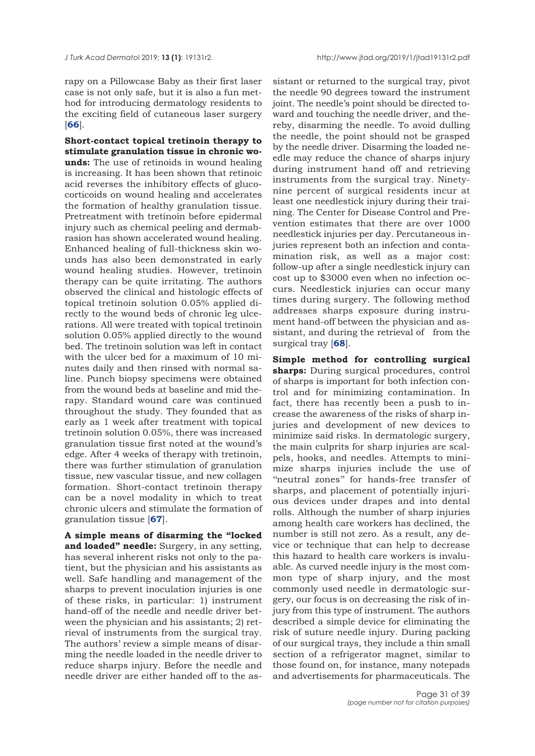rapy on a Pillowcase Baby as their first laser case is not only safe, but it is also a fun method for introducing dermatology residents to the exciting field of cutaneous laser surgery [**66**].

**Short-contact topical tretinoin therapy to stimulate granulation tissue in chronic wounds:** The use of retinoids in wound healing is increasing. It has been shown that retinoic acid reverses the inhibitory effects of glucocorticoids on wound healing and accelerates the formation of healthy granulation tissue. Pretreatment with tretinoin before epidermal injury such as chemical peeling and dermabrasion has shown accelerated wound healing. Enhanced healing of full-thickness skin wounds has also been demonstrated in early wound healing studies. However, tretinoin therapy can be quite irritating. The authors observed the clinical and histologic effects of topical tretinoin solution 0.05% applied directly to the wound beds of chronic leg ulcerations. All were treated with topical tretinoin solution 0.05% applied directly to the wound bed. The tretinoin solution was left in contact with the ulcer bed for a maximum of 10 minutes daily and then rinsed with normal saline. Punch biopsy specimens were obtained from the wound beds at baseline and mid therapy. Standard wound care was continued throughout the study. They founded that as early as 1 week after treatment with topical tretinoin solution 0.05%, there was increased granulation tissue first noted at the wound's edge. After 4 weeks of therapy with tretinoin, there was further stimulation of granulation tissue, new vascular tissue, and new collagen formation. Short-contact tretinoin therapy can be a novel modality in which to treat chronic ulcers and stimulate the formation of granulation tissue [**67**].

**A simple means of disarming the "locked and loaded" needle:** Surgery, in any setting, has several inherent risks not only to the patient, but the physician and his assistants as well. Safe handling and management of the sharps to prevent inoculation injuries is one of these risks, in particular: 1) instrument hand-off of the needle and needle driver between the physician and his assistants; 2) retrieval of instruments from the surgical tray. The authors' review a simple means of disarming the needle loaded in the needle driver to reduce sharps injury. Before the needle and needle driver are either handed off to the assistant or returned to the surgical tray, pivot the needle 90 degrees toward the instrument joint. The needle's point should be directed toward and touching the needle driver, and thereby, disarming the needle. To avoid dulling the needle, the point should not be grasped by the needle driver. Disarming the loaded needle may reduce the chance of sharps injury during instrument hand off and retrieving instruments from the surgical tray. Ninety-nine percent of surgical residents incur at least one needlestick injury during their training. The Center for Disease Control and Prevention estimates that there are over 1000 needlestick injuries per day. Percutaneous injuries represent both an infection and contamination risk, as well as a major cost: follow-up after a single needlestick injury can cost up to $3000 even when no infection occurs. Needlestick injuries can occur many times during surgery. The following method addresses sharps exposure during instrument hand-off between the physician and assistant, and during the retrieval of from the surgical tray [**68**].

**Simple method for controlling surgical sharps:** During surgical procedures, control of sharps is important for both infection control and for minimizing contamination. In fact, there has recently been a push to increase the awareness of the risks of sharp injuries and development of new devices to minimize said risks. In dermatologic surgery, the main culprits for sharp injuries are scalpels, hooks, and needles. Attempts to minimize sharps injuries include the use of "neutral zones" for hands-free transfer of sharps, and placement of potentially injurious devices under drapes and into dental rolls. Although the number of sharp injuries among health care workers has declined, the number is still not zero. As a result, any device or technique that can help to decrease this hazard to health care workers is invaluable. As curved needle injury is the most common type of sharp injury, and the most commonly used needle in dermatologic surgery, our focus is on decreasing the risk of injury from this type of instrument. The authors described a simple device for eliminating the risk of suture needle injury. During packing of our surgical trays, they include a thin small section of a refrigerator magnet, similar to those found on, for instance, many notepads and advertisements for pharmaceuticals. The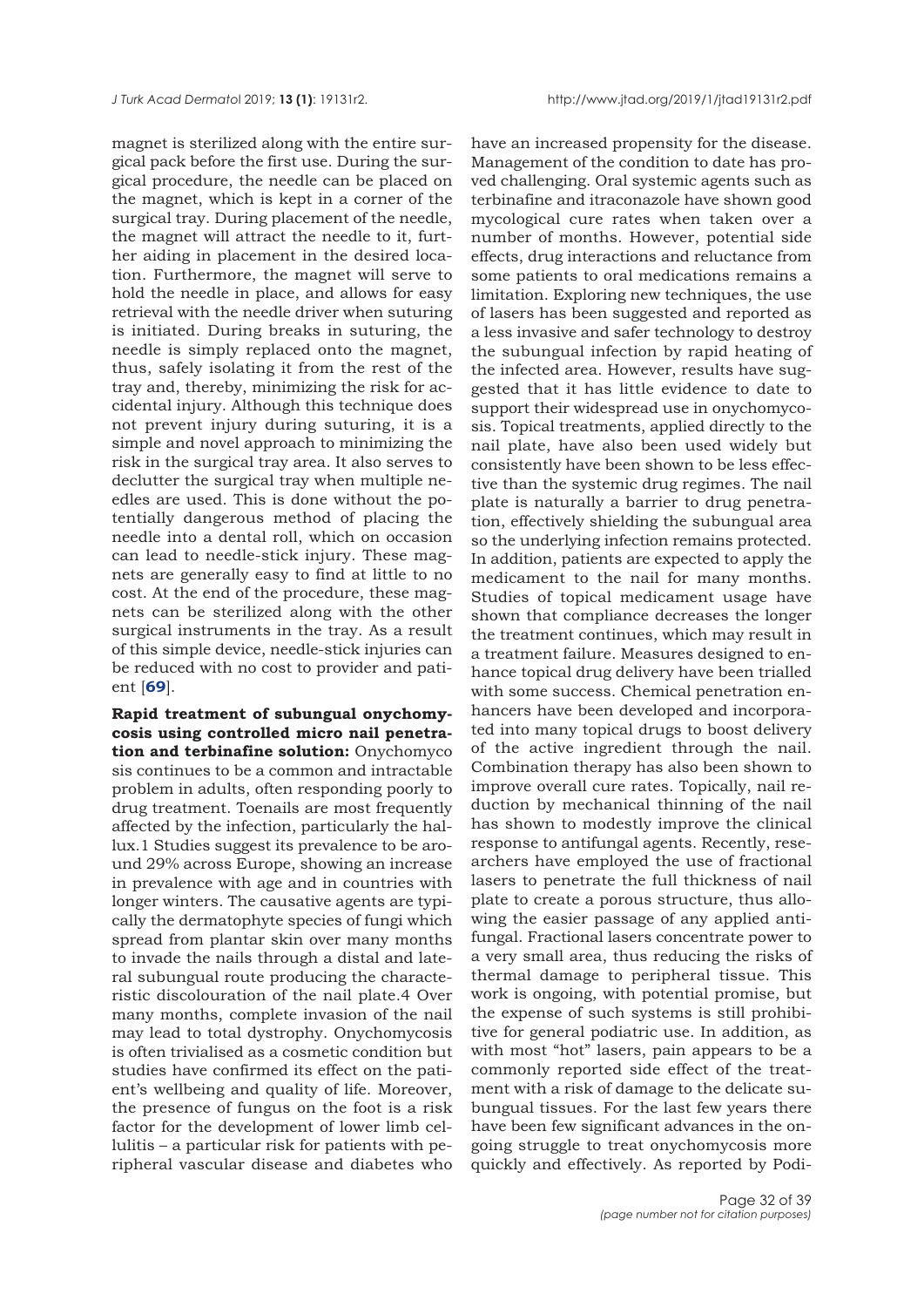magnet is sterilized along with the entire surgical pack before the first use. During the surgical procedure, the needle can be placed on the magnet, which is kept in a corner of the surgical tray. During placement of the needle, the magnet will attract the needle to it, further aiding in placement in the desired location. Furthermore, the magnet will serve to hold the needle in place, and allows for easy retrieval with the needle driver when suturing is initiated. During breaks in suturing, the needle is simply replaced onto the magnet, thus, safely isolating it from the rest of the tray and, thereby, minimizing the risk for accidental injury. Although this technique does not prevent injury during suturing, it is a simple and novel approach to minimizing the risk in the surgical tray area. It also serves to declutter the surgical tray when multiple needles are used. This is done without the potentially dangerous method of placing the needle into a dental roll, which on occasion can lead to needle-stick injury. These magnets are generally easy to find at little to no cost. At the end of the procedure, these magnets can be sterilized along with the other surgical instruments in the tray. As a result of this simple device, needle-stick injuries can be reduced with no cost to provider and patient [**69**].

**Rapid treatment of subungual onychomycosis using controlled micro nail penetration and terbinafine solution:** Onychomycosis continues to be a common and intractable problem in adults, often responding poorly to drug treatment. Toenails are most frequently affected by the infection, particularly the hallux.1 Studies suggest its prevalence to be around 29% across Europe, showing an increase in prevalence with age and in countries with longer winters. The causative agents are typically the dermatophyte species of fungi which spread from plantar skin over many months to invade the nails through a distal and lateral subungual route producing the characteristic discolouration of the nail plate.4 Over many months, complete invasion of the nail may lead to total dystrophy. Onychomycosis is often trivialised as a cosmetic condition but studies have confirmed its effect on the patient's wellbeing and quality of life. Moreover, the presence of fungus on the foot is a risk factor for the development of lower limb cellulitis – a particular risk for patients with peripheral vascular disease and diabetes who have an increased propensity for the disease. Management of the condition to date has proved challenging. Oral systemic agents such as terbinafine and itraconazole have shown good mycological cure rates when taken over a number of months. However, potential side effects, drug interactions and reluctance from some patients to oral medications remains a limitation. Exploring new techniques, the use of lasers has been suggested and reported as a less invasive and safer technology to destroy the subungual infection by rapid heating of the infected area. However, results have suggested that it has little evidence to date to support their widespread use in onychomycosis. Topical treatments, applied directly to the nail plate, have also been used widely but consistently have been shown to be less effective than the systemic drug regimes. The nail plate is naturally a barrier to drug penetration, effectively shielding the subungual area so the underlying infection remains protected. In addition, patients are expected to apply the medicament to the nail for many months. Studies of topical medicament usage have shown that compliance decreases the longer the treatment continues, which may result in a treatment failure. Measures designed to enhance topical drug delivery have been trialled with some success. Chemical penetration enhancers have been developed and incorporated into many topical drugs to boost delivery of the active ingredient through the nail. Combination therapy has also been shown to improve overall cure rates. Topically, nail reduction by mechanical thinning of the nail has shown to modestly improve the clinical response to antifungal agents. Recently, researchers have employed the use of fractional lasers to penetrate the full thickness of nail plate to create a porous structure, thus allowing the easier passage of any applied antifungal. Fractional lasers concentrate power to a very small area, thus reducing the risks of thermal damage to peripheral tissue. This work is ongoing, with potential promise, but the expense of such systems is still prohibitive for general podiatric use. In addition, as with most "hot" lasers, pain appears to be a commonly reported side effect of the treatment with a risk of damage to the delicate subungual tissues. For the last few years there have been few significant advances in the ongoing struggle to treat onychomycosis more quickly and effectively. As reported by Podi-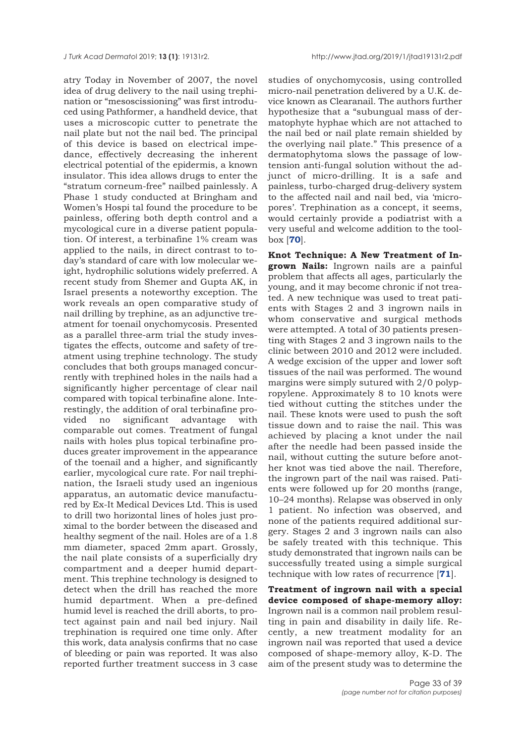atry Today in November of 2007, the novel idea of drug delivery to the nail using trephination or "mesoscissioning" was first introduced using Pathformer, a handheld device, that uses a microscopic cutter to penetrate the nail plate but not the nail bed. The principal of this device is based on electrical impedance, effectively decreasing the inherent electrical potential of the epidermis, a known insulator. This idea allows drugs to enter the "stratum corneum-free" nailbed painlessly. A Phase 1 study conducted at Bringham and Women's Hospi tal found the procedure to be painless, offering both depth control and a mycological cure in a diverse patient population. Of interest, a terbinafine 1% cream was applied to the nails, in direct contrast to today's standard of care with low molecular weight, hydrophilic solutions widely preferred. A recent study from Shemer and Gupta AK, in Israel presents a noteworthy exception. The work reveals an open comparative study of nail drilling by trephine, as an adjunctive treatment for toenail onychomycosis. Presented as a parallel three-arm trial the study investigates the effects, outcome and safety of treatment using trephine technology. The study concludes that both groups managed concurrently with trephined holes in the nails had a significantly higher percentage of clear nail compared with topical terbinafine alone. Interestingly, the addition of oral terbinafine provided no significant advantage with comparable out comes. Treatment of fungal nails with holes plus topical terbinafine produces greater improvement in the appearance of the toenail and a higher, and significantly earlier, mycological cure rate. For nail trephination, the Israeli study used an ingenious apparatus, an automatic device manufactured by Ex-It Medical Devices Ltd. This is used to drill two horizontal lines of holes just proximal to the border between the diseased and healthy segment of the nail. Holes are of a 1.8 mm diameter, spaced 2mm apart. Grossly, the nail plate consists of a superficially dry compartment and a deeper humid department. This trephine technology is designed to detect when the drill has reached the more humid department. When a pre-defined humid level is reached the drill aborts, to protect against pain and nail bed injury. Nail trephination is required one time only. After this work, data analysis confirms that no case of bleeding or pain was reported. It was also reported further treatment success in 3 case studies of onychomycosis, using controlled micro-nail penetration delivered by a U.K. device known as Clearanail. The authors further hypothesize that a "subungual mass of dermatophyte hyphae which are not attached to the nail bed or nail plate remain shielded by the overlying nail plate." This presence of a dermatophytoma slows the passage of low-tension anti-fungal solution without the adjunct of micro-drilling. It is a safe and painless, turbo-charged drug-delivery system to the affected nail and nail bed, via 'micropores'. Trephination as a concept, it seems, would certainly provide a podiatrist with a very useful and welcome addition to the toolbox [70].

**Knot Technique: A New Treatment of Ingrown Nails:** Ingrown nails are a painful problem that affects all ages, particularly the young, and it may become chronic if not treated. A new technique was used to treat patients with Stages 2 and 3 ingrown nails in whom conservative and surgical methods were attempted. A total of 30 patients presenting with Stages 2 and 3 ingrown nails to the clinic between 2010 and 2012 were included. A wedge excision of the upper and lower soft tissues of the nail was performed. The wound margins were simply sutured with 2/0 polypropylene. Approximately 8 to 10 knots were tied without cutting the stitches under the nail. These knots were used to push the soft tissue down and to raise the nail. This was achieved by placing a knot under the nail after the needle had been passed inside the nail, without cutting the suture before another knot was tied above the nail. Therefore, the ingrown part of the nail was raised. Patients were followed up for 20 months (range, 10–24 months). Relapse was observed in only 1 patient. No infection was observed, and none of the patients required additional surgery. Stages 2 and 3 ingrown nails can also be safely treated with this technique. This study demonstrated that ingrown nails can be successfully treated using a simple surgical technique with low rates of recurrence [71].

**Treatment of ingrown nail with a special device composed of shape-memory alloy:** Ingrown nail is a common nail problem resulting in pain and disability in daily life. Recently, a new treatment modality for an ingrown nail was reported that used a device composed of shape-memory alloy, K-D. The aim of the present study was to determine the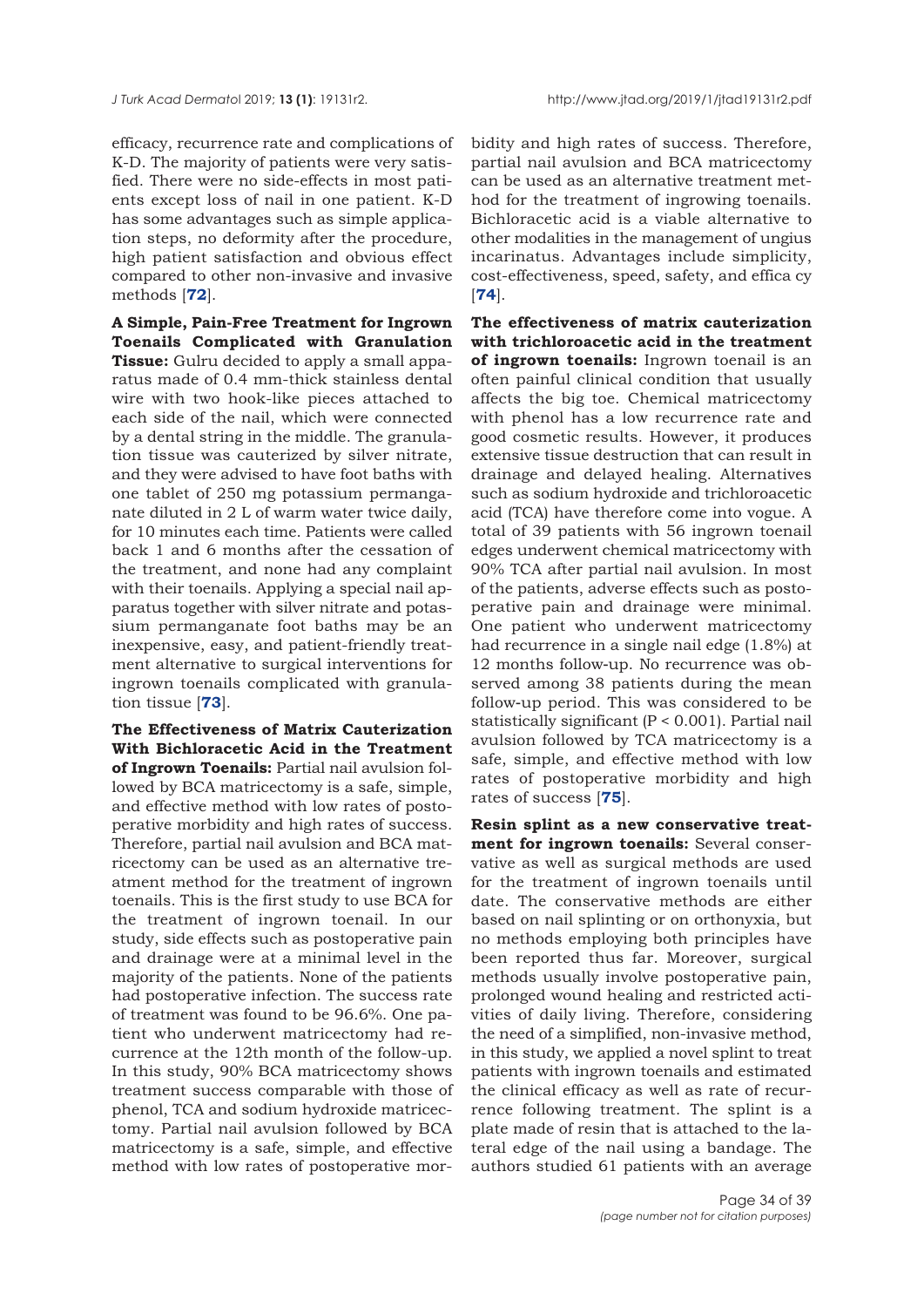efficacy, recurrence rate and complications of K-D. The majority of patients were very satisfied. There were no side-effects in most patients except loss of nail in one patient. K-D has some advantages such as simple application steps, no deformity after the procedure, high patient satisfaction and obvious effect compared to other non-invasive and invasive methods [**72**].

**A Simple, Pain-Free Treatment for Ingrown Toenails Complicated with Granulation Tissue:** Gulru decided to apply a small apparatus made of 0.4 mm-thick stainless dental wire with two hook-like pieces attached to each side of the nail, which were connected by a dental string in the middle. The granulation tissue was cauterized by silver nitrate, and they were advised to have foot baths with one tablet of 250 mg potassium permanganate diluted in 2 L of warm water twice daily, for 10 minutes each time. Patients were called back 1 and 6 months after the cessation of the treatment, and none had any complaint with their toenails. Applying a special nail apparatus together with silver nitrate and potassium permanganate foot baths may be an inexpensive, easy, and patient-friendly treatment alternative to surgical interventions for ingrown toenails complicated with granulation tissue [**73**].

**The Effectiveness of Matrix Cauterization With Bichloracetic Acid in the Treatment of Ingrown Toenails:** Partial nail avulsion followed by BCA matricectomy is a safe, simple, and effective method with low rates of postoperative morbidity and high rates of success. Therefore, partial nail avulsion and BCA matricectomy can be used as an alternative treatment method for the treatment of ingrown toenails. This is the first study to use BCA for the treatment of ingrown toenail. In our study, side effects such as postoperative pain and drainage were at a minimal level in the majority of the patients. None of the patients had postoperative infection. The success rate of treatment was found to be 96.6%. One patient who underwent matricectomy had recurrence at the 12th month of the follow-up. In this study, 90% BCA matricectomy shows treatment success comparable with those of phenol, TCA and sodium hydroxide matricectomy. Partial nail avulsion followed by BCA matricectomy is a safe, simple, and effective method with low rates of postoperative morbidity and high rates of success. Therefore, partial nail avulsion and BCA matricectomy can be used as an alternative treatment method for the treatment of ingrowing toenails. Bichloracetic acid is a viable alternative to other modalities in the management of ungius incarinatus. Advantages include simplicity, cost-effectiveness, speed, safety, and effica cy [**74**].

**The effectiveness of matrix cauterization with trichloroacetic acid in the treatment of ingrown toenails:** Ingrown toenail is an often painful clinical condition that usually affects the big toe. Chemical matricectomy with phenol has a low recurrence rate and good cosmetic results. However, it produces extensive tissue destruction that can result in drainage and delayed healing. Alternatives such as sodium hydroxide and trichloroacetic acid (TCA) have therefore come into vogue. A total of 39 patients with 56 ingrown toenail edges underwent chemical matricectomy with 90% TCA after partial nail avulsion. In most of the patients, adverse effects such as postoperative pain and drainage were minimal. One patient who underwent matricectomy had recurrence in a single nail edge (1.8%) at 12 months follow-up. No recurrence was observed among 38 patients during the mean follow-up period. This was considered to be statistically significant ($P < 0.001$). Partial nail avulsion followed by TCA matricectomy is a safe, simple, and effective method with low rates of postoperative morbidity and high rates of success [**75**].

**Resin splint as a new conservative treatment for ingrown toenails:** Several conservative as well as surgical methods are used for the treatment of ingrown toenails until date. The conservative methods are either based on nail splinting or on orthonyxia, but no methods employing both principles have been reported thus far. Moreover, surgical methods usually involve postoperative pain, prolonged wound healing and restricted activities of daily living. Therefore, considering the need of a simplified, non-invasive method, in this study, we applied a novel splint to treat patients with ingrown toenails and estimated the clinical efficacy as well as rate of recurrence following treatment. The splint is a plate made of resin that is attached to the lateral edge of the nail using a bandage. The authors studied 61 patients with an average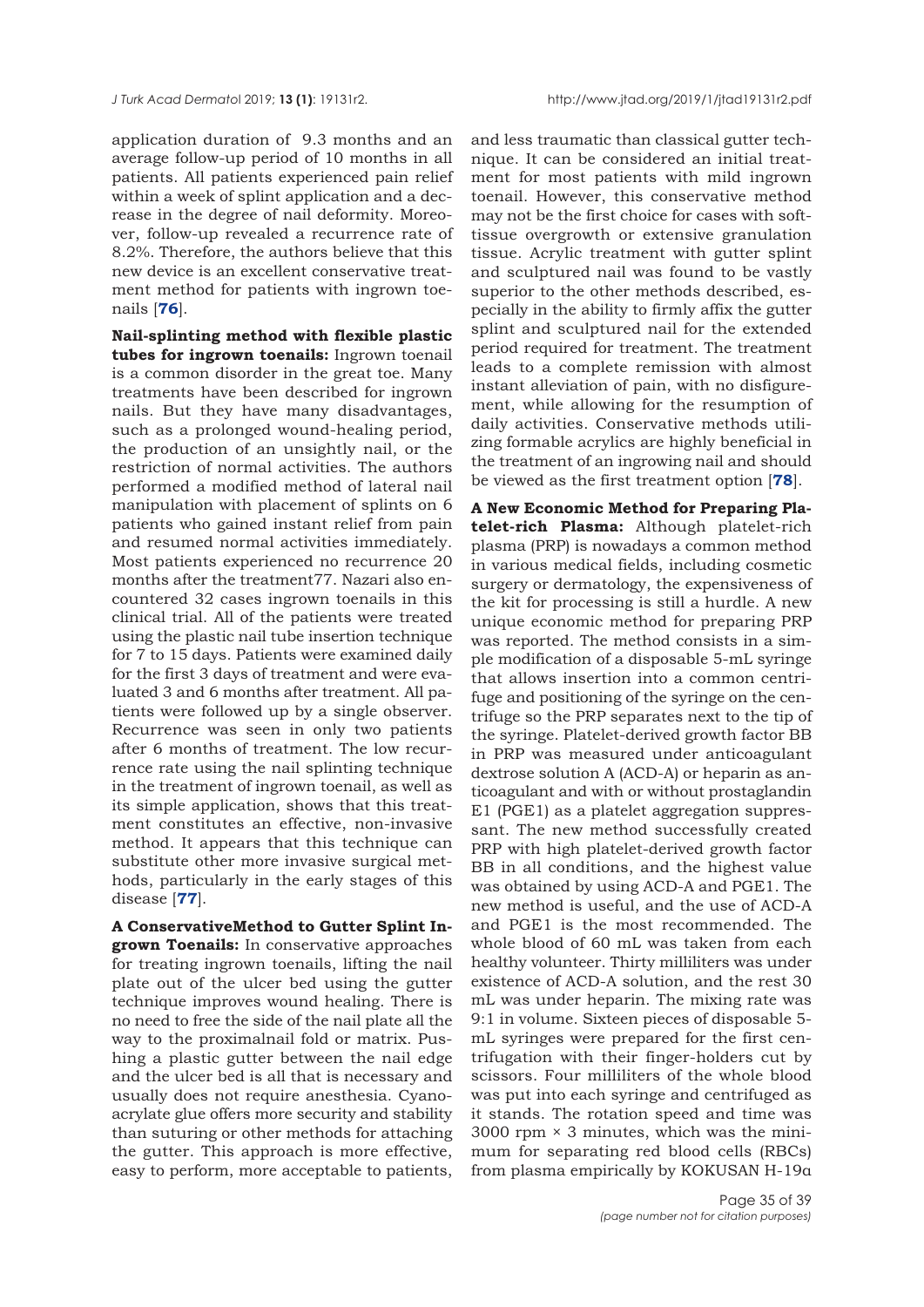application duration of 9.3 months and an average follow-up period of 10 months in all patients. All patients experienced pain relief within a week of splint application and a decrease in the degree of nail deformity. Moreover, follow-up revealed a recurrence rate of 8.2%. Therefore, the authors believe that this new device is an excellent conservative treatment method for patients with ingrown toenails [**76**].

**Nail-splinting method with flexible plastic tubes for ingrown toenails:** Ingrown toenail is a common disorder in the great toe. Many treatments have been described for ingrown nails. But they have many disadvantages, such as a prolonged wound-healing period, the production of an unsightly nail, or the restriction of normal activities. The authors performed a modified method of lateral nail manipulation with placement of splints on 6 patients who gained instant relief from pain and resumed normal activities immediately. Most patients experienced no recurrence 20 months after the treatment77. Nazari also encountered 32 cases ingrown toenails in this clinical trial. All of the patients were treated using the plastic nail tube insertion technique for 7 to 15 days. Patients were examined daily for the first 3 days of treatment and were evaluated 3 and 6 months after treatment. All patients were followed up by a single observer. Recurrence was seen in only two patients after 6 months of treatment. The low recurrence rate using the nail splinting technique in the treatment of ingrown toenail, as well as its simple application, shows that this treatment constitutes an effective, non-invasive method. It appears that this technique can substitute other more invasive surgical methods, particularly in the early stages of this disease [**77**].

**A ConservativeMethod to Gutter Splint Ingrown Toenails:** In conservative approaches for treating ingrown toenails, lifting the nail plate out of the ulcer bed using the gutter technique improves wound healing. There is no need to free the side of the nail plate all the way to the proximalnail fold or matrix. Pushing a plastic gutter between the nail edge and the ulcer bed is all that is necessary and usually does not require anesthesia. Cyanoacrylate glue offers more security and stability than suturing or other methods for attaching the gutter. This approach is more effective, easy to perform, more acceptable to patients, and less traumatic than classical gutter technique. It can be considered an initial treatment for most patients with mild ingrown toenail. However, this conservative method may not be the first choice for cases with soft-tissue overgrowth or extensive granulation tissue. Acrylic treatment with gutter splint and sculptured nail was found to be vastly superior to the other methods described, especially in the ability to firmly affix the gutter splint and sculptured nail for the extended period required for treatment. The treatment leads to a complete remission with almost instant alleviation of pain, with no disfigurement, while allowing for the resumption of daily activities. Conservative methods utilizing formable acrylics are highly beneficial in the treatment of an ingrowing nail and should be viewed as the first treatment option [**78**].

**A New Economic Method for Preparing Platelet-rich Plasma:** Although platelet-rich plasma (PRP) is nowadays a common method in various medical fields, including cosmetic surgery or dermatology, the expensiveness of the kit for processing is still a hurdle. A new unique economic method for preparing PRP was reported. The method consists in a simple modification of a disposable 5-mL syringe that allows insertion into a common centrifuge and positioning of the syringe on the centrifuge so the PRP separates next to the tip of the syringe. Platelet-derived growth factor BB in PRP was measured under anticoagulant dextrose solution A (ACD-A) or heparin as anticoagulant and with or without prostaglandin E1 (PGE1) as a platelet aggregation suppressant. The new method successfully created PRP with high platelet-derived growth factor BB in all conditions, and the highest value was obtained by using ACD-A and PGE1. The new method is useful, and the use of ACD-A and PGE1 is the most recommended. The whole blood of 60 mL was taken from each healthy volunteer. Thirty milliliters was under existence of ACD-A solution, and the rest 30 mL was under heparin. The mixing rate was 9:1 in volume. Sixteen pieces of disposable 5-mL syringes were prepared for the first centrifugation with their finger-holders cut by scissors. Four milliliters of the whole blood was put into each syringe and centrifuged as it stands. The rotation speed and time was 3000 rpm × 3 minutes, which was the minimum for separating red blood cells (RBCs) from plasma empirically by KOKUSAN H-19α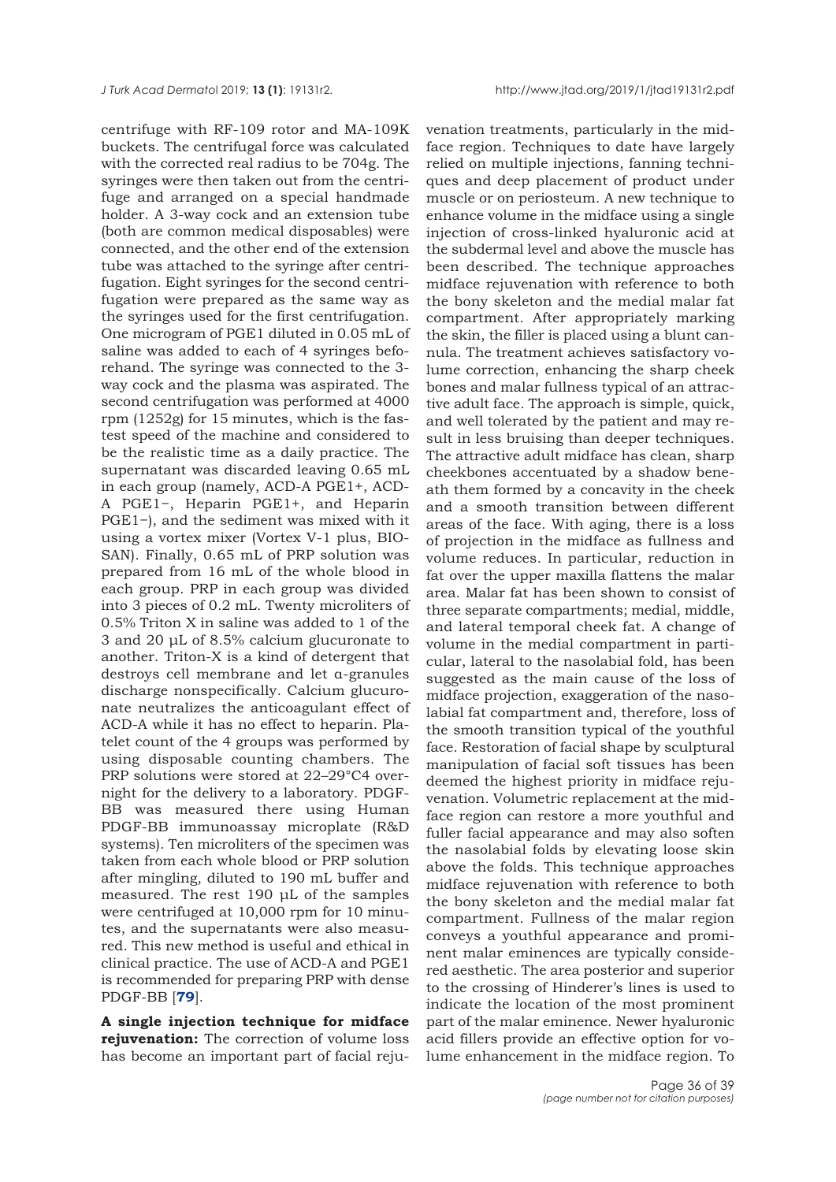centrifuge with RF-109 rotor and MA-109K buckets. The centrifugal force was calculated with the corrected real radius to be 704g. The syringes were then taken out from the centrifuge and arranged on a special handmade holder. A 3-way cock and an extension tube (both are common medical disposables) were connected, and the other end of the extension tube was attached to the syringe after centrifugation. Eight syringes for the second centrifugation were prepared as the same way as the syringes used for the first centrifugation. One microgram of PGE1 diluted in 0.05 mL of saline was added to each of 4 syringes beforehand. The syringe was connected to the 3-way cock and the plasma was aspirated. The second centrifugation was performed at 4000 rpm (1252g) for 15 minutes, which is the fastest speed of the machine and considered to be the realistic time as a daily practice. The supernatant was discarded leaving 0.65 mL in each group (namely, ACD-A PGE1+, ACD-A PGE1−, Heparin PGE1+, and Heparin PGE1−), and the sediment was mixed with it using a vortex mixer (Vortex V-1 plus, BIO-SAN). Finally, 0.65 mL of PRP solution was prepared from 16 mL of the whole blood in each group. PRP in each group was divided into 3 pieces of 0.2 mL. Twenty microliters of 0.5% Triton X in saline was added to 1 of the 3 and 20 µL of 8.5% calcium glucuronate to another. Triton-X is a kind of detergent that destroys cell membrane and let α-granules discharge nonspecifically. Calcium glucuronate neutralizes the anticoagulant effect of ACD-A while it has no effect to heparin. Platelet count of the 4 groups was performed by using disposable counting chambers. The PRP solutions were stored at 22–29°C4 overnight for the delivery to a laboratory. PDGF-BB was measured there using Human PDGF-BB immunoassay microplate (R&D systems). Ten microliters of the specimen was taken from each whole blood or PRP solution after mingling, diluted to 190 mL buffer and measured. The rest 190 µL of the samples were centrifuged at 10,000 rpm for 10 minutes, and the supernatants were also measured. This new method is useful and ethical in clinical practice. The use of ACD-A and PGE1 is recommended for preparing PRP with dense PDGF-BB [**79**].

**A single injection technique for midface rejuvenation:** The correction of volume loss has become an important part of facial rejuvenation treatments, particularly in the midface region. Techniques to date have largely relied on multiple injections, fanning techniques and deep placement of product under muscle or on periosteum. A new technique to enhance volume in the midface using a single injection of cross-linked hyaluronic acid at the subdermal level and above the muscle has been described. The technique approaches midface rejuvenation with reference to both the bony skeleton and the medial malar fat compartment. After appropriately marking the skin, the filler is placed using a blunt cannula. The treatment achieves satisfactory volume correction, enhancing the sharp cheek bones and malar fullness typical of an attractive adult face. The approach is simple, quick, and well tolerated by the patient and may result in less bruising than deeper techniques. The attractive adult midface has clean, sharp cheekbones accentuated by a shadow beneath them formed by a concavity in the cheek and a smooth transition between different areas of the face. With aging, there is a loss of projection in the midface as fullness and volume reduces. In particular, reduction in fat over the upper maxilla flattens the malar area. Malar fat has been shown to consist of three separate compartments; medial, middle, and lateral temporal cheek fat. A change of volume in the medial compartment in particular, lateral to the nasolabial fold, has been suggested as the main cause of the loss of midface projection, exaggeration of the nasolabial fat compartment and, therefore, loss of the smooth transition typical of the youthful face. Restoration of facial shape by sculptural manipulation of facial soft tissues has been deemed the highest priority in midface rejuvenation. Volumetric replacement at the midface region can restore a more youthful and fuller facial appearance and may also soften the nasolabial folds by elevating loose skin above the folds. This technique approaches midface rejuvenation with reference to both the bony skeleton and the medial malar fat compartment. Fullness of the malar region conveys a youthful appearance and prominent malar eminences are typically considered aesthetic. The area posterior and superior to the crossing of Hinderer's lines is used to indicate the location of the most prominent part of the malar eminence. Newer hyaluronic acid fillers provide an effective option for volume enhancement in the midface region. To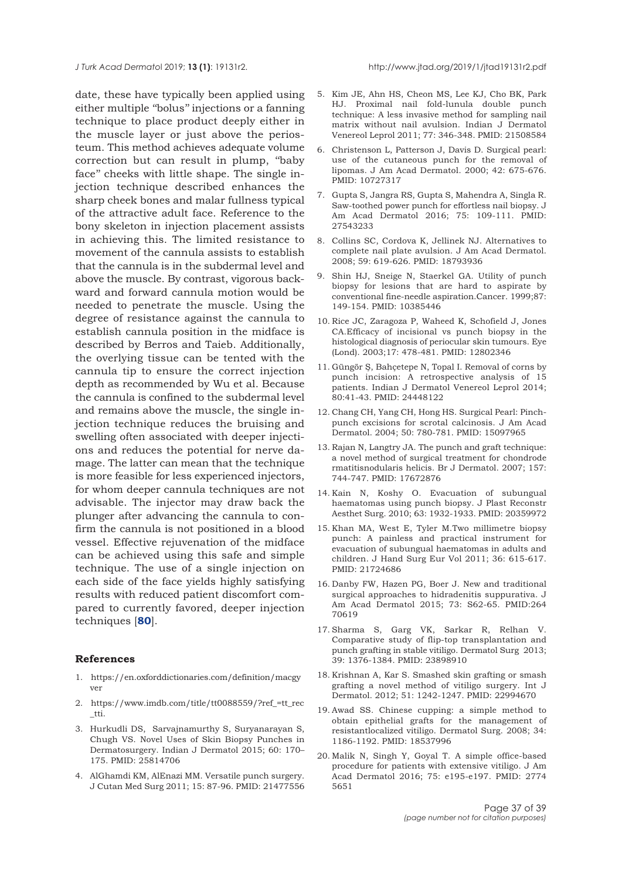date, these have typically been applied using either multiple "bolus" injections or a fanning technique to place product deeply either in the muscle layer or just above the periosteum. This method achieves adequate volume correction but can result in plump, "baby face" cheeks with little shape. The single injection technique described enhances the sharp cheek bones and malar fullness typical of the attractive adult face. Reference to the bony skeleton in injection placement assists in achieving this. The limited resistance to movement of the cannula assists to establish that the cannula is in the subdermal level and above the muscle. By contrast, vigorous backward and forward cannula motion would be needed to penetrate the muscle. Using the degree of resistance against the cannula to establish cannula position in the midface is described by Berros and Taieb. Additionally, the overlying tissue can be tented with the cannula tip to ensure the correct injection depth as recommended by Wu et al. Because the cannula is confined to the subdermal level and remains above the muscle, the single injection technique reduces the bruising and swelling often associated with deeper injections and reduces the potential for nerve damage. The latter can mean that the technique is more feasible for less experienced injectors, for whom deeper cannula techniques are not advisable. The injector may draw back the plunger after advancing the cannula to confirm the cannula is not positioned in a blood vessel. Effective rejuvenation of the midface can be achieved using this safe and simple technique. The use of a single injection on each side of the face yields highly satisfying results with reduced patient discomfort compared to currently favored, deeper injection techniques [**80**].

## References

1. https://en.oxforddictionaries.com/definition/macgyver
2. https://www.imdb.com/title/tt0088559/?ref_=tt_rec_tti.
3. Hurkudli DS, Sarvajnamurthy S, Suryanarayan S, Chugh VS. Novel Uses of Skin Biopsy Punches in Dermatosurgery. Indian J Dermatol 2015; 60: 170–175. PMID: 25814706
4. AlGhamdi KM, AlEnazi MM. Versatile punch surgery. J Cutan Med Surg 2011; 15: 87-96. PMID: 21477556
5. Kim JE, Ahn HS, Cheon MS, Lee KJ, Cho BK, Park HJ. Proximal nail fold-lunula double punch technique: A less invasive method for sampling nail matrix without nail avulsion. Indian J Dermatol Venereol Leprol 2011; 77: 346-348. PMID: 21508584
6. Christenson L, Patterson J, Davis D. Surgical pearl: use of the cutaneous punch for the removal of lipomas. J Am Acad Dermatol. 2000; 42: 675-676. PMID: 10727317
7. Gupta S, Jangra RS, Gupta S, Mahendra A, Singla R. Saw-toothed power punch for effortless nail biopsy. J Am Acad Dermatol 2016; 75: 109-111. PMID: 27543233
8. Collins SC, Cordova K, Jellinek NJ. Alternatives to complete nail plate avulsion. J Am Acad Dermatol. 2008; 59: 619-626. PMID: 18793936
9. Shin HJ, Sneige N, Staerkel GA. Utility of punch biopsy for lesions that are hard to aspirate by conventional fine-needle aspiration.Cancer. 1999;87: 149-154. PMID: 10385446
10. Rice JC, Zaragoza P, Waheed K, Schofield J, Jones CA.Efficacy of incisional vs punch biopsy in the histological diagnosis of periocular skin tumours. Eye (Lond). 2003;17: 478-481. PMID: 12802346
11. Güngör Ş, Bahçetepe N, Topal I. Removal of corns by punch incision: A retrospective analysis of 15 patients. Indian J Dermatol Venereol Leprol 2014; 80:41-43. PMID: 24448122
12. Chang CH, Yang CH, Hong HS. Surgical Pearl: Pinch-punch excisions for scrotal calcinosis. J Am Acad Dermatol. 2004; 50: 780-781. PMID: 15097965
13. Rajan N, Langtry JA. The punch and graft technique: a novel method of surgical treatment for chondrode rmatitisnodularis helicis. Br J Dermatol. 2007; 157: 744-747. PMID: 17672876
14. Kain N, Koshy O. Evacuation of subungual haematomas using punch biopsy. J Plast Reconstr Aesthet Surg. 2010; 63: 1932-1933. PMID: 20359972
15. Khan MA, West E, Tyler M.Two millimetre biopsy punch: A painless and practical instrument for evacuation of subungual haematomas in adults and children. J Hand Surg Eur Vol 2011; 36: 615-617. PMID: 21724686
16. Danby FW, Hazen PG, Boer J. New and traditional surgical approaches to hidradenitis suppurativa. J Am Acad Dermatol 2015; 73: S62-65. PMID:26470619
17. Sharma S, Garg VK, Sarkar R, Relhan V. Comparative study of flip-top transplantation and punch grafting in stable vitiligo. Dermatol Surg 2013; 39: 1376-1384. PMID: 23898910
18. Krishnan A, Kar S. Smashed skin grafting or smash grafting a novel method of vitiligo surgery. Int J Dermatol. 2012; 51: 1242-1247. PMID: 22994670
19. Awad SS. Chinese cupping: a simple method to obtain epithelial grafts for the management of resistantlocalized vitiligo. Dermatol Surg. 2008; 34: 1186-1192. PMID: 18537996
20. Malik N, Singh Y, Goyal T. A simple office-based procedure for patients with extensive vitiligo. J Am Acad Dermatol 2016; 75: e195-e197. PMID: 27745651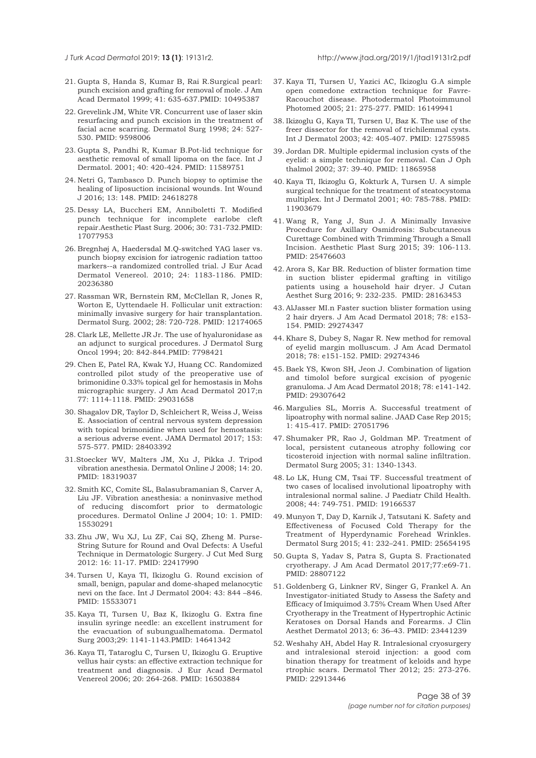21. Gupta S, Handa S, Kumar B, Rai R.Surgical pearl: punch excision and grafting for removal of mole. J Am Acad Dermatol 1999; 41: 635-637.PMID: 10495387

22. Grevelink JM, White VR. Concurrent use of laser skin resurfacing and punch excision in the treatment of facial acne scarring. Dermatol Surg 1998; 24: 527-530. PMID: 9598006

23. Gupta S, Pandhi R, Kumar B.Pot-lid technique for aesthetic removal of small lipoma on the face. Int J Dermatol. 2001; 40: 420-424. PMID: 11589751

24. Netri G, Tambasco D. Punch biopsy to optimise the healing of liposuction incisional wounds. Int Wound J 2016; 13: 148. PMID: 24618278

25. Dessy LA, Buccheri EM, Anniboletti T. Modified punch technique for incomplete earlobe cleft repair.Aesthetic Plast Surg. 2006; 30: 731-732.PMID: 17077953

26. Bregnhøj A, Haedersdal M.Q-switched YAG laser vs. punch biopsy excision for iatrogenic radiation tattoo markers--a randomized controlled trial. J Eur Acad Dermatol Venereol. 2010; 24: 1183-1186. PMID: 20236380

27. Rassman WR, Bernstein RM, McClellan R, Jones R, Worton E, Uyttendaele H. Follicular unit extraction: minimally invasive surgery for hair transplantation. Dermatol Surg. 2002; 28: 720-728. PMID: 12174065

28. Clark LE, Mellette JR Jr. The use of hyaluronidase as an adjunct to surgical procedures. J Dermatol Surg Oncol 1994; 20: 842-844.PMID: 7798421

29. Chen E, Patel RA, Kwak YJ, Huang CC. Randomized controlled pilot study of the preoperative use of brimonidine 0.33% topical gel for hemostasis in Mohs micrographic surgery. J Am Acad Dermatol 2017;n 77: 1114-1118. PMID: 29031658

30. Shagalov DR, Taylor D, Schleichert R, Weiss J, Weiss E. Association of central nervous system depression with topical brimonidine when used for hemostasis: a serious adverse event. JAMA Dermatol 2017; 153: 575-577. PMID: 28403392

31. Stoecker WV, Malters JM, Xu J, Pikka J. Tripod vibration anesthesia. Dermatol Online J 2008; 14: 20. PMID: 18319037

32. Smith KC, Comite SL, Balasubramanian S, Carver A, Liu JF. Vibration anesthesia: a noninvasive method of reducing discomfort prior to dermatologic procedures. Dermatol Online J 2004; 10: 1. PMID: 15530291

33. Zhu JW, Wu XJ, Lu ZF, Cai SQ, Zheng M. Purse-String Suture for Round and Oval Defects: A Useful Technique in Dermatologic Surgery. J Cut Med Surg 2012: 16: 11-17. PMID: 22417990

34. Tursen U, Kaya TI, Ikizoglu G. Round excision of small, benign, papular and dome-shaped melanocytic nevi on the face. Int J Dermatol 2004: 43: 844 –846. PMID: 15533071

35. Kaya TI, Tursen U, Baz K, Ikizoglu G. Extra fine insulin syringe needle: an excellent instrument for the evacuation of subungualhematoma. Dermatol Surg 2003;29: 1141-1143.PMID: 14641342

36. Kaya TI, Tataroglu C, Tursen U, Ikizoglu G. Eruptive vellus hair cysts: an effective extraction technique for treatment and diagnosis. J Eur Acad Dermatol Venereol 2006; 20: 264-268. PMID: 16503884

37. Kaya TI, Tursen U, Yazici AC, Ikizoglu G.A simple open comedone extraction technique for Favre-Racouchot disease. Photodermatol Photoimmunol Photomed 2005; 21: 275-277. PMID: 16149941

38. Ikizoglu G, Kaya TI, Tursen U, Baz K. The use of the freer dissector for the removal of trichilemmal cysts. Int J Dermatol 2003; 42: 405-407. PMID: 12755985

39. Jordan DR. Multiple epidermal inclusion cysts of the eyelid: a simple technique for removal. Can J Oph thalmol 2002; 37: 39-40. PMID: 11865958

40. Kaya TI, Ikizoglu G, Kokturk A, Tursen U. A simple surgical technique for the treatment of steatocystoma multiplex. Int J Dermatol 2001; 40: 785-788. PMID: 11903679

41. Wang R, Yang J, Sun J. A Minimally Invasive Procedure for Axillary Osmidrosis: Subcutaneous Curettage Combined with Trimming Through a Small Incision. Aesthetic Plast Surg 2015; 39: 106-113. PMID: 25476603

42. Arora S, Kar BR. Reduction of blister formation time in suction blister epidermal grafting in vitiligo patients using a household hair dryer. J Cutan Aesthet Surg 2016; 9: 232-235. PMID: 28163453

43. AlJasser MI.n Faster suction blister formation using 2 hair dryers. J Am Acad Dermatol 2018; 78: e153-154. PMID: 29274347

44. Khare S, Dubey S, Nagar R. New method for removal of eyelid margin molluscum. J Am Acad Dermatol 2018; 78: e151-152. PMID: 29274346

45. Baek YS, Kwon SH, Jeon J. Combination of ligation and timolol before surgical excision of pyogenic granuloma. J Am Acad Dermatol 2018; 78: e141-142. PMID: 29307642

46. Margulies SL, Morris A. Successful treatment of lipoatrophy with normal saline. JAAD Case Rep 2015; 1: 415-417. PMID: 27051796

47. Shumaker PR, Rao J, Goldman MP. Treatment of local, persistent cutaneous atrophy following cor ticosteroid injection with normal saline infiltration. Dermatol Surg 2005; 31: 1340-1343.

48. Lo LK, Hung CM, Tsai TF. Successful treatment of two cases of localised involutional lipoatrophy with intralesional normal saline. J Paediatr Child Health. 2008; 44: 749-751. PMID: 19166537

49. Munyon T, Day D, Karnik J, Tatsutani K. Safety and Effectiveness of Focused Cold Therapy for the Treatment of Hyperdynamic Forehead Wrinkles. Dermatol Surg 2015; 41: 232–241. PMID: 25654195

50. Gupta S, Yadav S, Patra S, Gupta S. Fractionated cryotherapy. J Am Acad Dermatol 2017;77:e69-71. PMID: 28807122

51. Goldenberg G, Linkner RV, Singer G, Frankel A. An Investigator-initiated Study to Assess the Safety and Efficacy of Imiquimod 3.75% Cream When Used After Cryotherapy in the Treatment of Hypertrophic Actinic Keratoses on Dorsal Hands and Forearms. J Clin Aesthet Dermatol 2013; 6: 36–43. PMID: 23441239

52. Weshahy AH, Abdel Hay R. Intralesional cryosurgery and intralesional steroid injection: a good com bination therapy for treatment of keloids and hype rtrophic scars. Dermatol Ther 2012; 25: 273-276. PMID: 22913446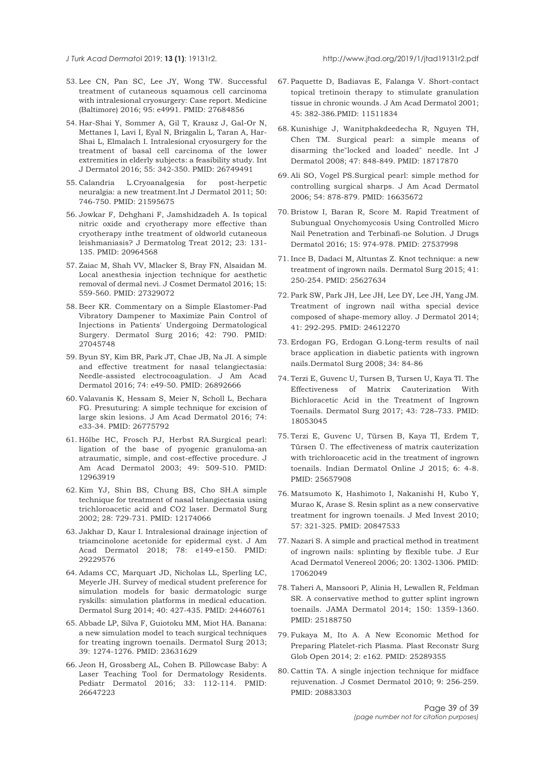53. Lee CN, Pan SC, Lee JY, Wong TW. Successful treatment of cutaneous squamous cell carcinoma with intralesional cryosurgery: Case report. Medicine (Baltimore) 2016; 95: e4991. PMID: 27684856

54. Har-Shai Y, Sommer A, Gil T, Krausz J, Gal-Or N, Mettanes I, Lavi I, Eyal N, Brizgalin L, Taran A, Har-Shai L, Elmalach I. Intralesional cryosurgery for the treatment of basal cell carcinoma of the lower extremities in elderly subjects: a feasibility study. Int J Dermatol 2016; 55: 342-350. PMID: 26749491

55. Calandria L.Cryoanalgesia for post-herpetic neuralgia: a new treatment.Int J Dermatol 2011; 50: 746-750. PMID: 21595675

56. Jowkar F, Dehghani F, Jamshidzadeh A. Is topical nitric oxide and cryotherapy more effective than cryotherapy inthe treatment of oldworld cutaneous leishmaniasis? J Dermatolog Treat 2012; 23: 131-135. PMID: 20964568

57. Zaiac M, Shah VV, Mlacker S, Bray FN, Alsaidan M. Local anesthesia injection technique for aesthetic removal of dermal nevi. J Cosmet Dermatol 2016; 15: 559-560. PMID: 27329072

58. Beer KR. Commentary on a Simple Elastomer-Pad Vibratory Dampener to Maximize Pain Control of Injections in Patients' Undergoing Dermatological Surgery. Dermatol Surg 2016; 42: 790. PMID: 27045748

59. Byun SY, Kim BR, Park JT, Chae JB, Na JI. A simple and effective treatment for nasal telangiectasia: Needle-assisted electrocoagulation. J Am Acad Dermatol 2016; 74: e49-50. PMID: 26892666

60. Valavanis K, Hessam S, Meier N, Scholl L, Bechara FG. Presuturing: A simple technique for excision of large skin lesions. J Am Acad Dermatol 2016; 74: e33-34. PMID: 26775792

61. Hölbe HC, Frosch PJ, Herbst RA.Surgical pearl: ligation of the base of pyogenic granuloma-an atraumatic, simple, and cost-effective procedure. J Am Acad Dermatol 2003; 49: 509-510. PMID: 12963919

62. Kim YJ, Shin BS, Chung BS, Cho SH.A simple technique for treatment of nasal telangiectasia using trichloroacetic acid and CO2 laser. Dermatol Surg 2002; 28: 729-731. PMID: 12174066

63. Jakhar D, Kaur I. Intralesional drainage injection of triamcinolone acetonide for epidermal cyst. J Am Acad Dermatol 2018; 78: e149-e150. PMID: 29229576

64. Adams CC, Marquart JD, Nicholas LL, Sperling LC, Meyerle JH. Survey of medical student preference for simulation models for basic dermatologic surge ryskills: simulation platforms in medical education. Dermatol Surg 2014; 40: 427-435. PMID: 24460761

65. Abbade LP, Silva F, Guiotoku MM, Miot HA. Banana: a new simulation model to teach surgical techniques for treating ingrown toenails. Dermatol Surg 2013; 39: 1274-1276. PMID: 23631629

66. Jeon H, Grossberg AL, Cohen B. Pillowcase Baby: A Laser Teaching Tool for Dermatology Residents. Pediatr Dermatol 2016; 33: 112-114. PMID: 26647223

67. Paquette D, Badiavas E, Falanga V. Short-contact topical tretinoin therapy to stimulate granulation tissue in chronic wounds. J Am Acad Dermatol 2001; 45: 382-386.PMID: 11511834

68. Kunishige J, Wanitphakdeedecha R, Nguyen TH, Chen TM. Surgical pearl: a simple means of disarming the"locked and loaded" needle. Int J Dermatol 2008; 47: 848-849. PMID: 18717870

69. Ali SO, Vogel PS.Surgical pearl: simple method for controlling surgical sharps. J Am Acad Dermatol 2006; 54: 878-879. PMID: 16635672

70. Bristow I, Baran R, Score M. Rapid Treatment of Subungual Onychomycosis Using Controlled Micro Nail Penetration and Terbinafi-ne Solution. J Drugs Dermatol 2016; 15: 974-978. PMID: 27537998

71. Ince B, Dadaci M, Altuntas Z. Knot technique: a new treatment of ingrown nails. Dermatol Surg 2015; 41: 250-254. PMID: 25627634

72. Park SW, Park JH, Lee JH, Lee DY, Lee JH, Yang JM. Treatment of ingrown nail witha special device composed of shape-memory alloy. J Dermatol 2014; 41: 292-295. PMID: 24612270

73. Erdogan FG, Erdogan G.Long-term results of nail brace application in diabetic patients with ingrown nails.Dermatol Surg 2008; 34: 84-86

74. Terzi E, Guvenc U, Tursen B, Tursen U, Kaya TI. The Effectiveness of Matrix Cauterization With Bichloracetic Acid in the Treatment of Ingrown Toenails. Dermatol Surg 2017; 43: 728–733. PMID: 18053045

75. Terzi E, Guvenc U, Türsen B, Kaya Tİ, Erdem T, Türsen Ü. The effectiveness of matrix cauterization with trichloroacetic acid in the treatment of ingrown toenails. Indian Dermatol Online J 2015; 6: 4-8. PMID: 25657908

76. Matsumoto K, Hashimoto I, Nakanishi H, Kubo Y, Murao K, Arase S. Resin splint as a new conservative treatment for ingrown toenails. J Med Invest 2010; 57: 321-325. PMID: 20847533

77. Nazari S. A simple and practical method in treatment of ingrown nails: splinting by flexible tube. J Eur Acad Dermatol Venereol 2006; 20: 1302-1306. PMID: 17062049

78. Taheri A, Mansoori P, Alinia H, Lewallen R, Feldman SR. A conservative method to gutter splint ingrown toenails. JAMA Dermatol 2014; 150: 1359-1360. PMID: 25188750

79. Fukaya M, Ito A. A New Economic Method for Preparing Platelet-rich Plasma. Plast Reconstr Surg Glob Open 2014; 2: e162. PMID: 25289355

80. Cattin TA. A single injection technique for midface rejuvenation. J Cosmet Dermatol 2010; 9: 256-259. PMID: 20883303